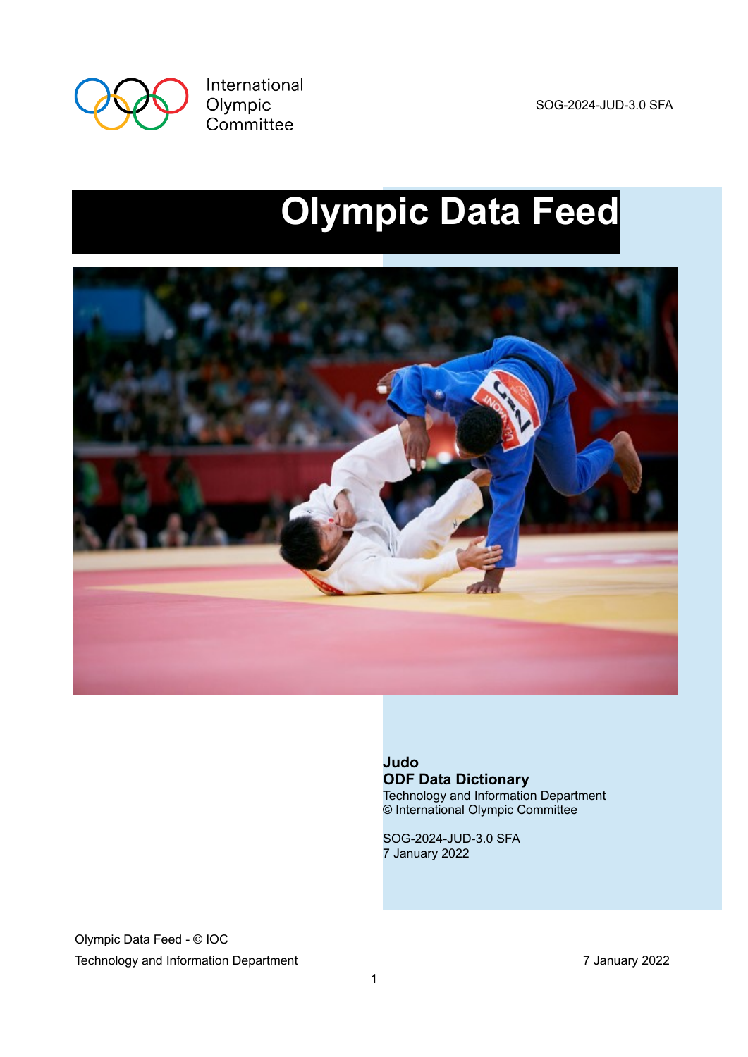International Olympic Committee

SOG-2024-JUD-3.0 SFA

# Olympic Data Feed

**Judo**
**ODF Data Dictionary**
Technology and Information Department
© International Olympic Committee

SOG-2024-JUD-3.0 SFA
7 January 2022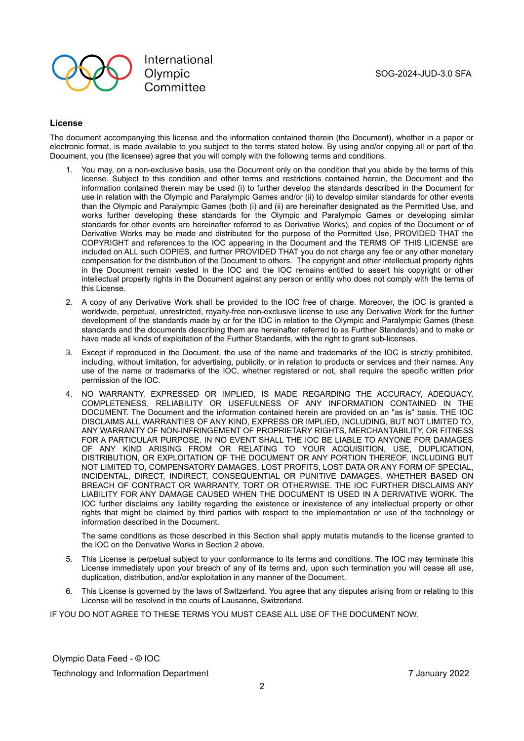## License

The document accompanying this license and the information contained therein (the Document), whether in a paper or electronic format, is made available to you subject to the terms stated below. By using and/or copying all or part of the Document, you (the licensee) agree that you will comply with the following terms and conditions.

1. You may, on a non-exclusive basis, use the Document only on the condition that you abide by the terms of this license. Subject to this condition and other terms and restrictions contained herein, the Document and the information contained therein may be used (i) to further develop the standards described in the Document for use in relation with the Olympic and Paralympic Games and/or (ii) to develop similar standards for other events than the Olympic and Paralympic Games (both (i) and (ii) are hereinafter designated as the Permitted Use, and works further developing these standards for the Olympic and Paralympic Games or developing similar standards for other events are hereinafter referred to as Derivative Works), and copies of the Document or of Derivative Works may be made and distributed for the purpose of the Permitted Use, PROVIDED THAT the COPYRIGHT and references to the IOC appearing in the Document and the TERMS OF THIS LICENSE are included on ALL such COPIES, and further PROVIDED THAT you do not charge any fee or any other monetary compensation for the distribution of the Document to others. The copyright and other intellectual property rights in the Document remain vested in the IOC and the IOC remains entitled to assert his copyright or other intellectual property rights in the Document against any person or entity who does not comply with the terms of this License.

2. A copy of any Derivative Work shall be provided to the IOC free of charge. Moreover, the IOC is granted a worldwide, perpetual, unrestricted, royalty-free non-exclusive license to use any Derivative Work for the further development of the standards made by or for the IOC in relation to the Olympic and Paralympic Games (these standards and the documents describing them are hereinafter referred to as Further Standards) and to make or have made all kinds of exploitation of the Further Standards, with the right to grant sub-licenses.

3. Except if reproduced in the Document, the use of the name and trademarks of the IOC is strictly prohibited, including, without limitation, for advertising, publicity, or in relation to products or services and their names. Any use of the name or trademarks of the IOC, whether registered or not, shall require the specific written prior permission of the IOC.

4. NO WARRANTY, EXPRESSED OR IMPLIED, IS MADE REGARDING THE ACCURACY, ADEQUACY, COMPLETENESS, RELIABILITY OR USEFULNESS OF ANY INFORMATION CONTAINED IN THE DOCUMENT. The Document and the information contained herein are provided on an "as is" basis. THE IOC DISCLAIMS ALL WARRANTIES OF ANY KIND, EXPRESS OR IMPLIED, INCLUDING, BUT NOT LIMITED TO, ANY WARRANTY OF NON-INFRINGEMENT OF PROPRIETARY RIGHTS, MERCHANTABILITY, OR FITNESS FOR A PARTICULAR PURPOSE. IN NO EVENT SHALL THE IOC BE LIABLE TO ANYONE FOR DAMAGES OF ANY KIND ARISING FROM OR RELATING TO YOUR ACQUISITION, USE, DUPLICATION, DISTRIBUTION, OR EXPLOITATION OF THE DOCUMENT OR ANY PORTION THEREOF, INCLUDING BUT NOT LIMITED TO, COMPENSATORY DAMAGES, LOST PROFITS, LOST DATA OR ANY FORM OF SPECIAL, INCIDENTAL, DIRECT, INDIRECT, CONSEQUENTIAL OR PUNITIVE DAMAGES, WHETHER BASED ON BREACH OF CONTRACT OR WARRANTY, TORT OR OTHERWISE. THE IOC FURTHER DISCLAIMS ANY LIABILITY FOR ANY DAMAGE CAUSED WHEN THE DOCUMENT IS USED IN A DERIVATIVE WORK. The IOC further disclaims any liability regarding the existence or inexistence of any intellectual property or other rights that might be claimed by third parties with respect to the implementation or use of the technology or information described in the Document.

   The same conditions as those described in this Section shall apply mutatis mutandis to the license granted to the IOC on the Derivative Works in Section 2 above.

5. This License is perpetual subject to your conformance to its terms and conditions. The IOC may terminate this License immediately upon your breach of any of its terms and, upon such termination you will cease all use, duplication, distribution, and/or exploitation in any manner of the Document.

6. This License is governed by the laws of Switzerland. You agree that any disputes arising from or relating to this License will be resolved in the courts of Lausanne, Switzerland.

IF YOU DO NOT AGREE TO THESE TERMS YOU MUST CEASE ALL USE OF THE DOCUMENT NOW.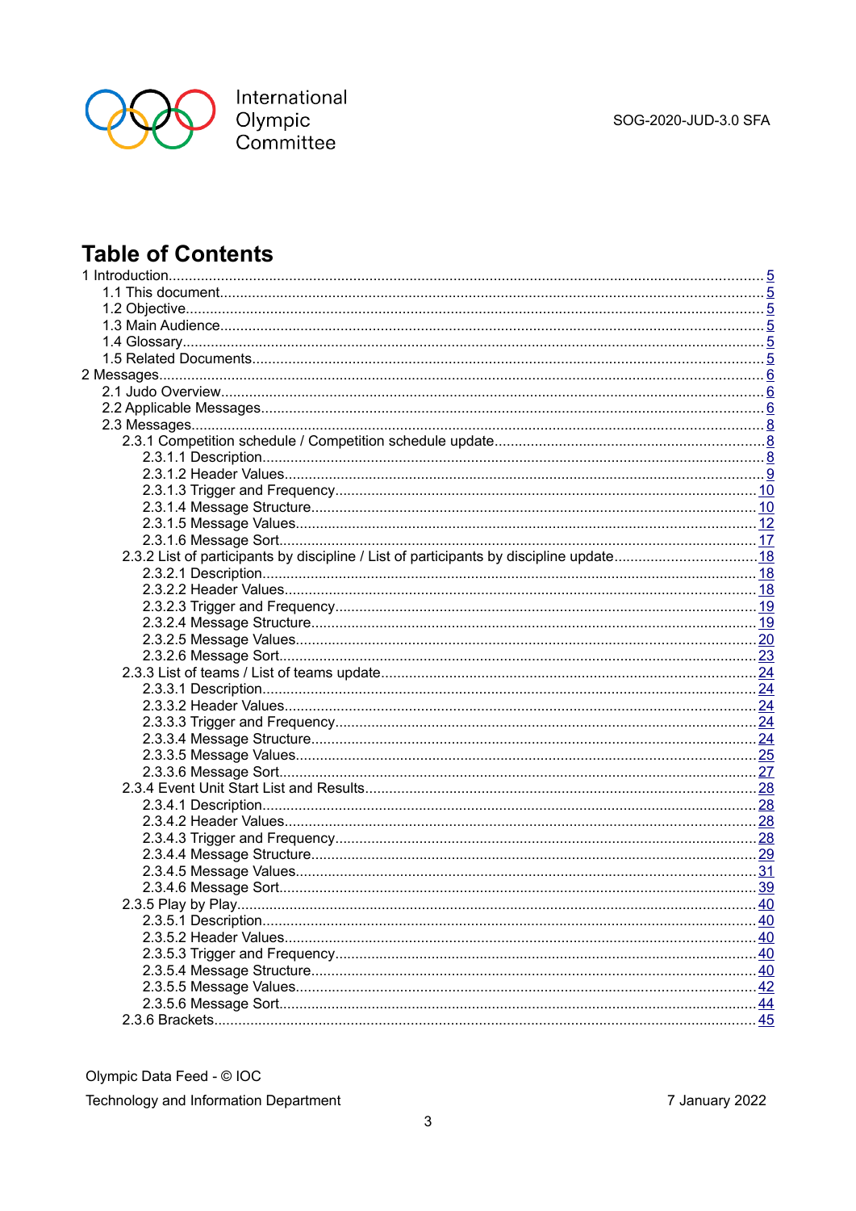# Table of Contents

1 Introduction ..... 5
- 1.1 This document ..... 5
- 1.2 Objective ..... 5
- 1.3 Main Audience ..... 5
- 1.4 Glossary ..... 5
- 1.5 Related Documents ..... 5

2 Messages ..... 6
- 2.1 Judo Overview ..... 6
- 2.2 Applicable Messages ..... 6
- 2.3 Messages ..... 8
  - 2.3.1 Competition schedule / Competition schedule update ..... 8
    - 2.3.1.1 Description ..... 8
    - 2.3.1.2 Header Values ..... 9
    - 2.3.1.3 Trigger and Frequency ..... 10
    - 2.3.1.4 Message Structure ..... 10
    - 2.3.1.5 Message Values ..... 12
    - 2.3.1.6 Message Sort ..... 17
  - 2.3.2 List of participants by discipline / List of participants by discipline update ..... 18
    - 2.3.2.1 Description ..... 18
    - 2.3.2.2 Header Values ..... 18
    - 2.3.2.3 Trigger and Frequency ..... 19
    - 2.3.2.4 Message Structure ..... 19
    - 2.3.2.5 Message Values ..... 20
    - 2.3.2.6 Message Sort ..... 23
  - 2.3.3 List of teams / List of teams update ..... 24
    - 2.3.3.1 Description ..... 24
    - 2.3.3.2 Header Values ..... 24
    - 2.3.3.3 Trigger and Frequency ..... 24
    - 2.3.3.4 Message Structure ..... 24
    - 2.3.3.5 Message Values ..... 25
    - 2.3.3.6 Message Sort ..... 27
  - 2.3.4 Event Unit Start List and Results ..... 28
    - 2.3.4.1 Description ..... 28
    - 2.3.4.2 Header Values ..... 28
    - 2.3.4.3 Trigger and Frequency ..... 28
    - 2.3.4.4 Message Structure ..... 29
    - 2.3.4.5 Message Values ..... 31
    - 2.3.4.6 Message Sort ..... 39
  - 2.3.5 Play by Play ..... 40
    - 2.3.5.1 Description ..... 40
    - 2.3.5.2 Header Values ..... 40
    - 2.3.5.3 Trigger and Frequency ..... 40
    - 2.3.5.4 Message Structure ..... 40
    - 2.3.5.5 Message Values ..... 42
    - 2.3.5.6 Message Sort ..... 44
  - 2.3.6 Brackets ..... 45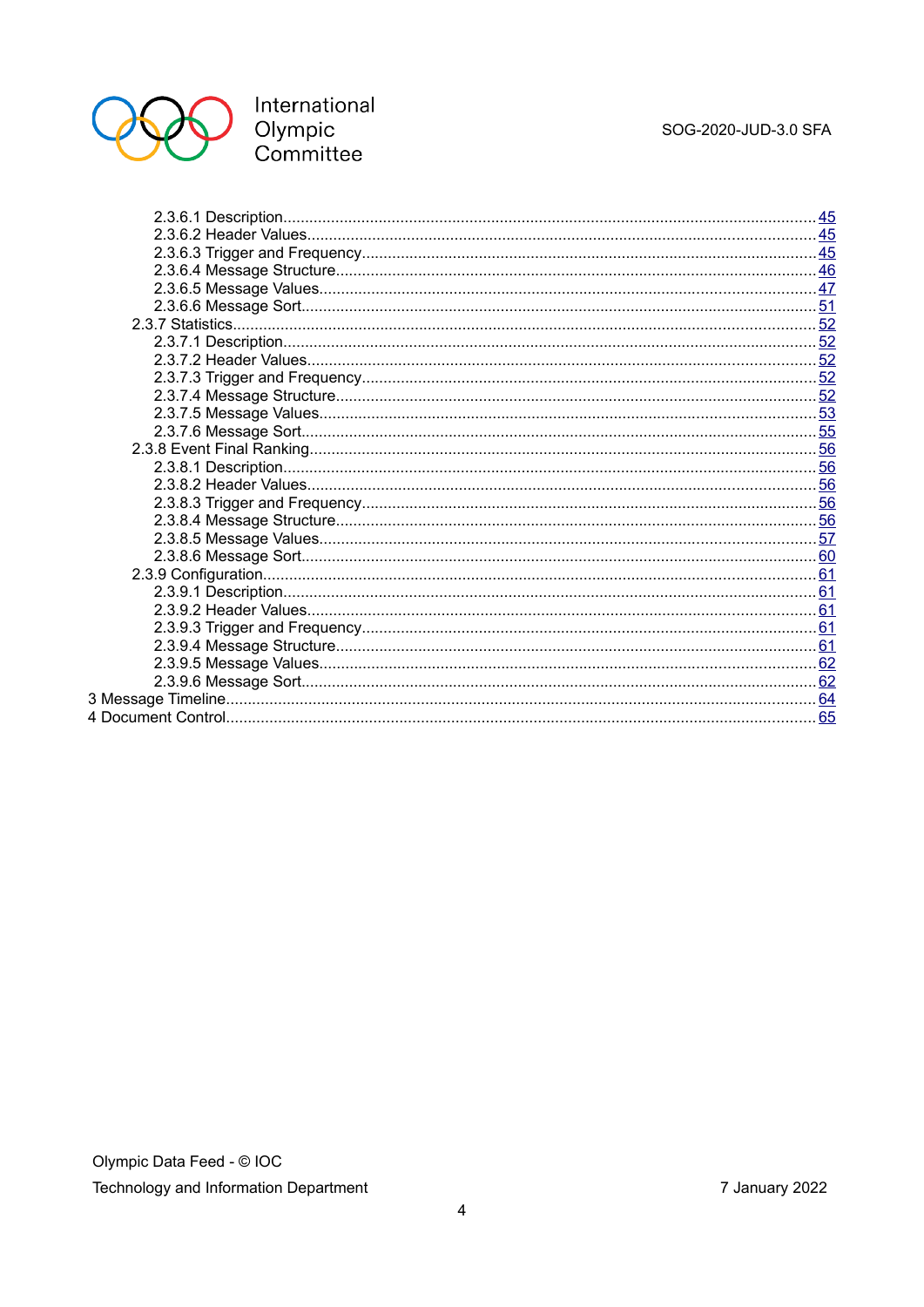- 2.3.6.1 Description ... 45
- 2.3.6.2 Header Values ... 45
- 2.3.6.3 Trigger and Frequency ... 45
- 2.3.6.4 Message Structure ... 46
- 2.3.6.5 Message Values ... 47
- 2.3.6.6 Message Sort ... 51
- 2.3.7 Statistics ... 52
  - 2.3.7.1 Description ... 52
  - 2.3.7.2 Header Values ... 52
  - 2.3.7.3 Trigger and Frequency ... 52
  - 2.3.7.4 Message Structure ... 52
  - 2.3.7.5 Message Values ... 53
  - 2.3.7.6 Message Sort ... 55
- 2.3.8 Event Final Ranking ... 56
  - 2.3.8.1 Description ... 56
  - 2.3.8.2 Header Values ... 56
  - 2.3.8.3 Trigger and Frequency ... 56
  - 2.3.8.4 Message Structure ... 56
  - 2.3.8.5 Message Values ... 57
  - 2.3.8.6 Message Sort ... 60
- 2.3.9 Configuration ... 61
  - 2.3.9.1 Description ... 61
  - 2.3.9.2 Header Values ... 61
  - 2.3.9.3 Trigger and Frequency ... 61
  - 2.3.9.4 Message Structure ... 61
  - 2.3.9.5 Message Values ... 62
  - 2.3.9.6 Message Sort ... 62
- 3 Message Timeline ... 64
- 4 Document Control ... 65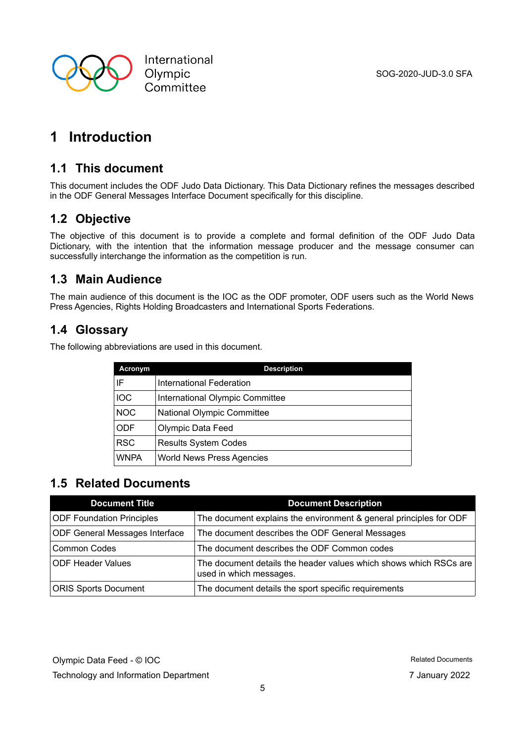# 1 Introduction

## 1.1 This document

This document includes the ODF Judo Data Dictionary. This Data Dictionary refines the messages described in the ODF General Messages Interface Document specifically for this discipline.

## 1.2 Objective

The objective of this document is to provide a complete and formal definition of the ODF Judo Data Dictionary, with the intention that the information message producer and the message consumer can successfully interchange the information as the competition is run.

## 1.3 Main Audience

The main audience of this document is the IOC as the ODF promoter, ODF users such as the World News Press Agencies, Rights Holding Broadcasters and International Sports Federations.

## 1.4 Glossary

The following abbreviations are used in this document.

| Acronym | Description |
|---|---|
| IF | International Federation |
| IOC | International Olympic Committee |
| NOC | National Olympic Committee |
| ODF | Olympic Data Feed |
| RSC | Results System Codes |
| WNPA | World News Press Agencies |

## 1.5 Related Documents

| Document Title | Document Description |
|---|---|
| ODF Foundation Principles | The document explains the environment & general principles for ODF |
| ODF General Messages Interface | The document describes the ODF General Messages |
| Common Codes | The document describes the ODF Common codes |
| ODF Header Values | The document details the header values which shows which RSCs are used in which messages. |
| ORIS Sports Document | The document details the sport specific requirements |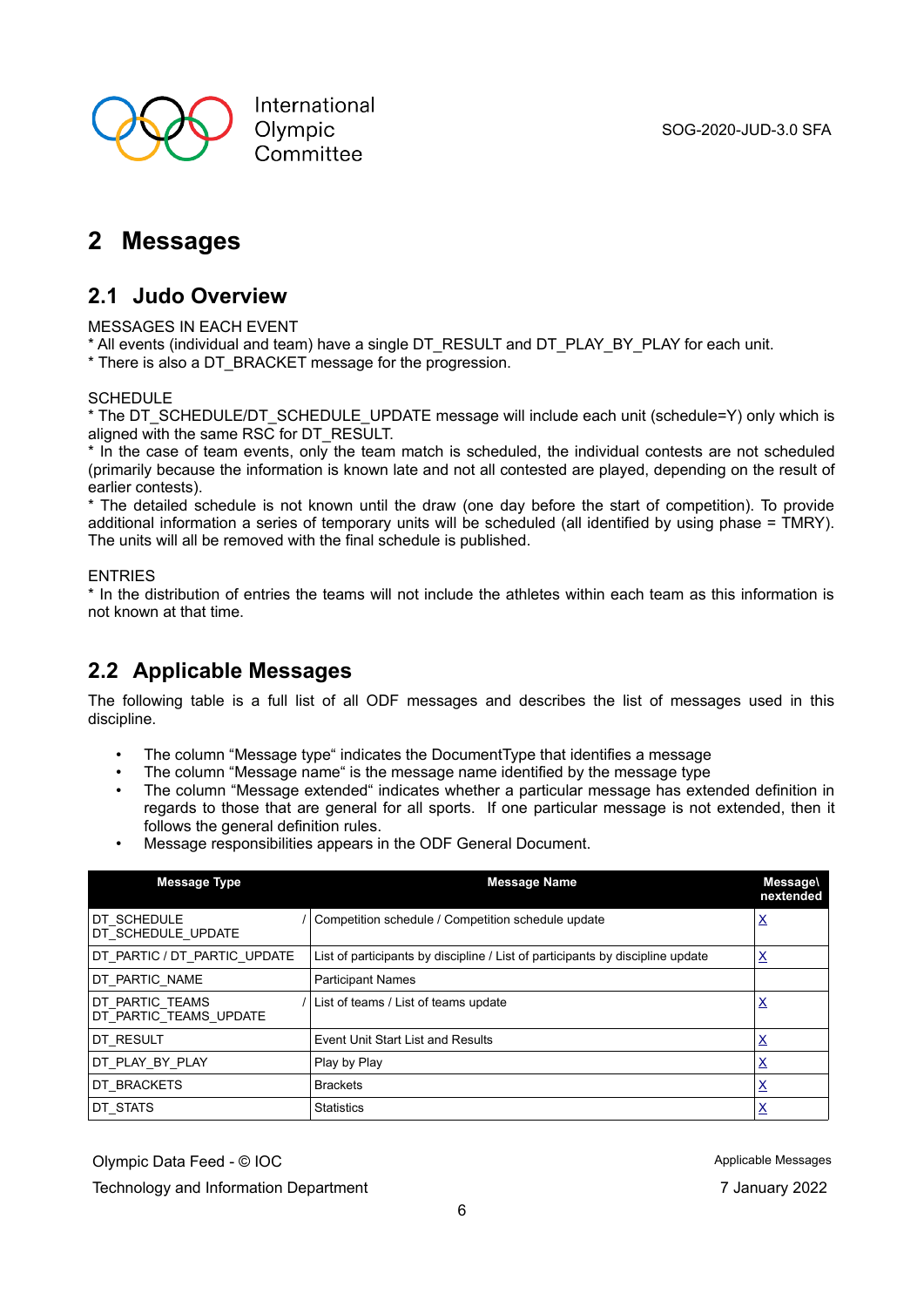# 2 Messages

## 2.1 Judo Overview

MESSAGES IN EACH EVENT

* All events (individual and team) have a single DT_RESULT and DT_PLAY_BY_PLAY for each unit.
* There is also a DT_BRACKET message for the progression.

SCHEDULE

* The DT_SCHEDULE/DT_SCHEDULE_UPDATE message will include each unit (schedule=Y) only which is aligned with the same RSC for DT_RESULT.
* In the case of team events, only the team match is scheduled, the individual contests are not scheduled (primarily because the information is known late and not all contested are played, depending on the result of earlier contests).
* The detailed schedule is not known until the draw (one day before the start of competition). To provide additional information a series of temporary units will be scheduled (all identified by using phase = TMRY). The units will all be removed with the final schedule is published.

ENTRIES

* In the distribution of entries the teams will not include the athletes within each team as this information is not known at that time.

## 2.2 Applicable Messages

The following table is a full list of all ODF messages and describes the list of messages used in this discipline.

- The column “Message type“ indicates the DocumentType that identifies a message
- The column “Message name“ is the message name identified by the message type
- The column “Message extended“ indicates whether a particular message has extended definition in regards to those that are general for all sports. If one particular message is not extended, then it follows the general definition rules.
- Message responsibilities appears in the ODF General Document.

| Message Type | Message Name | Message\ nextended |
|---|---|---|
| DT_SCHEDULE / DT_SCHEDULE_UPDATE | Competition schedule / Competition schedule update | X |
| DT_PARTIC / DT_PARTIC_UPDATE | List of participants by discipline / List of participants by discipline update | X |
| DT_PARTIC_NAME | Participant Names | |
| DT_PARTIC_TEAMS / DT_PARTIC_TEAMS_UPDATE | List of teams / List of teams update | X |
| DT_RESULT | Event Unit Start List and Results | X |
| DT_PLAY_BY_PLAY | Play by Play | X |
| DT_BRACKETS | Brackets | X |
| DT_STATS | Statistics | X |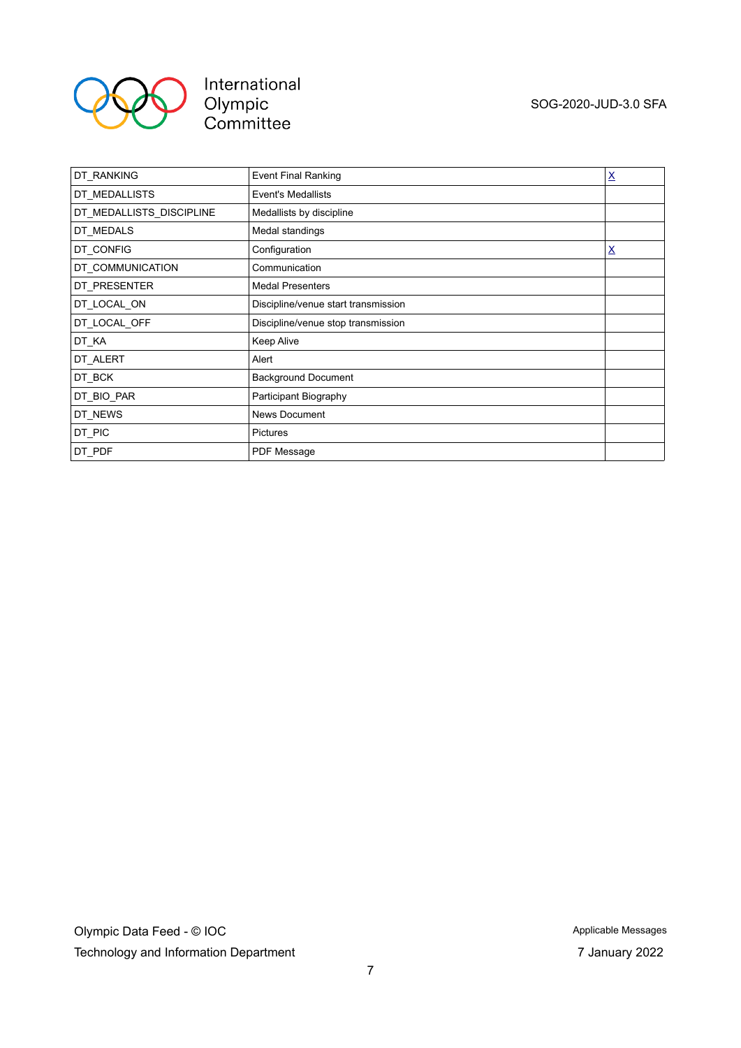| DT_RANKING | Event Final Ranking | X |
|---|---|---|
| DT_MEDALLISTS | Event's Medallists | |
| DT_MEDALLISTS_DISCIPLINE | Medallists by discipline | |
| DT_MEDALS | Medal standings | |
| DT_CONFIG | Configuration | X |
| DT_COMMUNICATION | Communication | |
| DT_PRESENTER | Medal Presenters | |
| DT_LOCAL_ON | Discipline/venue start transmission | |
| DT_LOCAL_OFF | Discipline/venue stop transmission | |
| DT_KA | Keep Alive | |
| DT_ALERT | Alert | |
| DT_BCK | Background Document | |
| DT_BIO_PAR | Participant Biography | |
| DT_NEWS | News Document | |
| DT_PIC | Pictures | |
| DT_PDF | PDF Message | |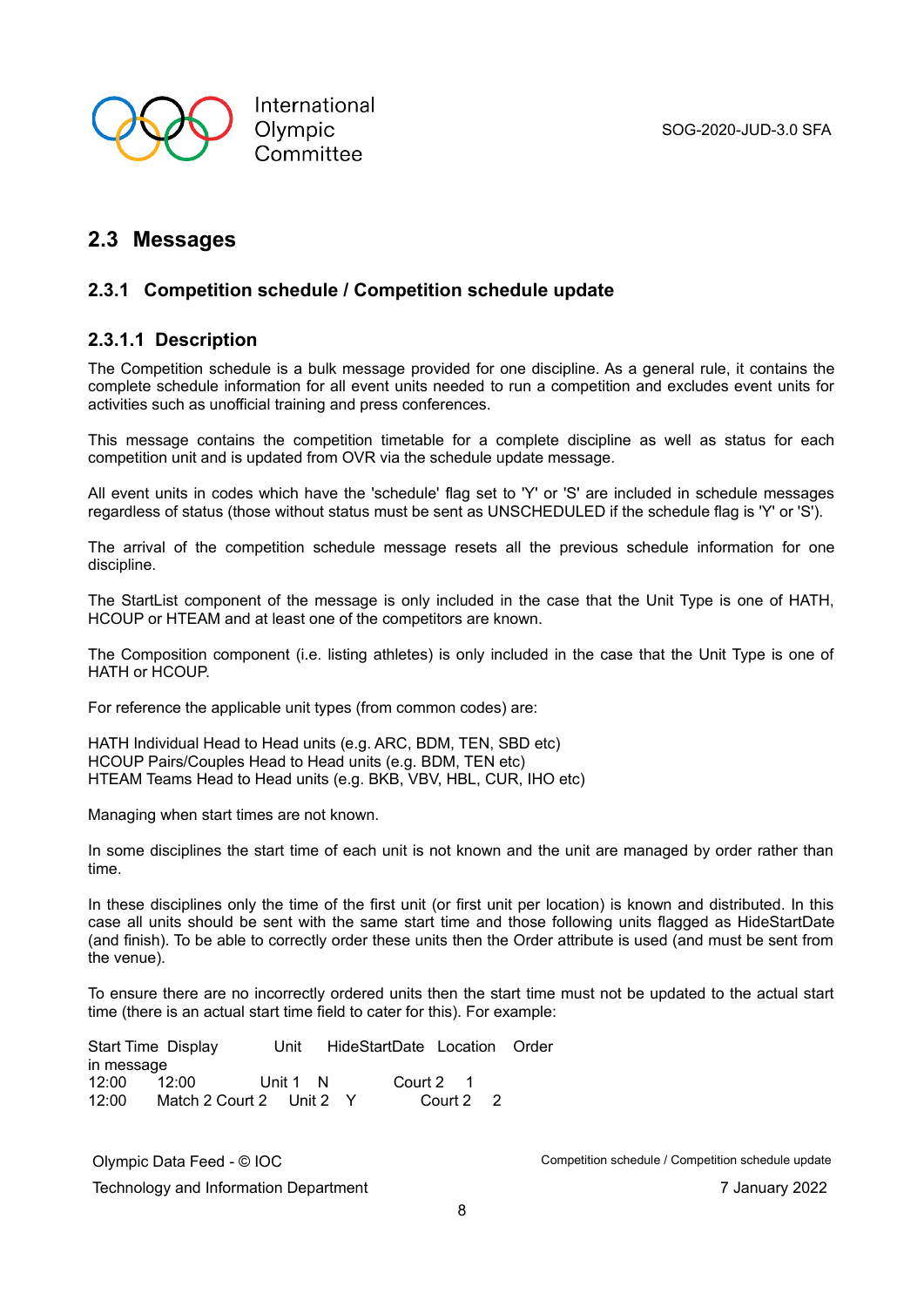## 2.3 Messages

### 2.3.1 Competition schedule / Competition schedule update

#### 2.3.1.1 Description

The Competition schedule is a bulk message provided for one discipline. As a general rule, it contains the complete schedule information for all event units needed to run a competition and excludes event units for activities such as unofficial training and press conferences.

This message contains the competition timetable for a complete discipline as well as status for each competition unit and is updated from OVR via the schedule update message.

All event units in codes which have the 'schedule' flag set to 'Y' or 'S' are included in schedule messages regardless of status (those without status must be sent as UNSCHEDULED if the schedule flag is 'Y' or 'S').

The arrival of the competition schedule message resets all the previous schedule information for one discipline.

The StartList component of the message is only included in the case that the Unit Type is one of HATH, HCOUP or HTEAM and at least one of the competitors are known.

The Composition component (i.e. listing athletes) is only included in the case that the Unit Type is one of HATH or HCOUP.

For reference the applicable unit types (from common codes) are:

HATH Individual Head to Head units (e.g. ARC, BDM, TEN, SBD etc)
HCOUP Pairs/Couples Head to Head units (e.g. BDM, TEN etc)
HTEAM Teams Head to Head units (e.g. BKB, VBV, HBL, CUR, IHO etc)

Managing when start times are not known.

In some disciplines the start time of each unit is not known and the unit are managed by order rather than time.

In these disciplines only the time of the first unit (or first unit per location) is known and distributed. In this case all units should be sent with the same start time and those following units flagged as HideStartDate (and finish). To be able to correctly order these units then the Order attribute is used (and must be sent from the venue).

To ensure there are no incorrectly ordered units then the start time must not be updated to the actual start time (there is an actual start time field to cater for this). For example:

| Start Time in message | Display | Unit | HideStartDate | Location | Order |
|---|---|---|---|---|---|
| 12:00 | 12:00 | Unit 1 | N | Court 2 | 1 |
| 12:00 | Match 2 Court 2 | Unit 2 | Y | Court 2 | 2 |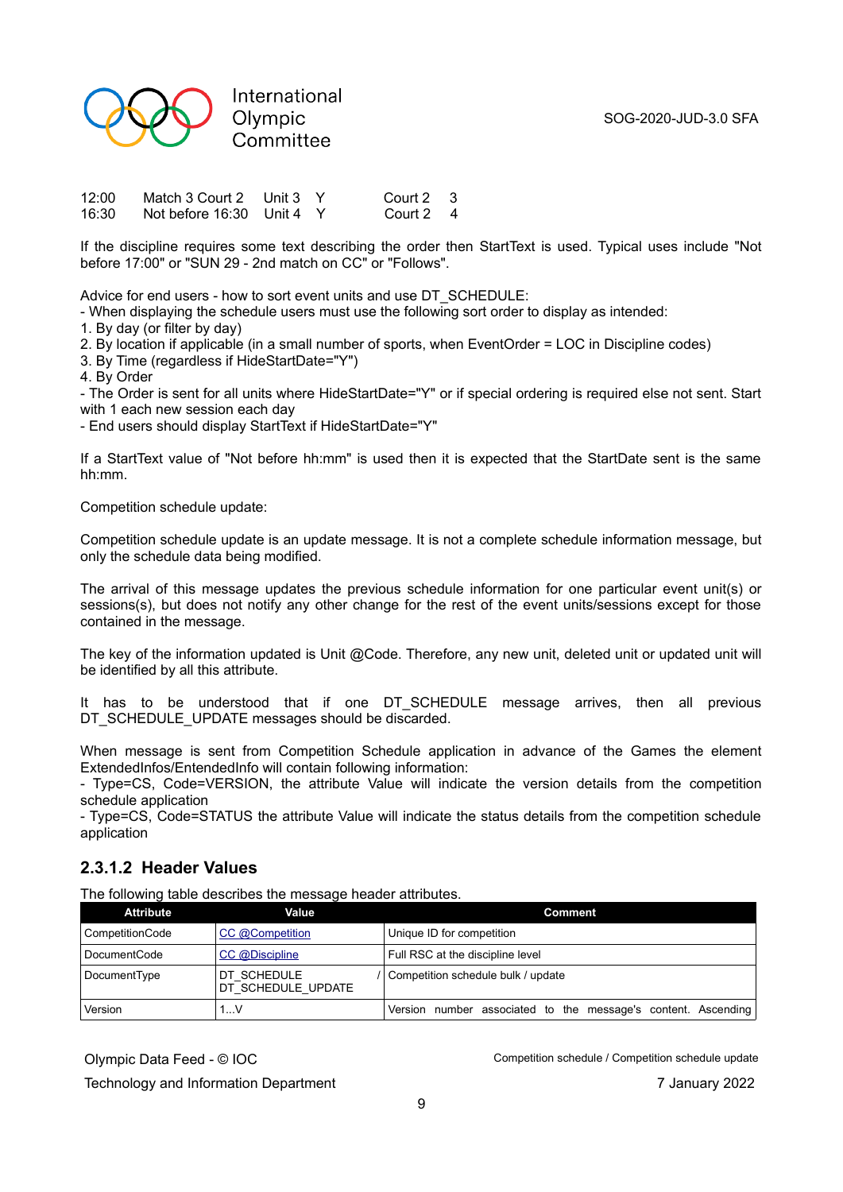| | | | | | |
|---|---|---|---|---|---|
| 12:00 | Match 3 Court 2 | Unit 3 | Y | Court 2 | 3 |
| 16:30 | Not before 16:30 | Unit 4 | Y | Court 2 | 4 |

If the discipline requires some text describing the order then StartText is used. Typical uses include "Not before 17:00" or "SUN 29 - 2nd match on CC" or "Follows".

Advice for end users - how to sort event units and use DT_SCHEDULE:
- When displaying the schedule users must use the following sort order to display as intended:
1. By day (or filter by day)
2. By location if applicable (in a small number of sports, when EventOrder = LOC in Discipline codes)
3. By Time (regardless if HideStartDate="Y")
4. By Order
- The Order is sent for all units where HideStartDate="Y" or if special ordering is required else not sent. Start with 1 each new session each day
- End users should display StartText if HideStartDate="Y"

If a StartText value of "Not before hh:mm" is used then it is expected that the StartDate sent is the same hh:mm.

Competition schedule update:

Competition schedule update is an update message. It is not a complete schedule information message, but only the schedule data being modified.

The arrival of this message updates the previous schedule information for one particular event unit(s) or sessions(s), but does not notify any other change for the rest of the event units/sessions except for those contained in the message.

The key of the information updated is Unit @Code. Therefore, any new unit, deleted unit or updated unit will be identified by all this attribute.

It has to be understood that if one DT_SCHEDULE message arrives, then all previous DT_SCHEDULE_UPDATE messages should be discarded.

When message is sent from Competition Schedule application in advance of the Games the element ExtendedInfos/EntendedInfo will contain following information:
- Type=CS, Code=VERSION, the attribute Value will indicate the version details from the competition schedule application
- Type=CS, Code=STATUS the attribute Value will indicate the status details from the competition schedule application

### 2.3.1.2 Header Values

The following table describes the message header attributes.

| Attribute | Value | Comment |
|---|---|---|
| CompetitionCode | CC @Competition | Unique ID for competition |
| DocumentCode | CC @Discipline | Full RSC at the discipline level |
| DocumentType | DT_SCHEDULE / DT_SCHEDULE_UPDATE | Competition schedule bulk / update |
| Version | 1...V | Version number associated to the message's content. Ascending |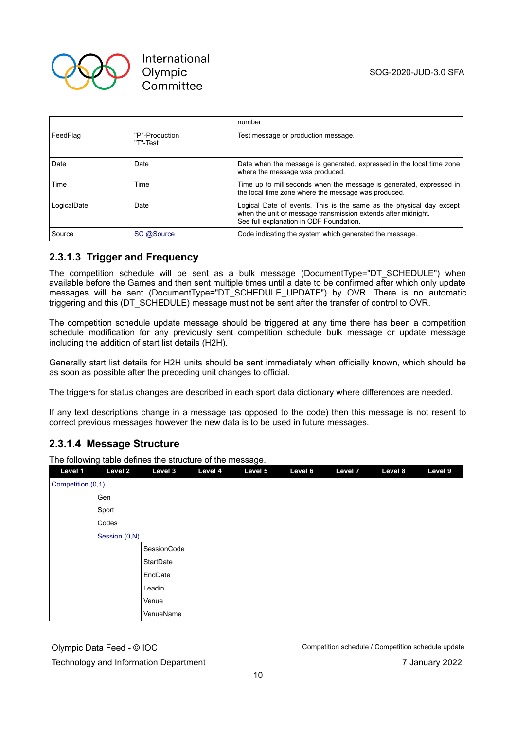| | | number |
|---|---|---|
| FeedFlag | "P"-Production<br>"T"-Test | Test message or production message. |
| Date | Date | Date when the message is generated, expressed in the local time zone where the message was produced. |
| Time | Time | Time up to milliseconds when the message is generated, expressed in the local time zone where the message was produced. |
| LogicalDate | Date | Logical Date of events. This is the same as the physical day except when the unit or message transmission extends after midnight.<br>See full explanation in ODF Foundation. |
| Source | SC @Source | Code indicating the system which generated the message. |

#### 2.3.1.3 Trigger and Frequency

The competition schedule will be sent as a bulk message (DocumentType="DT_SCHEDULE") when available before the Games and then sent multiple times until a date to be confirmed after which only update messages will be sent (DocumentType="DT_SCHEDULE_UPDATE") by OVR. There is no automatic triggering and this (DT_SCHEDULE) message must not be sent after the transfer of control to OVR.

The competition schedule update message should be triggered at any time there has been a competition schedule modification for any previously sent competition schedule bulk message or update message including the addition of start list details (H2H).

Generally start list details for H2H units should be sent immediately when officially known, which should be as soon as possible after the preceding unit changes to official.

The triggers for status changes are described in each sport data dictionary where differences are needed.

If any text descriptions change in a message (as opposed to the code) then this message is not resent to correct previous messages however the new data is to be used in future messages.

#### 2.3.1.4 Message Structure

The following table defines the structure of the message.

| Level 1 | Level 2 | Level 3 | Level 4 | Level 5 | Level 6 | Level 7 | Level 8 | Level 9 |
|---|---|---|---|---|---|---|---|---|
| Competition (0,1) | | | | | | | | |
| | Gen | | | | | | | |
| | Sport | | | | | | | |
| | Codes | | | | | | | |
| | Session (0,N) | | | | | | | |
| | | SessionCode | | | | | | |
| | | StartDate | | | | | | |
| | | EndDate | | | | | | |
| | | Leadin | | | | | | |
| | | Venue | | | | | | |
| | | VenueName | | | | | | |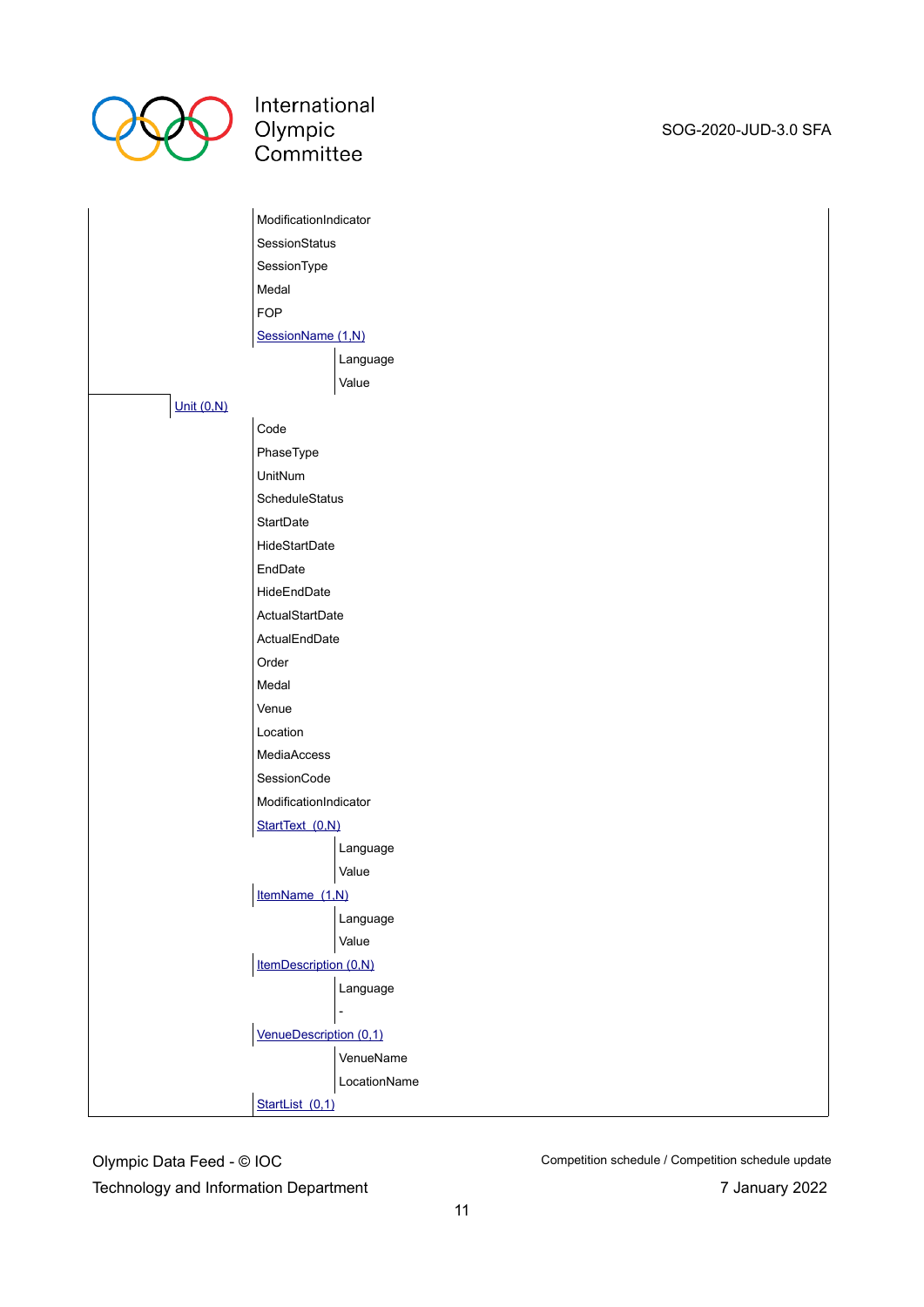- ModificationIndicator
- SessionStatus
- SessionType
- Medal
- FOP
- SessionName (1,N)
  - Language
  - Value

Unit (0,N)

- Code
- PhaseType
- UnitNum
- ScheduleStatus
- StartDate
- HideStartDate
- EndDate
- HideEndDate
- ActualStartDate
- ActualEndDate
- Order
- Medal
- Venue
- Location
- MediaAccess
- SessionCode
- ModificationIndicator
- StartText (0,N)
  - Language
  - Value
- ItemName (1,N)
  - Language
  - Value
- ItemDescription (0,N)
  - Language
  - -
- VenueDescription (0,1)
  - VenueName
  - LocationName
- StartList (0,1)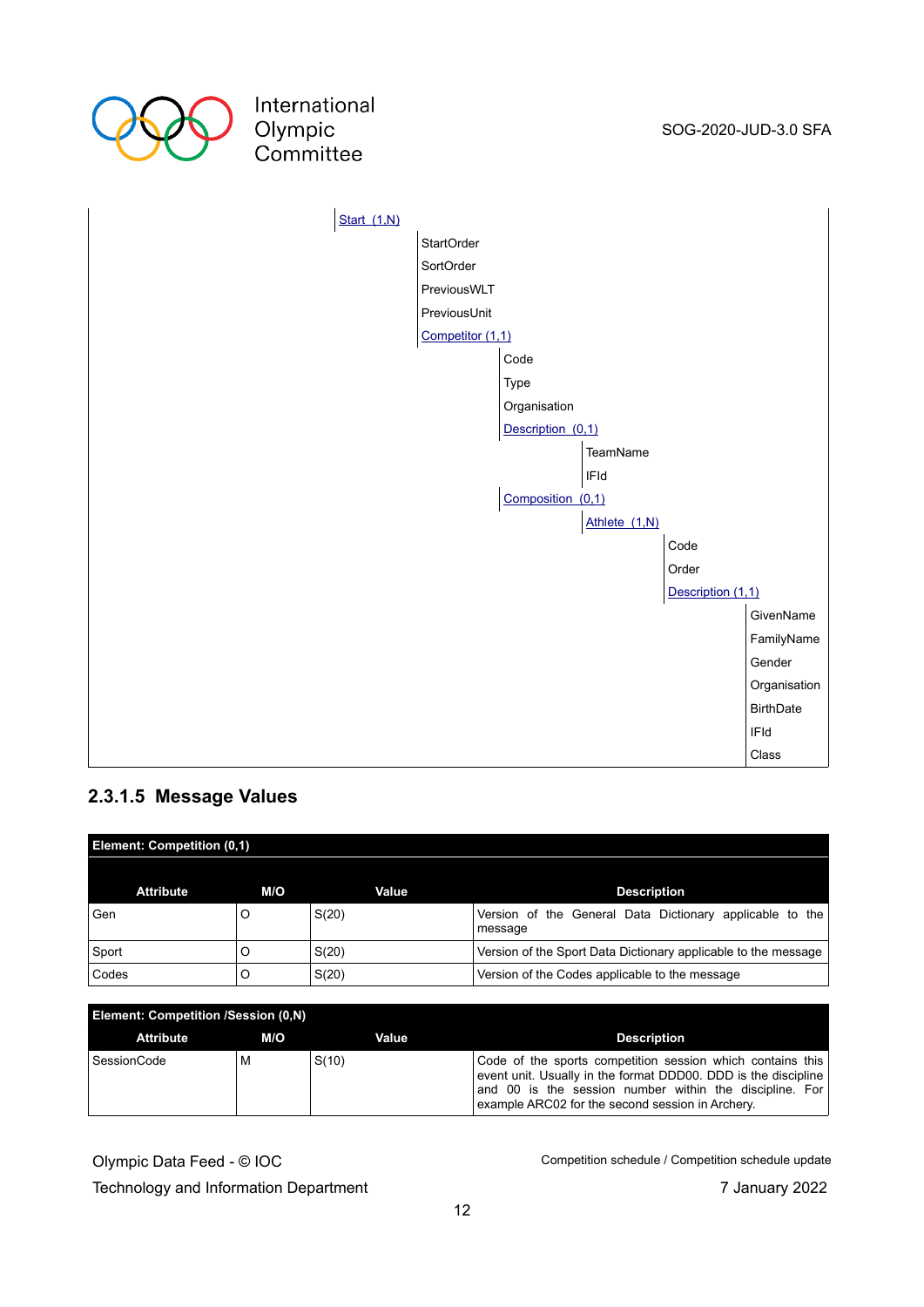- Start (1,N)
  - StartOrder
  - SortOrder
  - PreviousWLT
  - PreviousUnit
  - Competitor (1,1)
    - Code
    - Type
    - Organisation
    - Description (0,1)
      - TeamName
      - IFId
    - Composition (0,1)
      - Athlete (1,N)
        - Code
        - Order
        - Description (1,1)
          - GivenName
          - FamilyName
          - Gender
          - Organisation
          - BirthDate
          - IFId
          - Class

#### 2.3.1.5 Message Values

**Element: Competition (0,1)**

| Attribute | M/O | Value | Description |
|---|---|---|---|
| Gen | O | S(20) | Version of the General Data Dictionary applicable to the message |
| Sport | O | S(20) | Version of the Sport Data Dictionary applicable to the message |
| Codes | O | S(20) | Version of the Codes applicable to the message |

**Element: Competition /Session (0,N)**

| Attribute | M/O | Value | Description |
|---|---|---|---|
| SessionCode | M | S(10) | Code of the sports competition session which contains this event unit. Usually in the format DDD00. DDD is the discipline and 00 is the session number within the discipline. For example ARC02 for the second session in Archery. |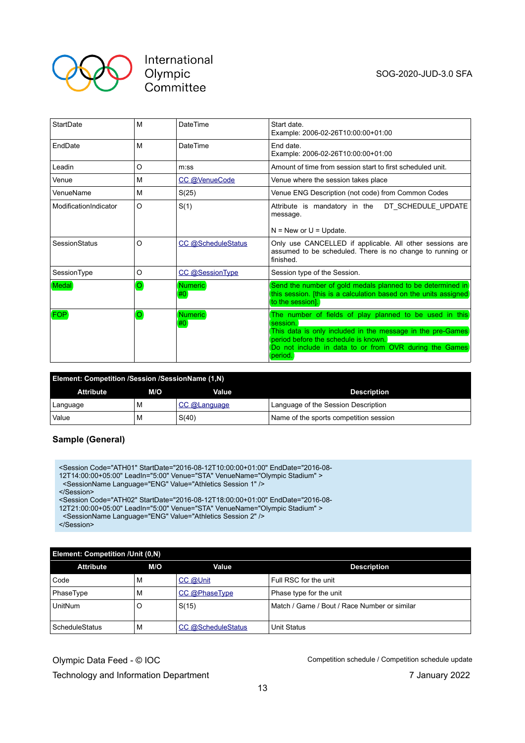| | | | |
|---|---|---|---|
| StartDate | M | DateTime | Start date.<br>Example: 2006-02-26T10:00:00+01:00 |
| EndDate | M | DateTime | End date.<br>Example: 2006-02-26T10:00:00+01:00 |
| Leadin | O | m:ss | Amount of time from session start to first scheduled unit. |
| Venue | M | CC @VenueCode | Venue where the session takes place |
| VenueName | M | S(25) | Venue ENG Description (not code) from Common Codes |
| ModificationIndicator | O | S(1) | Attribute is mandatory in the DT_SCHEDULE_UPDATE message.<br><br>N = New or U = Update. |
| SessionStatus | O | CC @ScheduleStatus | Only use CANCELLED if applicable. All other sessions are assumed to be scheduled. There is no change to running or finished. |
| SessionType | O | CC @SessionType | Session type of the Session. |
| Medal | O | Numeric #0 | Send the number of gold medals planned to be determined in this session. [this is a calculation based on the units assigned to the session]. |
| FOP | O | Numeric #0 | The number of fields of play planned to be used in this session.<br>This data is only included in the message in the pre-Games period before the schedule is known.<br>Do not include in data to or from OVR during the Games period. |

**Element: Competition /Session /SessionName (1,N)**

| Attribute | M/O | Value | Description |
|---|---|---|---|
| Language | M | CC @Language | Language of the Session Description |
| Value | M | S(40) | Name of the sports competition session |

### Sample (General)

```
<Session Code="ATH01" StartDate="2016-08-12T10:00:00+01:00" EndDate="2016-08-
12T14:00:00+05:00" LeadIn="5:00" Venue="STA" VenueName="Olympic Stadium" >
  <SessionName Language="ENG" Value="Athletics Session 1" />
</Session>
<Session Code="ATH02" StartDate="2016-08-12T18:00:00+01:00" EndDate="2016-08-
12T21:00:00+05:00" LeadIn="5:00" Venue="STA" VenueName="Olympic Stadium" >
  <SessionName Language="ENG" Value="Athletics Session 2" />
</Session>
```

**Element: Competition /Unit (0,N)**

| Attribute | M/O | Value | Description |
|---|---|---|---|
| Code | M | CC @Unit | Full RSC for the unit |
| PhaseType | M | CC @PhaseType | Phase type for the unit |
| UnitNum | O | S(15) | Match / Game / Bout / Race Number or similar |
| ScheduleStatus | M | CC @ScheduleStatus | Unit Status |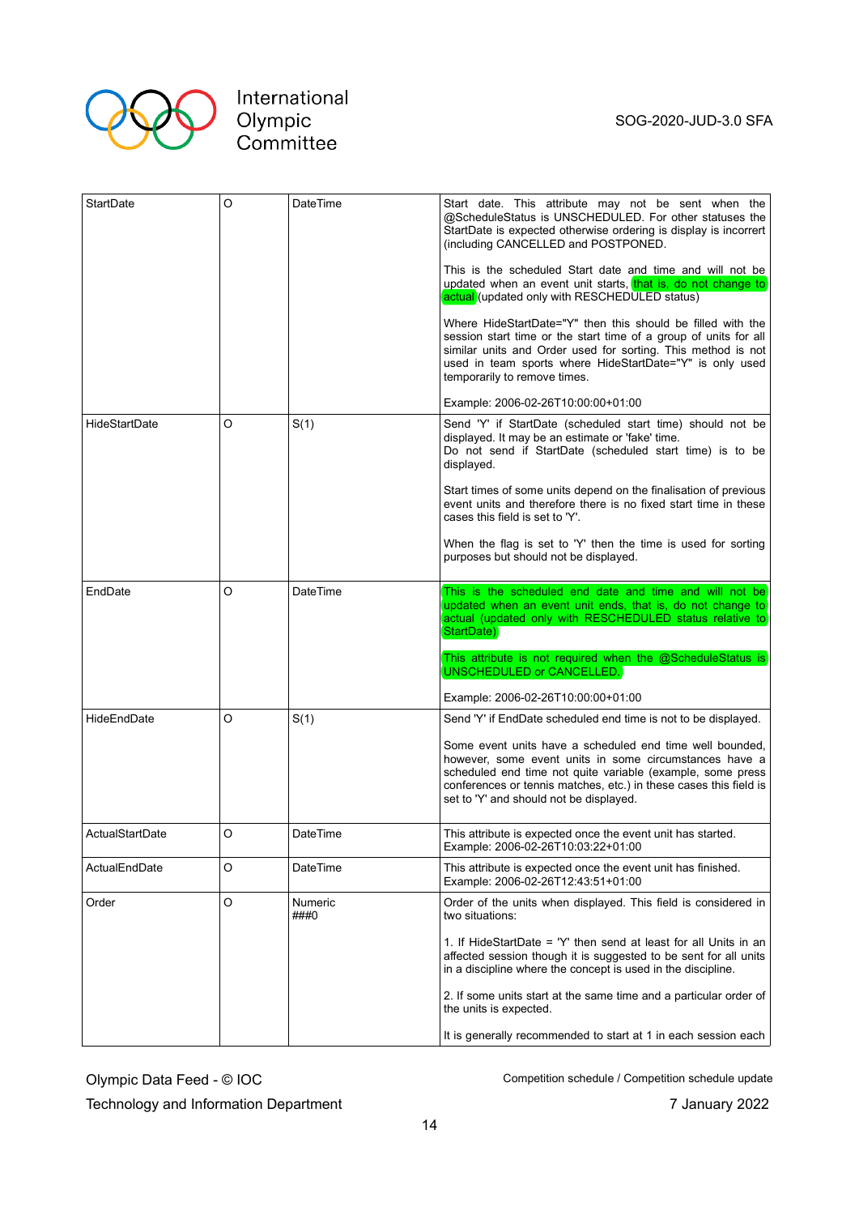| StartDate | O | DateTime | Start date. This attribute may not be sent when the @ScheduleStatus is UNSCHEDULED. For other statuses the StartDate is expected otherwise ordering is display is incorrect (including CANCELLED and POSTPONED.<br><br>This is the scheduled Start date and time and will not be updated when an event unit starts, that is, do not change to actual (updated only with RESCHEDULED status)<br><br>Where HideStartDate="Y" then this should be filled with the session start time or the start time of a group of units for all similar units and Order used for sorting. This method is not used in team sports where HideStartDate="Y" is only used temporarily to remove times.<br><br>Example: 2006-02-26T10:00:00+01:00 |
|---|---|---|---|
| HideStartDate | O | S(1) | Send 'Y' if StartDate (scheduled start time) should not be displayed. It may be an estimate or 'fake' time.<br>Do not send if StartDate (scheduled start time) is to be displayed.<br><br>Start times of some units depend on the finalisation of previous event units and therefore there is no fixed start time in these cases this field is set to 'Y'.<br><br>When the flag is set to 'Y' then the time is used for sorting purposes but should not be displayed. |
| EndDate | O | DateTime | This is the scheduled end date and time and will not be updated when an event unit ends, that is, do not change to actual (updated only with RESCHEDULED status relative to StartDate)<br><br>This attribute is not required when the @ScheduleStatus is UNSCHEDULED or CANCELLED.<br><br>Example: 2006-02-26T10:00:00+01:00 |
| HideEndDate | O | S(1) | Send 'Y' if EndDate scheduled end time is not to be displayed.<br><br>Some event units have a scheduled end time well bounded, however, some event units in some circumstances have a scheduled end time not quite variable (example, some press conferences or tennis matches, etc.) in these cases this field is set to 'Y' and should not be displayed. |
| ActualStartDate | O | DateTime | This attribute is expected once the event unit has started.<br>Example: 2006-02-26T10:03:22+01:00 |
| ActualEndDate | O | DateTime | This attribute is expected once the event unit has finished.<br>Example: 2006-02-26T12:43:51+01:00 |
| Order | O | Numeric ###0 | Order of the units when displayed. This field is considered in two situations:<br><br>1. If HideStartDate = 'Y' then send at least for all Units in an affected session though it is suggested to be sent for all units in a discipline where the concept is used in the discipline.<br><br>2. If some units start at the same time and a particular order of the units is expected.<br><br>It is generally recommended to start at 1 in each session each |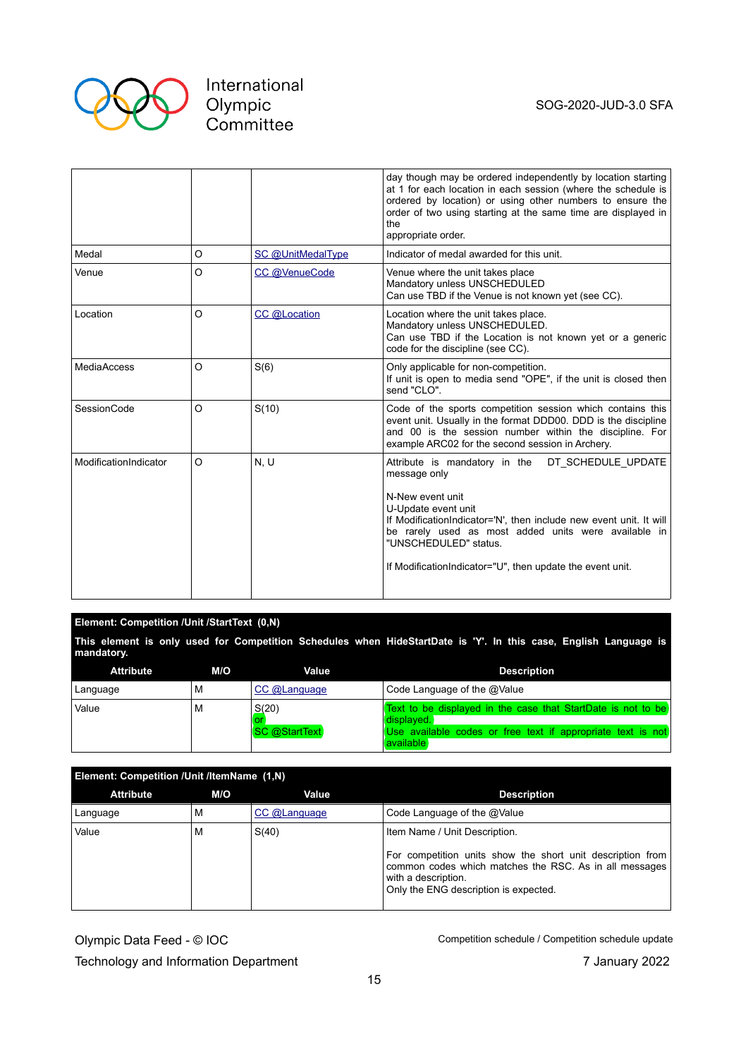| | | | day though may be ordered independently by location starting at 1 for each location in each session (where the schedule is ordered by location) or using other numbers to ensure the order of two using starting at the same time are displayed in the<br>appropriate order. |
|---|---|---|---|
| Medal | O | SC @UnitMedalType | Indicator of medal awarded for this unit. |
| Venue | O | CC @VenueCode | Venue where the unit takes place<br>Mandatory unless UNSCHEDULED<br>Can use TBD if the Venue is not known yet (see CC). |
| Location | O | CC @Location | Location where the unit takes place.<br>Mandatory unless UNSCHEDULED.<br>Can use TBD if the Location is not known yet or a generic code for the discipline (see CC). |
| MediaAccess | O | S(6) | Only applicable for non-competition.<br>If unit is open to media send "OPE", if the unit is closed then send "CLO". |
| SessionCode | O | S(10) | Code of the sports competition session which contains this event unit. Usually in the format DDD00. DDD is the discipline and 00 is the session number within the discipline. For example ARC02 for the second session in Archery. |
| ModificationIndicator | O | N, U | Attribute is mandatory in the DT_SCHEDULE_UPDATE message only<br><br>N-New event unit<br>U-Update event unit<br>If ModificationIndicator='N', then include new event unit. It will be rarely used as most added units were available in "UNSCHEDULED" status.<br><br>If ModificationIndicator="U", then update the event unit. |

**Element: Competition /Unit /StartText (0,N)**

**This element is only used for Competition Schedules when HideStartDate is 'Y'. In this case, English Language is mandatory.**

| Attribute | M/O | Value | Description |
|---|---|---|---|
| Language | M | CC @Language | Code Language of the @Value |
| Value | M | S(20)<br>or<br>SC @StartText | Text to be displayed in the case that StartDate is not to be displayed.<br>Use available codes or free text if appropriate text is not available |

**Element: Competition /Unit /ItemName (1,N)**

| Attribute | M/O | Value | Description |
|---|---|---|---|
| Language | M | CC @Language | Code Language of the @Value |
| Value | M | S(40) | Item Name / Unit Description.<br><br>For competition units show the short unit description from common codes which matches the RSC. As in all messages with a description.<br>Only the ENG description is expected. |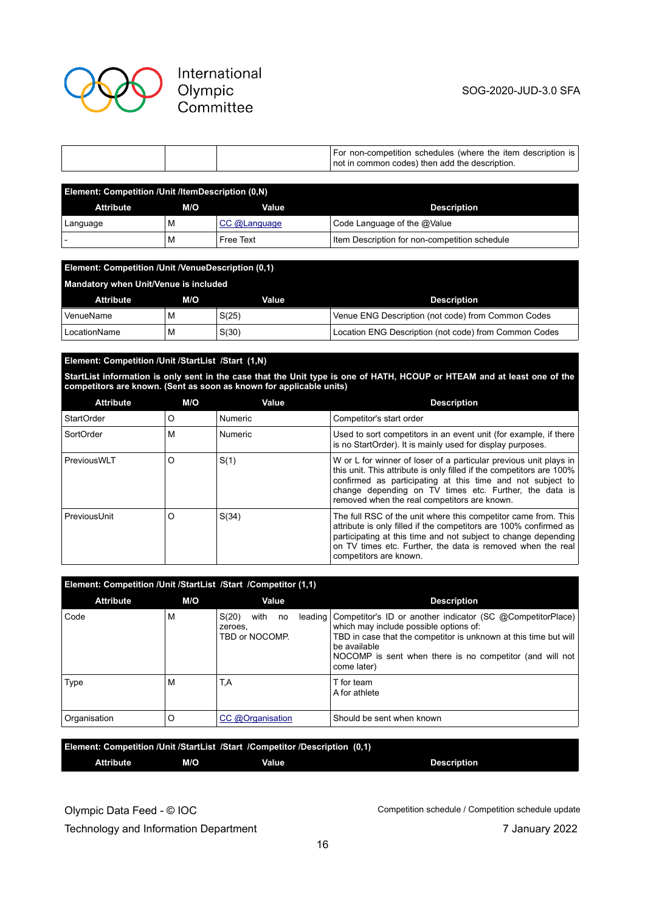| | | | For non-competition schedules (where the item description is not in common codes) then add the description. |
|---|---|---|---|

| Element: Competition /Unit /ItemDescription (0,N) | | | |
|---|---|---|---|
| **Attribute** | **M/O** | **Value** | **Description** |
| Language | M | CC @Language | Code Language of the @Value |
| - | M | Free Text | Item Description for non-competition schedule |

| Element: Competition /Unit /VenueDescription (0,1) Mandatory when Unit/Venue is included | | | |
|---|---|---|---|
| **Attribute** | **M/O** | **Value** | **Description** |
| VenueName | M | S(25) | Venue ENG Description (not code) from Common Codes |
| LocationName | M | S(30) | Location ENG Description (not code) from Common Codes |

| Element: Competition /Unit /StartList /Start (1,N) StartList information is only sent in the case that the Unit type is one of HATH, HCOUP or HTEAM and at least one of the competitors are known. (Sent as soon as known for applicable units) | | | |
|---|---|---|---|
| **Attribute** | **M/O** | **Value** | **Description** |
| StartOrder | O | Numeric | Competitor's start order |
| SortOrder | M | Numeric | Used to sort competitors in an event unit (for example, if there is no StartOrder). It is mainly used for display purposes. |
| PreviousWLT | O | S(1) | W or L for winner of loser of a particular previous unit plays in this unit. This attribute is only filled if the competitors are 100% confirmed as participating at this time and not subject to change depending on TV times etc. Further, the data is removed when the real competitors are known. |
| PreviousUnit | O | S(34) | The full RSC of the unit where this competitor came from. This attribute is only filled if the competitors are 100% confirmed as participating at this time and not subject to change depending on TV times etc. Further, the data is removed when the real competitors are known. |

| Element: Competition /Unit /StartList /Start /Competitor (1,1) | | | |
|---|---|---|---|
| **Attribute** | **M/O** | **Value** | **Description** |
| Code | M | S(20) with no leading zeroes, TBD or NOCOMP. | Competitor's ID or another indicator (SC @CompetitorPlace) which may include possible options of: TBD in case that the competitor is unknown at this time but will be available NOCOMP is sent when there is no competitor (and will not come later) |
| Type | M | T,A | T for team A for athlete |
| Organisation | O | CC @Organisation | Should be sent when known |

| Element: Competition /Unit /StartList /Start /Competitor /Description (0,1) | | | |
|---|---|---|---|
| **Attribute** | **M/O** | **Value** | **Description** |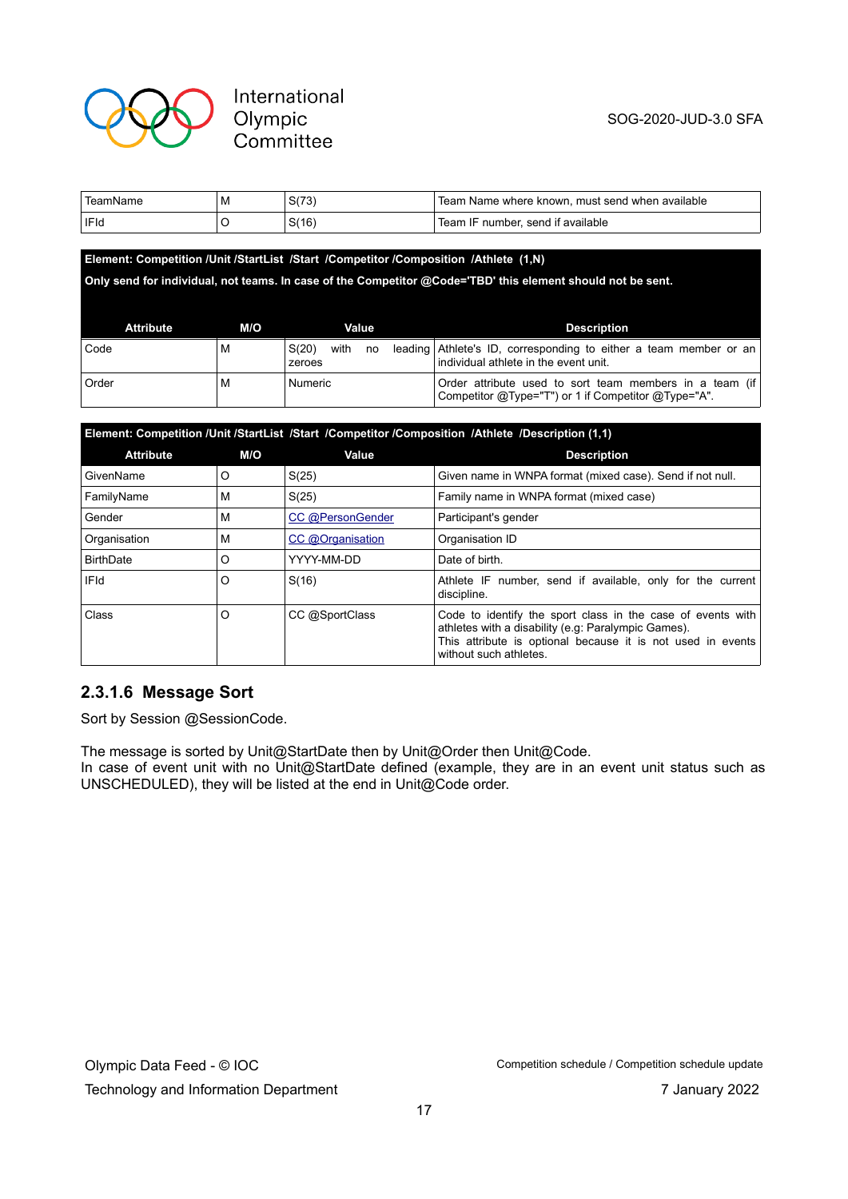| | | | |
|---|---|---|---|
| TeamName | M | S(73) | Team Name where known, must send when available |
| IFId | O | S(16) | Team IF number, send if available |

**Element: Competition /Unit /StartList /Start /Competitor /Composition /Athlete (1,N)**

**Only send for individual, not teams. In case of the Competitor @Code='TBD' this element should not be sent.**

| Attribute | M/O | Value | Description |
|---|---|---|---|
| Code | M | S(20) with no leading zeroes | Athlete's ID, corresponding to either a team member or an individual athlete in the event unit. |
| Order | M | Numeric | Order attribute used to sort team members in a team (if Competitor @Type="T") or 1 if Competitor @Type="A". |

**Element: Competition /Unit /StartList /Start /Competitor /Composition /Athlete /Description (1,1)**

| Attribute | M/O | Value | Description |
|---|---|---|---|
| GivenName | O | S(25) | Given name in WNPA format (mixed case). Send if not null. |
| FamilyName | M | S(25) | Family name in WNPA format (mixed case) |
| Gender | M | CC @PersonGender | Participant's gender |
| Organisation | M | CC @Organisation | Organisation ID |
| BirthDate | O | YYYY-MM-DD | Date of birth. |
| IFId | O | S(16) | Athlete IF number, send if available, only for the current discipline. |
| Class | O | CC @SportClass | Code to identify the sport class in the case of events with athletes with a disability (e.g: Paralympic Games).<br>This attribute is optional because it is not used in events without such athletes. |

### 2.3.1.6 Message Sort

Sort by Session @SessionCode.

The message is sorted by Unit@StartDate then by Unit@Order then Unit@Code.
In case of event unit with no Unit@StartDate defined (example, they are in an event unit status such as UNSCHEDULED), they will be listed at the end in Unit@Code order.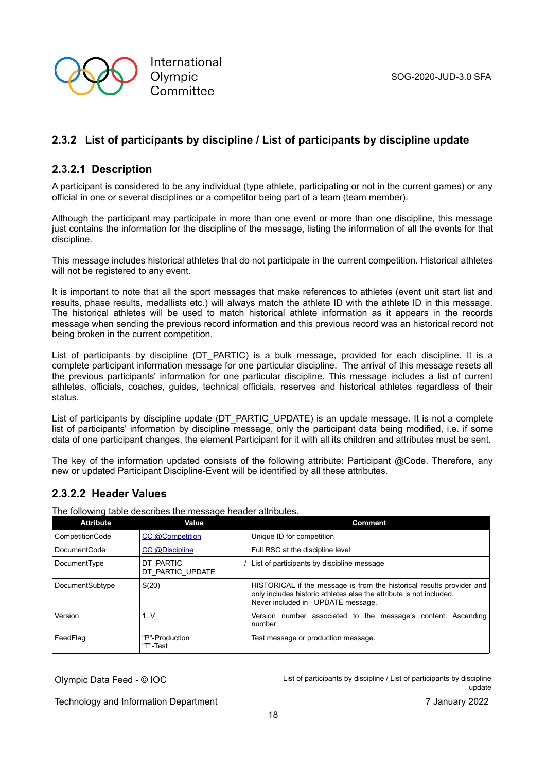### 2.3.2 List of participants by discipline / List of participants by discipline update

#### 2.3.2.1 Description

A participant is considered to be any individual (type athlete, participating or not in the current games) or any official in one or several disciplines or a competitor being part of a team (team member).

Although the participant may participate in more than one event or more than one discipline, this message just contains the information for the discipline of the message, listing the information of all the events for that discipline.

This message includes historical athletes that do not participate in the current competition. Historical athletes will not be registered to any event.

It is important to note that all the sport messages that make references to athletes (event unit start list and results, phase results, medallists etc.) will always match the athlete ID with the athlete ID in this message. The historical athletes will be used to match historical athlete information as it appears in the records message when sending the previous record information and this previous record was an historical record not being broken in the current competition.

List of participants by discipline (DT_PARTIC) is a bulk message, provided for each discipline. It is a complete participant information message for one particular discipline. The arrival of this message resets all the previous participants' information for one particular discipline. This message includes a list of current athletes, officials, coaches, guides, technical officials, reserves and historical athletes regardless of their status.

List of participants by discipline update (DT_PARTIC_UPDATE) is an update message. It is not a complete list of participants' information by discipline message, only the participant data being modified, i.e. if some data of one participant changes, the element Participant for it with all its children and attributes must be sent.

The key of the information updated consists of the following attribute: Participant @Code. Therefore, any new or updated Participant Discipline-Event will be identified by all these attributes.

#### 2.3.2.2 Header Values

The following table describes the message header attributes.

| Attribute | Value | Comment |
|---|---|---|
| CompetitionCode | CC @Competition | Unique ID for competition |
| DocumentCode | CC @Discipline | Full RSC at the discipline level |
| DocumentType | DT_PARTIC / DT_PARTIC_UPDATE | List of participants by discipline message |
| DocumentSubtype | S(20) | HISTORICAL if the message is from the historical results provider and only includes historic athletes else the attribute is not included. Never included in _UPDATE message. |
| Version | 1..V | Version number associated to the message's content. Ascending number |
| FeedFlag | "P"-Production "T"-Test | Test message or production message. |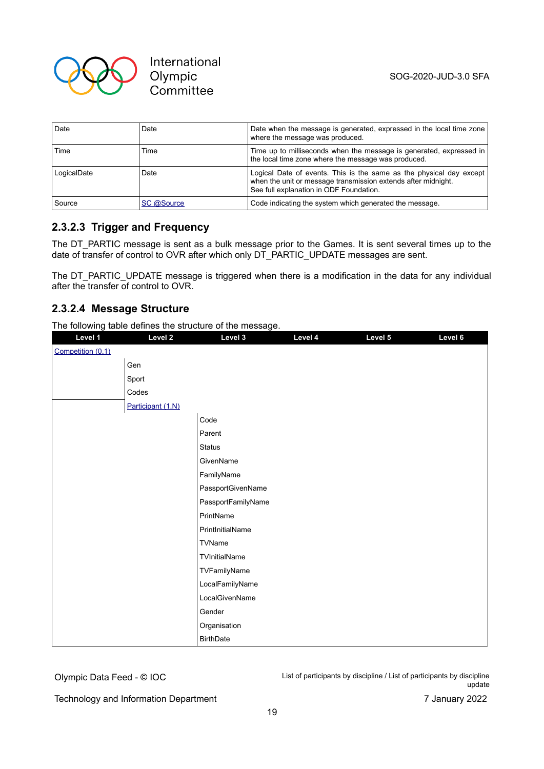| Date | Date | Date when the message is generated, expressed in the local time zone where the message was produced. |
|---|---|---|
| Time | Time | Time up to milliseconds when the message is generated, expressed in the local time zone where the message was produced. |
| LogicalDate | Date | Logical Date of events. This is the same as the physical day except when the unit or message transmission extends after midnight. See full explanation in ODF Foundation. |
| Source | SC @Source | Code indicating the system which generated the message. |

### 2.3.2.3 Trigger and Frequency

The DT_PARTIC message is sent as a bulk message prior to the Games. It is sent several times up to the date of transfer of control to OVR after which only DT_PARTIC_UPDATE messages are sent.

The DT_PARTIC_UPDATE message is triggered when there is a modification in the data for any individual after the transfer of control to OVR.

### 2.3.2.4 Message Structure

The following table defines the structure of the message.

| Level 1 | Level 2 | Level 3 | Level 4 | Level 5 | Level 6 |
|---|---|---|---|---|---|
| Competition (0,1) | | | | | |
| | Gen | | | | |
| | Sport | | | | |
| | Codes | | | | |
| | Participant (1,N) | | | | |
| | | Code | | | |
| | | Parent | | | |
| | | Status | | | |
| | | GivenName | | | |
| | | FamilyName | | | |
| | | PassportGivenName | | | |
| | | PassportFamilyName | | | |
| | | PrintName | | | |
| | | PrintInitialName | | | |
| | | TVName | | | |
| | | TVInitialName | | | |
| | | TVFamilyName | | | |
| | | LocalFamilyName | | | |
| | | LocalGivenName | | | |
| | | Gender | | | |
| | | Organisation | | | |
| | | BirthDate | | | |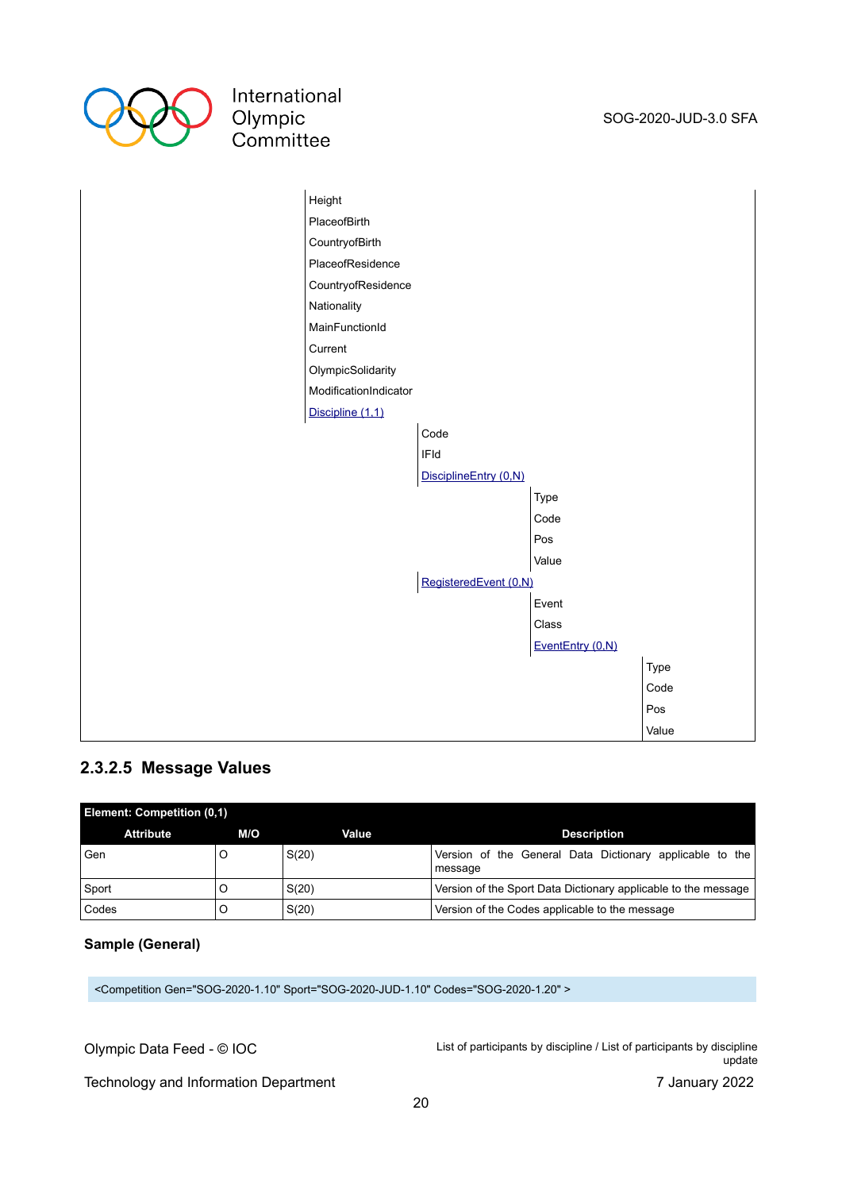| | | | | |
|---|---|---|---|---|
| | Height | | | |
| | PlaceofBirth | | | |
| | CountryofBirth | | | |
| | PlaceofResidence | | | |
| | CountryofResidence | | | |
| | Nationality | | | |
| | MainFunctionId | | | |
| | Current | | | |
| | OlympicSolidarity | | | |
| | ModificationIndicator | | | |
| | Discipline (1,1) | | | |
| | | Code | | |
| | | IFId | | |
| | | DisciplineEntry (0,N) | | |
| | | | Type | |
| | | | Code | |
| | | | Pos | |
| | | | Value | |
| | | RegisteredEvent (0,N) | | |
| | | | Event | |
| | | | Class | |
| | | | EventEntry (0,N) | |
| | | | | Type |
| | | | | Code |
| | | | | Pos |
| | | | | Value |

### 2.3.2.5 Message Values

| Element: Competition (0,1) | | | |
|---|---|---|---|
| **Attribute** | **M/O** | **Value** | **Description** |
| Gen | O | S(20) | Version of the General Data Dictionary applicable to the message |
| Sport | O | S(20) | Version of the Sport Data Dictionary applicable to the message |
| Codes | O | S(20) | Version of the Codes applicable to the message |

**Sample (General)**

```
<Competition Gen="SOG-2020-1.10" Sport="SOG-2020-JUD-1.10" Codes="SOG-2020-1.20" >
```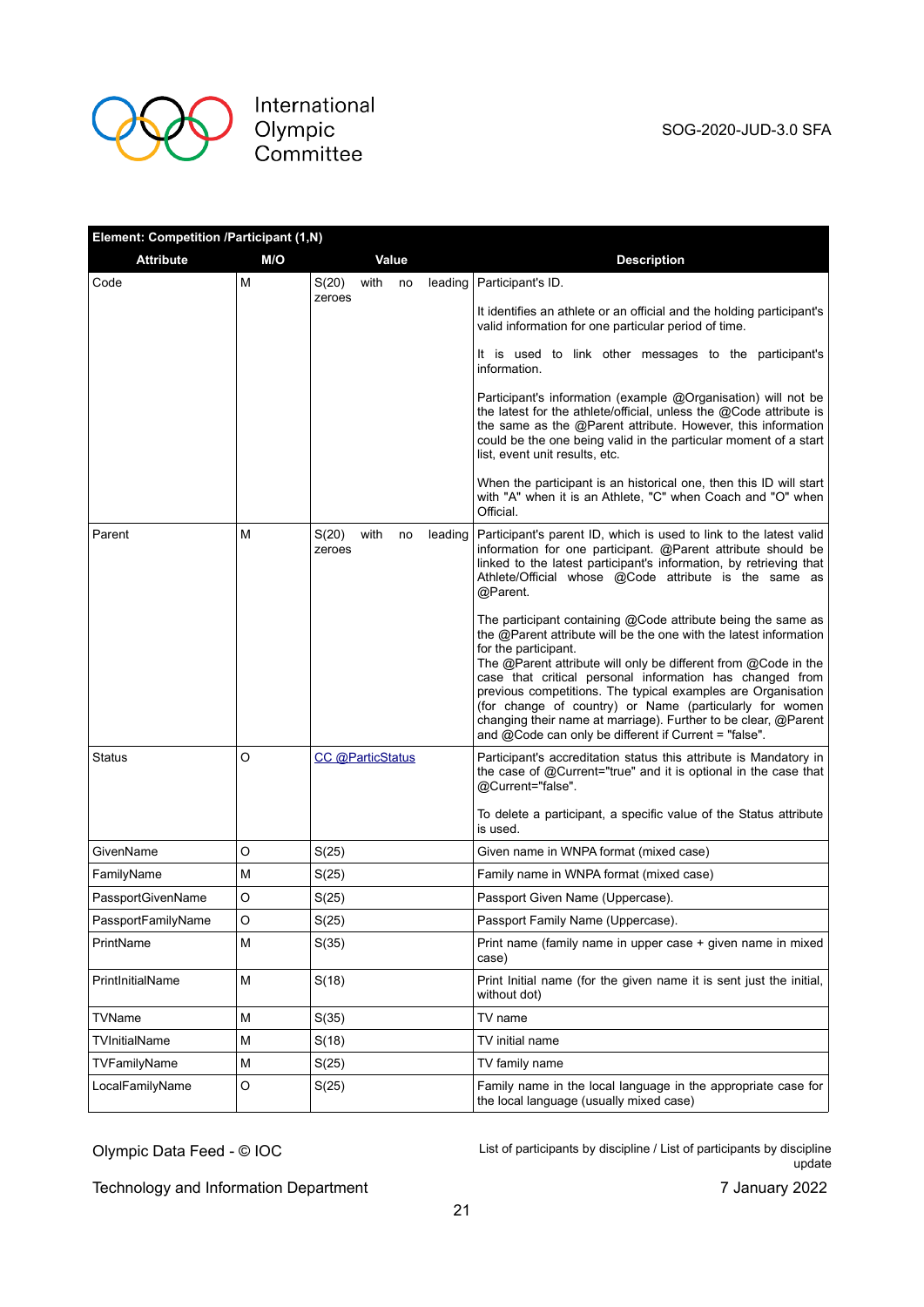| Element: Competition /Participant (1,N) | | | |
|---|---|---|---|
| **Attribute** | **M/O** | **Value** | **Description** |
| Code | M | S(20) with no leading zeroes | Participant's ID.<br><br>It identifies an athlete or an official and the holding participant's valid information for one particular period of time.<br><br>It is used to link other messages to the participant's information.<br><br>Participant's information (example @Organisation) will not be the latest for the athlete/official, unless the @Code attribute is the same as the @Parent attribute. However, this information could be the one being valid in the particular moment of a start list, event unit results, etc.<br><br>When the participant is an historical one, then this ID will start with "A" when it is an Athlete, "C" when Coach and "O" when Official. |
| Parent | M | S(20) with no leading zeroes | Participant's parent ID, which is used to link to the latest valid information for one participant. @Parent attribute should be linked to the latest participant's information, by retrieving that Athlete/Official whose @Code attribute is the same as @Parent.<br><br>The participant containing @Code attribute being the same as the @Parent attribute will be the one with the latest information for the participant.<br>The @Parent attribute will only be different from @Code in the case that critical personal information has changed from previous competitions. The typical examples are Organisation (for change of country) or Name (particularly for women changing their name at marriage). Further to be clear, @Parent and @Code can only be different if Current = "false". |
| Status | O | CC @ParticStatus | Participant's accreditation status this attribute is Mandatory in the case of @Current="true" and it is optional in the case that @Current="false".<br><br>To delete a participant, a specific value of the Status attribute is used. |
| GivenName | O | S(25) | Given name in WNPA format (mixed case) |
| FamilyName | M | S(25) | Family name in WNPA format (mixed case) |
| PassportGivenName | O | S(25) | Passport Given Name (Uppercase). |
| PassportFamilyName | O | S(25) | Passport Family Name (Uppercase). |
| PrintName | M | S(35) | Print name (family name in upper case + given name in mixed case) |
| PrintInitialName | M | S(18) | Print Initial name (for the given name it is sent just the initial, without dot) |
| TVName | M | S(35) | TV name |
| TVInitialName | M | S(18) | TV initial name |
| TVFamilyName | M | S(25) | TV family name |
| LocalFamilyName | O | S(25) | Family name in the local language in the appropriate case for the local language (usually mixed case) |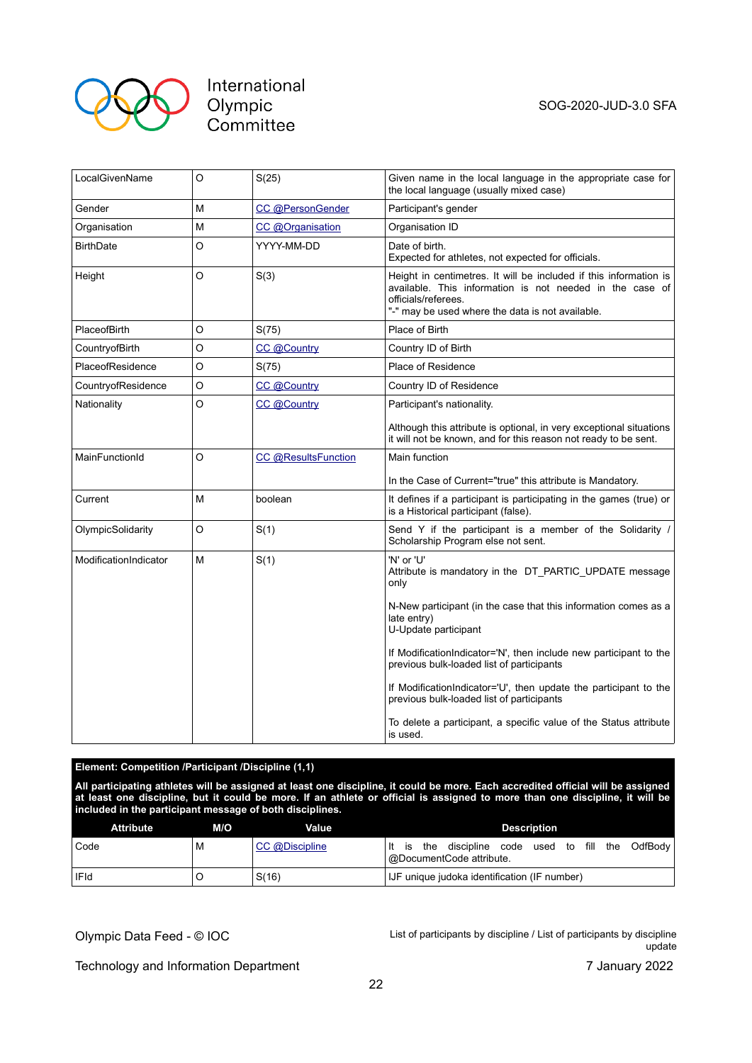| | | | |
|---|---|---|---|
| LocalGivenName | O | S(25) | Given name in the local language in the appropriate case for the local language (usually mixed case) |
| Gender | M | CC @PersonGender | Participant's gender |
| Organisation | M | CC @Organisation | Organisation ID |
| BirthDate | O | YYYY-MM-DD | Date of birth.<br>Expected for athletes, not expected for officials. |
| Height | O | S(3) | Height in centimetres. It will be included if this information is available. This information is not needed in the case of officials/referees.<br>"-" may be used where the data is not available. |
| PlaceofBirth | O | S(75) | Place of Birth |
| CountryofBirth | O | CC @Country | Country ID of Birth |
| PlaceofResidence | O | S(75) | Place of Residence |
| CountryofResidence | O | CC @Country | Country ID of Residence |
| Nationality | O | CC @Country | Participant's nationality.<br><br>Although this attribute is optional, in very exceptional situations it will not be known, and for this reason not ready to be sent. |
| MainFunctionId | O | CC @ResultsFunction | Main function<br><br>In the Case of Current="true" this attribute is Mandatory. |
| Current | M | boolean | It defines if a participant is participating in the games (true) or is a Historical participant (false). |
| OlympicSolidarity | O | S(1) | Send Y if the participant is a member of the Solidarity / Scholarship Program else not sent. |
| ModificationIndicator | M | S(1) | 'N' or 'U'<br>Attribute is mandatory in the DT_PARTIC_UPDATE message only<br><br>N-New participant (in the case that this information comes as a late entry)<br>U-Update participant<br><br>If ModificationIndicator='N', then include new participant to the previous bulk-loaded list of participants<br><br>If ModificationIndicator='U', then update the participant to the previous bulk-loaded list of participants<br><br>To delete a participant, a specific value of the Status attribute is used. |

**Element: Competition /Participant /Discipline (1,1)**

**All participating athletes will be assigned at least one discipline, it could be more. Each accredited official will be assigned at least one discipline, but it could be more. If an athlete or official is assigned to more than one discipline, it will be included in the participant message of both disciplines.**

| Attribute | M/O | Value | Description |
|---|---|---|---|
| Code | M | CC @Discipline | It is the discipline code used to fill the OdfBody @DocumentCode attribute. |
| IFId | O | S(16) | IJF unique judoka identification (IF number) |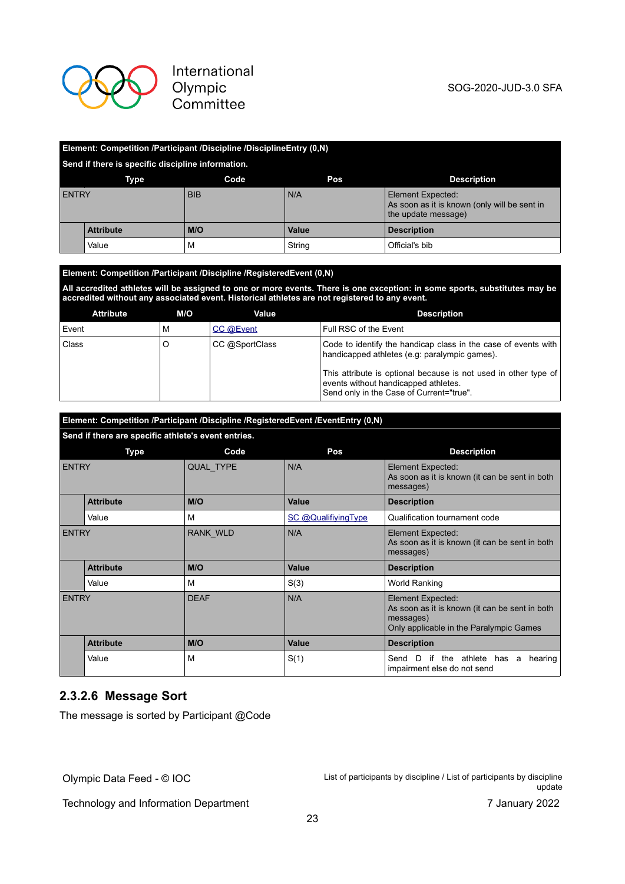| Element: Competition /Participant /Discipline /DisciplineEntry (0,N) | | | |
|---|---|---|---|
| Send if there is specific discipline information. | | | |
| **Type** | **Code** | **Pos** | **Description** |
| ENTRY | BIB | N/A | Element Expected: As soon as it is known (only will be sent in the update message) |
| **Attribute** | **M/O** | **Value** | **Description** |
| Value | M | String | Official's bib |

| Element: Competition /Participant /Discipline /RegisteredEvent (0,N) | | | |
|---|---|---|---|
| All accredited athletes will be assigned to one or more events. There is one exception: in some sports, substitutes may be accredited without any associated event. Historical athletes are not registered to any event. | | | |
| **Attribute** | **M/O** | **Value** | **Description** |
| Event | M | CC @Event | Full RSC of the Event |
| Class | O | CC @SportClass | Code to identify the handicap class in the case of events with handicapped athletes (e.g: paralympic games).<br><br>This attribute is optional because is not used in other type of events without handicapped athletes.<br>Send only in the Case of Current="true". |

| Element: Competition /Participant /Discipline /RegisteredEvent /EventEntry (0,N) | | | |
|---|---|---|---|
| Send if there are specific athlete's event entries. | | | |
| **Type** | **Code** | **Pos** | **Description** |
| ENTRY | QUAL_TYPE | N/A | Element Expected: As soon as it is known (it can be sent in both messages) |
| **Attribute** | **M/O** | **Value** | **Description** |
| Value | M | SC @QualifiyingType | Qualification tournament code |
| ENTRY | RANK_WLD | N/A | Element Expected: As soon as it is known (it can be sent in both messages) |
| **Attribute** | **M/O** | **Value** | **Description** |
| Value | M | S(3) | World Ranking |
| ENTRY | DEAF | N/A | Element Expected: As soon as it is known (it can be sent in both messages)<br>Only applicable in the Paralympic Games |
| **Attribute** | **M/O** | **Value** | **Description** |
| Value | M | S(1) | Send D if the athlete has a hearing impairment else do not send |

### 2.3.2.6 Message Sort

The message is sorted by Participant @Code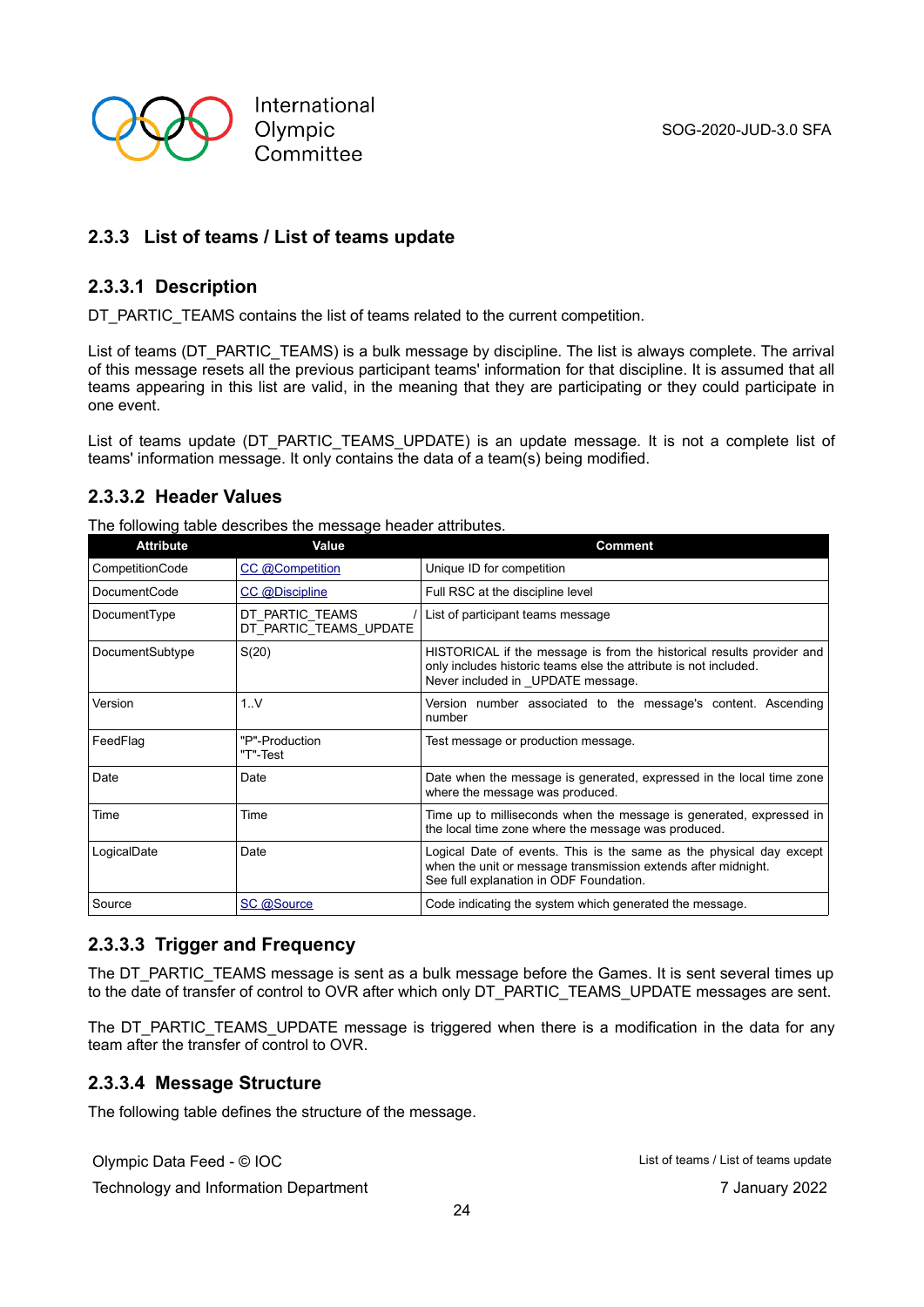### 2.3.3 List of teams / List of teams update

#### 2.3.3.1 Description

DT_PARTIC_TEAMS contains the list of teams related to the current competition.

List of teams (DT_PARTIC_TEAMS) is a bulk message by discipline. The list is always complete. The arrival of this message resets all the previous participant teams' information for that discipline. It is assumed that all teams appearing in this list are valid, in the meaning that they are participating or they could participate in one event.

List of teams update (DT_PARTIC_TEAMS_UPDATE) is an update message. It is not a complete list of teams' information message. It only contains the data of a team(s) being modified.

#### 2.3.3.2 Header Values

The following table describes the message header attributes.

| Attribute | Value | Comment |
|---|---|---|
| CompetitionCode | CC @Competition | Unique ID for competition |
| DocumentCode | CC @Discipline | Full RSC at the discipline level |
| DocumentType | DT_PARTIC_TEAMS / DT_PARTIC_TEAMS_UPDATE | List of participant teams message |
| DocumentSubtype | S(20) | HISTORICAL if the message is from the historical results provider and only includes historic teams else the attribute is not included. Never included in _UPDATE message. |
| Version | 1..V | Version number associated to the message's content. Ascending number |
| FeedFlag | "P"-Production "T"-Test | Test message or production message. |
| Date | Date | Date when the message is generated, expressed in the local time zone where the message was produced. |
| Time | Time | Time up to milliseconds when the message is generated, expressed in the local time zone where the message was produced. |
| LogicalDate | Date | Logical Date of events. This is the same as the physical day except when the unit or message transmission extends after midnight. See full explanation in ODF Foundation. |
| Source | SC @Source | Code indicating the system which generated the message. |

#### 2.3.3.3 Trigger and Frequency

The DT_PARTIC_TEAMS message is sent as a bulk message before the Games. It is sent several times up to the date of transfer of control to OVR after which only DT_PARTIC_TEAMS_UPDATE messages are sent.

The DT_PARTIC_TEAMS_UPDATE message is triggered when there is a modification in the data for any team after the transfer of control to OVR.

#### 2.3.3.4 Message Structure

The following table defines the structure of the message.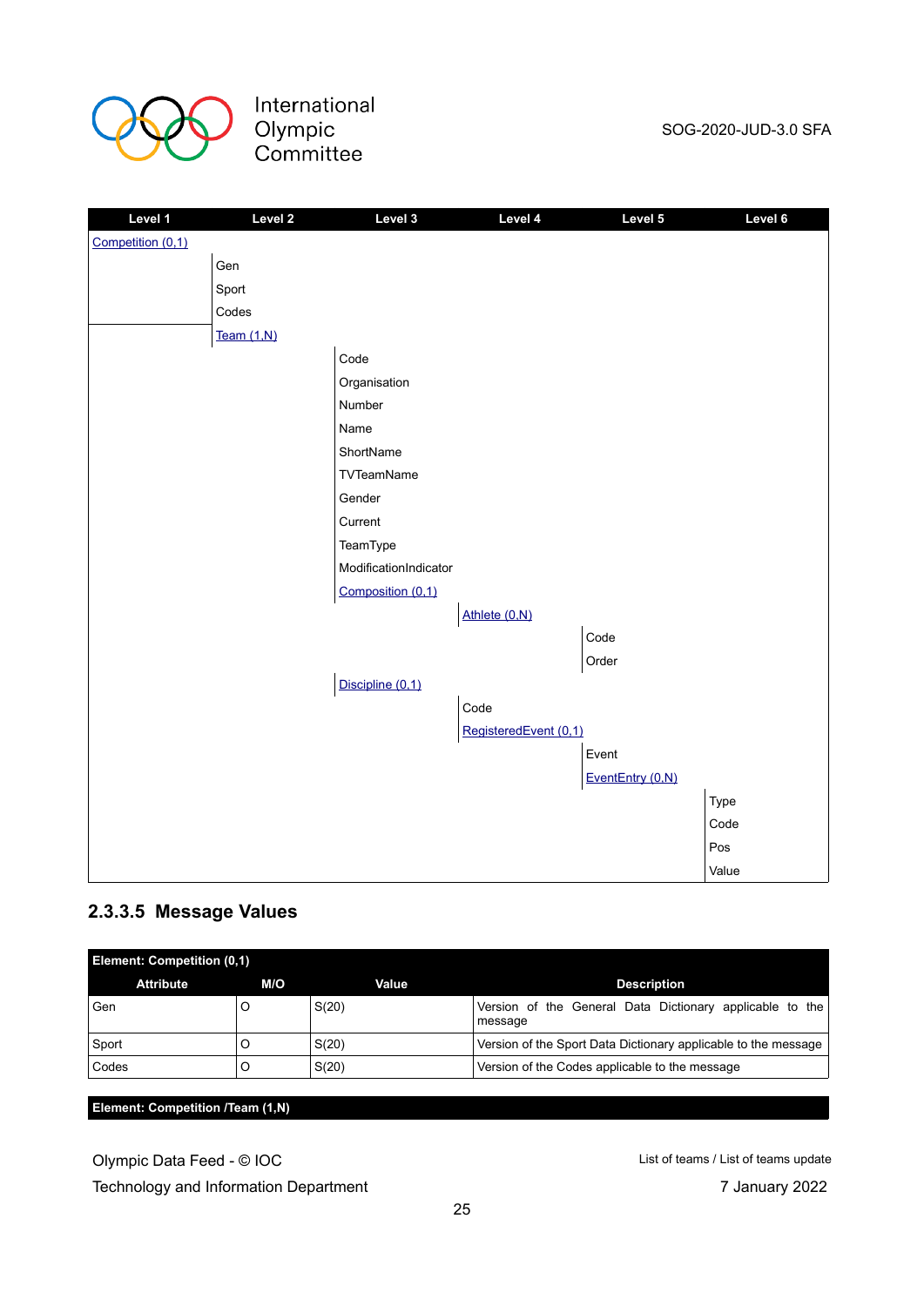| Level 1 | Level 2 | Level 3 | Level 4 | Level 5 | Level 6 |
|---|---|---|---|---|---|
| Competition (0,1) | | | | | |
| | Gen | | | | |
| | Sport | | | | |
| | Codes | | | | |
| | Team (1,N) | | | | |
| | | Code | | | |
| | | Organisation | | | |
| | | Number | | | |
| | | Name | | | |
| | | ShortName | | | |
| | | TVTeamName | | | |
| | | Gender | | | |
| | | Current | | | |
| | | TeamType | | | |
| | | ModificationIndicator | | | |
| | | Composition (0,1) | | | |
| | | | Athlete (0,N) | | |
| | | | | Code | |
| | | | | Order | |
| | | Discipline (0,1) | | | |
| | | | Code | | |
| | | | RegisteredEvent (0,1) | | |
| | | | | Event | |
| | | | | EventEntry (0,N) | |
| | | | | | Type |
| | | | | | Code |
| | | | | | Pos |
| | | | | | Value |

### 2.3.3.5 Message Values

| Element: Competition (0,1) | | | |
|---|---|---|---|
| **Attribute** | **M/O** | **Value** | **Description** |
| Gen | O | S(20) | Version of the General Data Dictionary applicable to the message |
| Sport | O | S(20) | Version of the Sport Data Dictionary applicable to the message |
| Codes | O | S(20) | Version of the Codes applicable to the message |

**Element: Competition /Team (1,N)**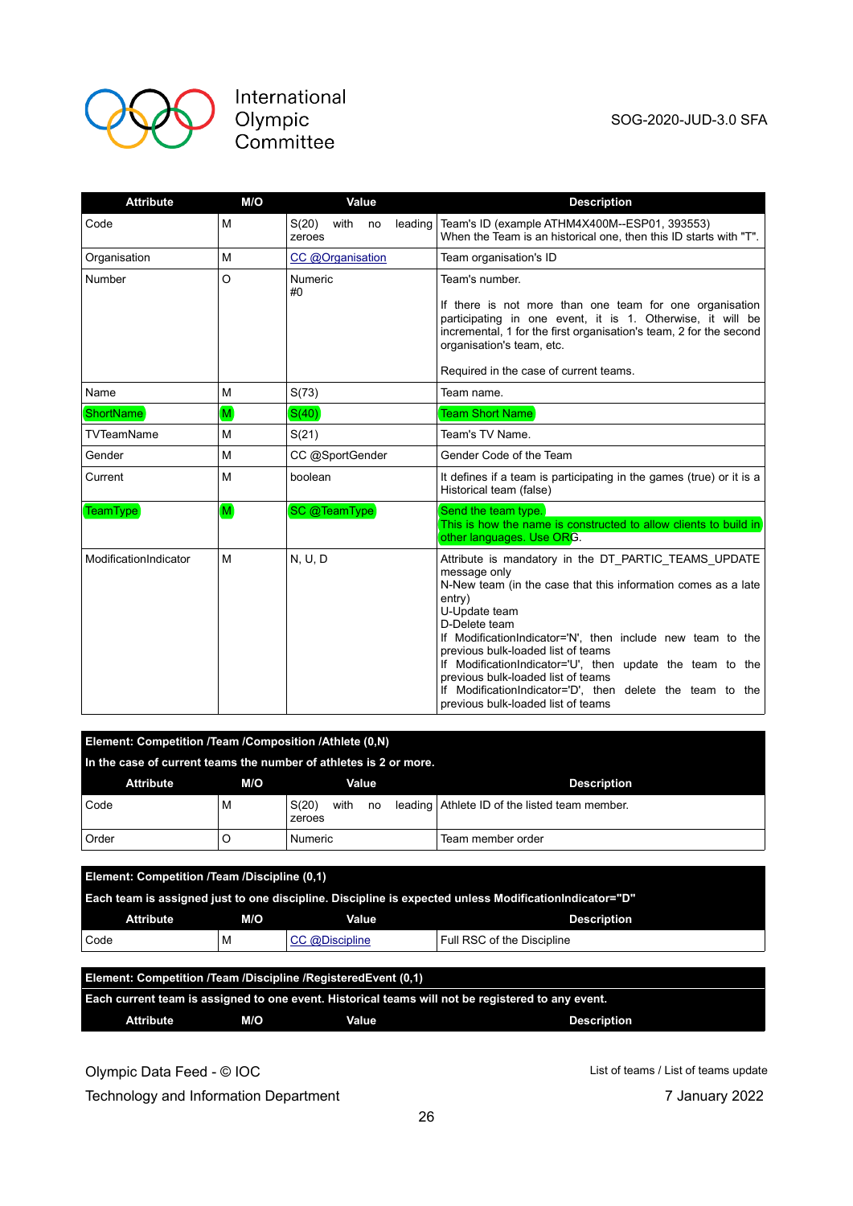| Attribute | M/O | Value | Description |
|---|---|---|---|
| Code | M | S(20) with no leading zeroes | Team's ID (example ATHM4X400M--ESP01, 393553) When the Team is an historical one, then this ID starts with "T". |
| Organisation | M | CC @Organisation | Team organisation's ID |
| Number | O | Numeric #0 | Team's number.<br><br>If there is not more than one team for one organisation participating in one event, it is 1. Otherwise, it will be incremental, 1 for the first organisation's team, 2 for the second organisation's team, etc.<br><br>Required in the case of current teams. |
| Name | M | S(73) | Team name. |
| ShortName | M | S(40) | Team Short Name |
| TVTeamName | M | S(21) | Team's TV Name. |
| Gender | M | CC @SportGender | Gender Code of the Team |
| Current | M | boolean | It defines if a team is participating in the games (true) or it is a Historical team (false) |
| TeamType | M | SC @TeamType | Send the team type.<br>This is how the name is constructed to allow clients to build in other languages. Use ORG. |
| ModificationIndicator | M | N, U, D | Attribute is mandatory in the DT_PARTIC_TEAMS_UPDATE message only<br>N-New team (in the case that this information comes as a late entry)<br>U-Update team<br>D-Delete team<br>If ModificationIndicator='N', then include new team to the previous bulk-loaded list of teams<br>If ModificationIndicator='U', then update the team to the previous bulk-loaded list of teams<br>If ModificationIndicator='D', then delete the team to the previous bulk-loaded list of teams |

**Element: Competition /Team /Composition /Athlete (0,N)**

**In the case of current teams the number of athletes is 2 or more.**

| Attribute | M/O | Value | Description |
|---|---|---|---|
| Code | M | S(20) with no leading zeroes | Athlete ID of the listed team member. |
| Order | O | Numeric | Team member order |

**Element: Competition /Team /Discipline (0,1)**

**Each team is assigned just to one discipline. Discipline is expected unless ModificationIndicator="D"**

| Attribute | M/O | Value | Description |
|---|---|---|---|
| Code | M | CC @Discipline | Full RSC of the Discipline |

**Element: Competition /Team /Discipline /RegisteredEvent (0,1)**

**Each current team is assigned to one event. Historical teams will not be registered to any event.**

| Attribute | M/O | Value | Description |
|---|---|---|---|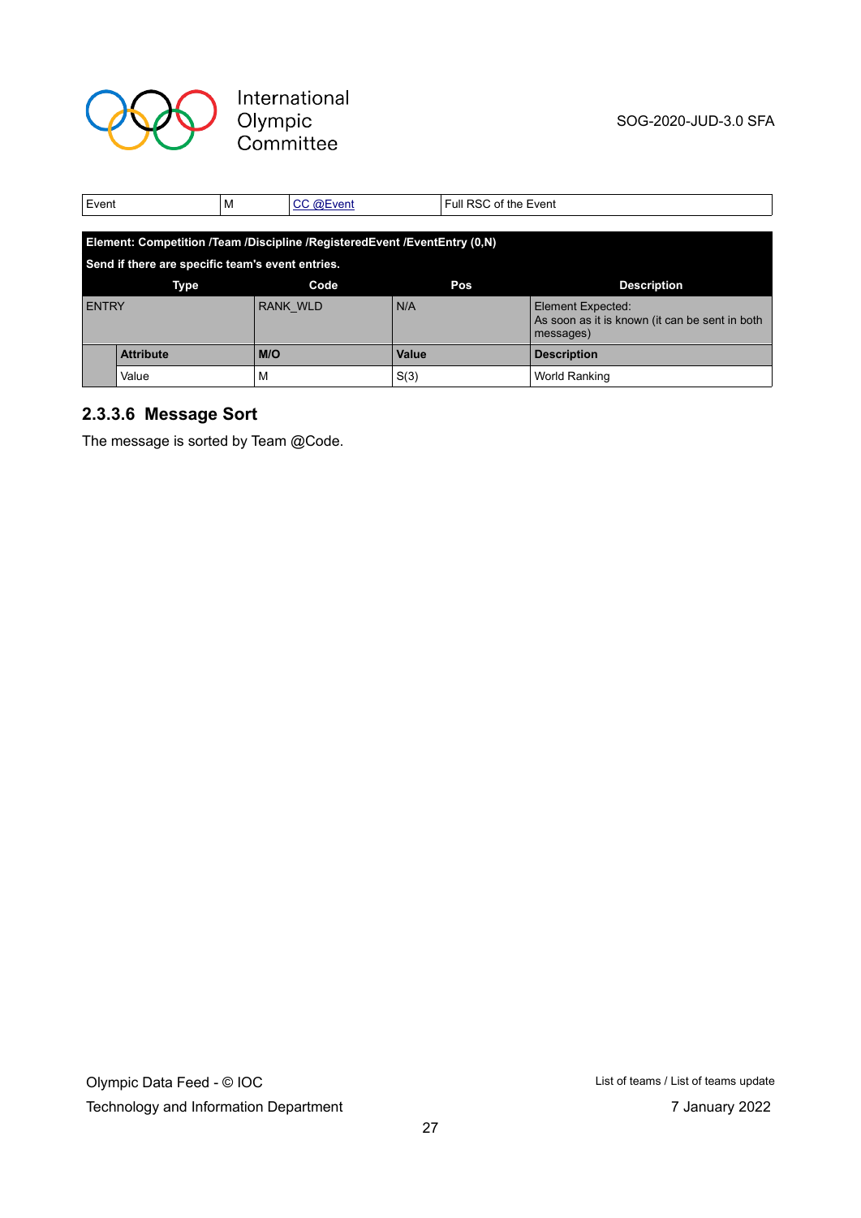| Event | M | CC @Event | Full RSC of the Event |
|---|---|---|---|

**Element: Competition /Team /Discipline /RegisteredEvent /EventEntry (0,N)**

**Send if there are specific team's event entries.**

| Type | Code | Pos | Description |
|---|---|---|---|
| ENTRY | RANK_WLD | N/A | Element Expected: As soon as it is known (it can be sent in both messages) |

| Attribute | M/O | Value | Description |
|---|---|---|---|
| Value | M | S(3) | World Ranking |

### 2.3.3.6 Message Sort

The message is sorted by Team @Code.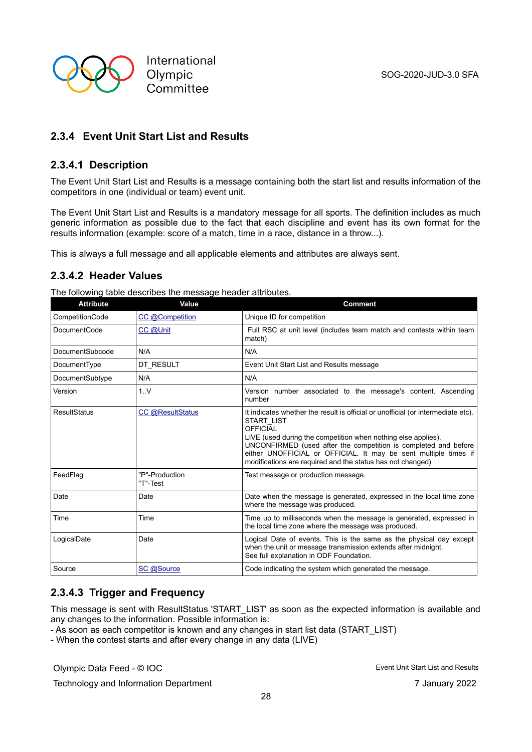### 2.3.4 Event Unit Start List and Results

#### 2.3.4.1 Description

The Event Unit Start List and Results is a message containing both the start list and results information of the competitors in one (individual or team) event unit.

The Event Unit Start List and Results is a mandatory message for all sports. The definition includes as much generic information as possible due to the fact that each discipline and event has its own format for the results information (example: score of a match, time in a race, distance in a throw...).

This is always a full message and all applicable elements and attributes are always sent.

#### 2.3.4.2 Header Values

The following table describes the message header attributes.

| Attribute | Value | Comment |
|---|---|---|
| CompetitionCode | CC @Competition | Unique ID for competition |
| DocumentCode | CC @Unit | Full RSC at unit level (includes team match and contests within team match) |
| DocumentSubcode | N/A | N/A |
| DocumentType | DT_RESULT | Event Unit Start List and Results message |
| DocumentSubtype | N/A | N/A |
| Version | 1..V | Version number associated to the message's content. Ascending number |
| ResultStatus | CC @ResultStatus | It indicates whether the result is official or unofficial (or intermediate etc).<br>START_LIST<br>OFFICIAL<br>LIVE (used during the competition when nothing else applies).<br>UNCONFIRMED (used after the competition is completed and before either UNOFFICIAL or OFFICIAL. It may be sent multiple times if modifications are required and the status has not changed) |
| FeedFlag | "P"-Production<br>"T"-Test | Test message or production message. |
| Date | Date | Date when the message is generated, expressed in the local time zone where the message was produced. |
| Time | Time | Time up to milliseconds when the message is generated, expressed in the local time zone where the message was produced. |
| LogicalDate | Date | Logical Date of events. This is the same as the physical day except when the unit or message transmission extends after midnight.<br>See full explanation in ODF Foundation. |
| Source | SC @Source | Code indicating the system which generated the message. |

#### 2.3.4.3 Trigger and Frequency

This message is sent with ResultStatus 'START_LIST' as soon as the expected information is available and any changes to the information. Possible information is:

- As soon as each competitor is known and any changes in start list data (START_LIST)
- When the contest starts and after every change in any data (LIVE)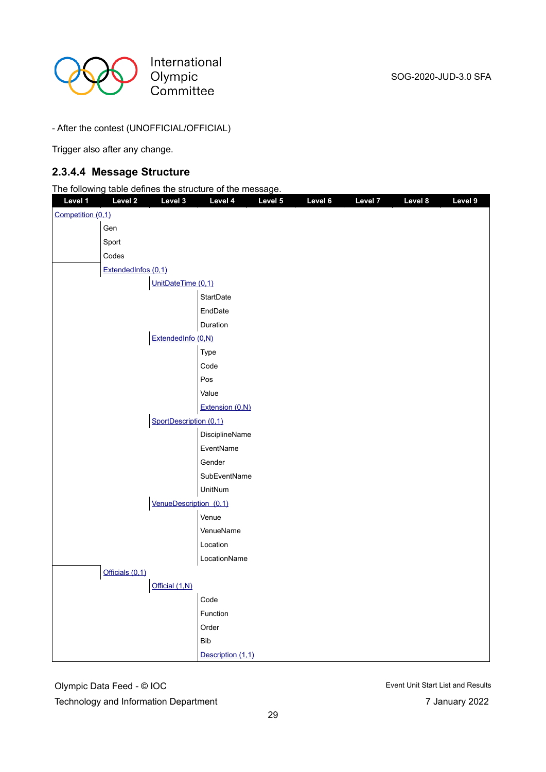- After the contest (UNOFFICIAL/OFFICIAL)

Trigger also after any change.

### 2.3.4.4 Message Structure

The following table defines the structure of the message.

| Level 1 | Level 2 | Level 3 | Level 4 | Level 5 | Level 6 | Level 7 | Level 8 | Level 9 |
|---|---|---|---|---|---|---|---|---|
| Competition (0,1) | | | | | | | | |
| | Gen | | | | | | | |
| | Sport | | | | | | | |
| | Codes | | | | | | | |
| | ExtendedInfos (0,1) | | | | | | | |
| | | UnitDateTime (0,1) | | | | | | |
| | | | StartDate | | | | | |
| | | | EndDate | | | | | |
| | | | Duration | | | | | |
| | | ExtendedInfo (0,N) | | | | | | |
| | | | Type | | | | | |
| | | | Code | | | | | |
| | | | Pos | | | | | |
| | | | Value | | | | | |
| | | | Extension (0,N) | | | | | |
| | | SportDescription (0,1) | | | | | | |
| | | | DisciplineName | | | | | |
| | | | EventName | | | | | |
| | | | Gender | | | | | |
| | | | SubEventName | | | | | |
| | | | UnitNum | | | | | |
| | | VenueDescription (0,1) | | | | | | |
| | | | Venue | | | | | |
| | | | VenueName | | | | | |
| | | | Location | | | | | |
| | | | LocationName | | | | | |
| | Officials (0,1) | | | | | | | |
| | | Official (1,N) | | | | | | |
| | | | Code | | | | | |
| | | | Function | | | | | |
| | | | Order | | | | | |
| | | | Bib | | | | | |
| | | | Description (1,1) | | | | | |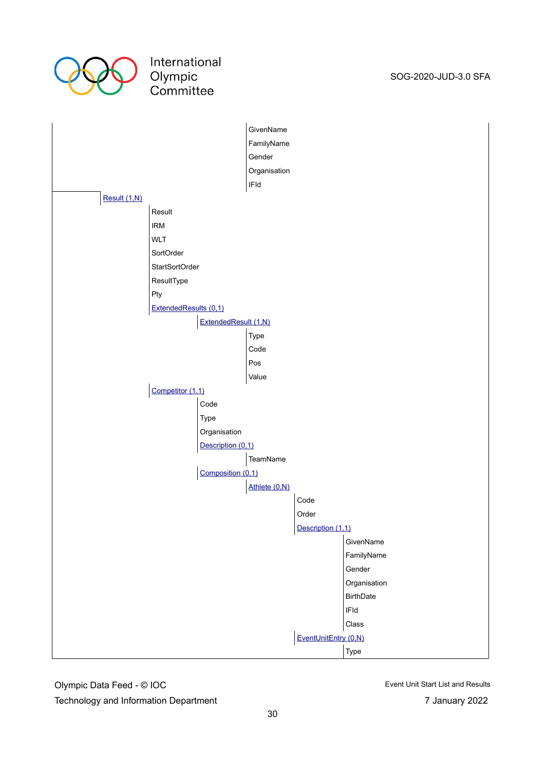- GivenName
- FamilyName
- Gender
- Organisation
- IFId

- Result (1,N)
  - Result
  - IRM
  - WLT
  - SortOrder
  - StartSortOrder
  - ResultType
  - Pty
  - ExtendedResults (0,1)
    - ExtendedResult (1,N)
      - Type
      - Code
      - Pos
      - Value
  - Competitor (1,1)
    - Code
    - Type
    - Organisation
    - Description (0,1)
      - TeamName
    - Composition (0,1)
      - Athlete (0,N)
        - Code
        - Order
        - Description (1,1)
          - GivenName
          - FamilyName
          - Gender
          - Organisation
          - BirthDate
          - IFId
          - Class
        - EventUnitEntry (0,N)
          - Type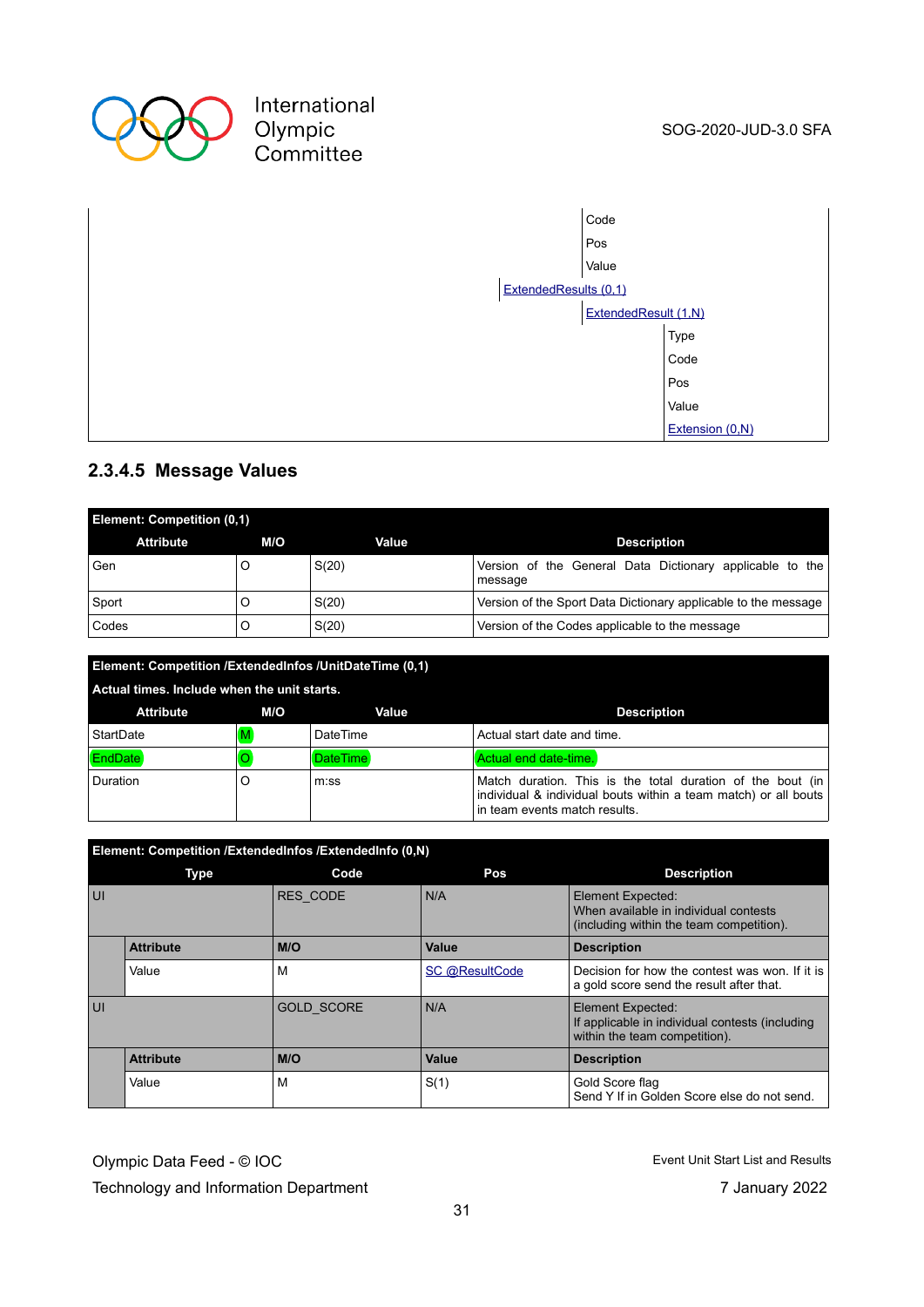| | | | |
|---|---|---|---|
| | | Code | |
| | | Pos | |
| | | Value | |
| | ExtendedResults (0,1) | | |
| | | ExtendedResult (1,N) | |
| | | | Type |
| | | | Code |
| | | | Pos |
| | | | Value |
| | | | Extension (0,N) |

### 2.3.4.5 Message Values

| Element: Competition (0,1) | | | |
|---|---|---|---|
| **Attribute** | **M/O** | **Value** | **Description** |
| Gen | O | S(20) | Version of the General Data Dictionary applicable to the message |
| Sport | O | S(20) | Version of the Sport Data Dictionary applicable to the message |
| Codes | O | S(20) | Version of the Codes applicable to the message |

| Element: Competition /ExtendedInfos /UnitDateTime (0,1) Actual times. Include when the unit starts. | | | |
|---|---|---|---|
| **Attribute** | **M/O** | **Value** | **Description** |
| StartDate | M | DateTime | Actual start date and time. |
| EndDate | O | DateTime | Actual end date-time. |
| Duration | O | m:ss | Match duration. This is the total duration of the bout (in individual & individual bouts within a team match) or all bouts in team events match results. |

| Element: Competition /ExtendedInfos /ExtendedInfo (0,N) | | | | |
|---|---|---|---|---|
| **Type** | | **Code** | **Pos** | **Description** |
| UI | | RES_CODE | N/A | Element Expected: When available in individual contests (including within the team competition). |
| | **Attribute** | **M/O** | **Value** | **Description** |
| | Value | M | SC @ResultCode | Decision for how the contest was won. If it is a gold score send the result after that. |
| UI | | GOLD_SCORE | N/A | Element Expected: If applicable in individual contests (including within the team competition). |
| | **Attribute** | **M/O** | **Value** | **Description** |
| | Value | M | S(1) | Gold Score flag Send Y If in Golden Score else do not send. |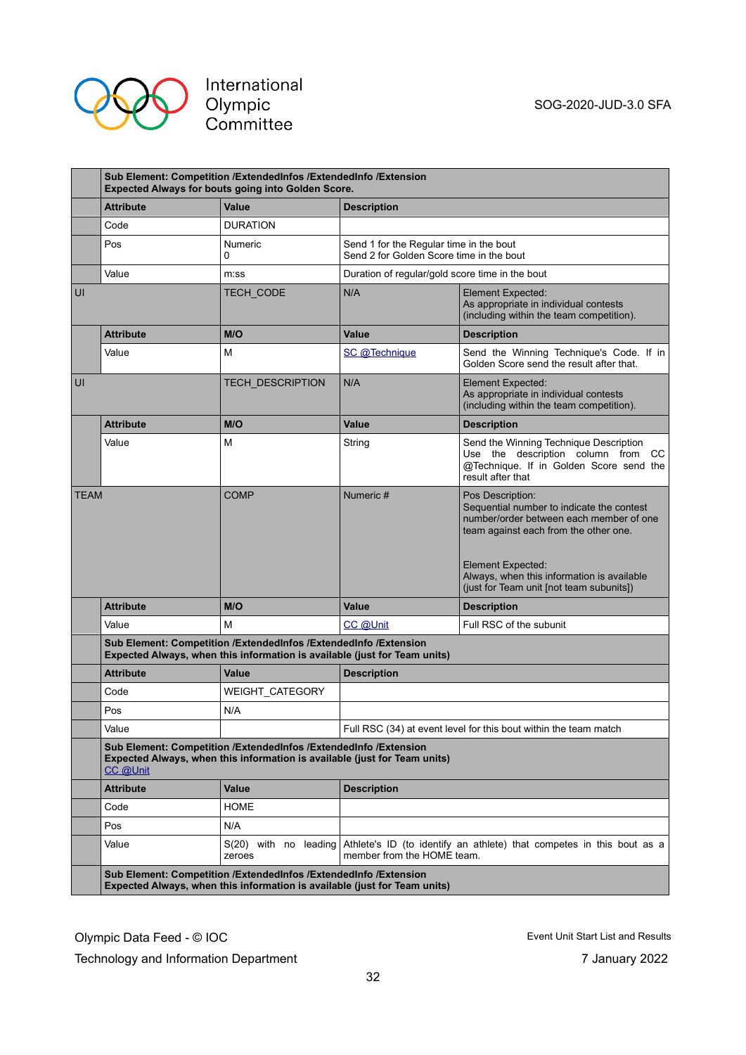| | | | | |
|---|---|---|---|---|
| | **Sub Element: Competition /ExtendedInfos /ExtendedInfo /Extension**<br>**Expected Always for bouts going into Golden Score.** | | | |
| | **Attribute** | **Value** | **Description** | |
| | Code | DURATION | | |
| | Pos | Numeric<br>0 | Send 1 for the Regular time in the bout<br>Send 2 for Golden Score time in the bout | |
| | Value | m:ss | Duration of regular/gold score time in the bout | |
| UI | | TECH_CODE | N/A | Element Expected:<br>As appropriate in individual contests (including within the team competition). |
| | **Attribute** | **M/O** | **Value** | **Description** |
| | Value | M | SC @Technique | Send the Winning Technique's Code. If in Golden Score send the result after that. |
| UI | | TECH_DESCRIPTION | N/A | Element Expected:<br>As appropriate in individual contests (including within the team competition). |
| | **Attribute** | **M/O** | **Value** | **Description** |
| | Value | M | String | Send the Winning Technique Description Use the description column from CC @Technique. If in Golden Score send the result after that |
| TEAM | | COMP | Numeric # | Pos Description:<br>Sequential number to indicate the contest number/order between each member of one team against each from the other one.<br><br>Element Expected:<br>Always, when this information is available (just for Team unit [not team subunits]) |
| | **Attribute** | **M/O** | **Value** | **Description** |
| | Value | M | CC @Unit | Full RSC of the subunit |
| | **Sub Element: Competition /ExtendedInfos /ExtendedInfo /Extension**<br>**Expected Always, when this information is available (just for Team units)** | | | |
| | **Attribute** | **Value** | **Description** | |
| | Code | WEIGHT_CATEGORY | | |
| | Pos | N/A | | |
| | Value | | Full RSC (34) at event level for this bout within the team match | |
| | **Sub Element: Competition /ExtendedInfos /ExtendedInfo /Extension**<br>**Expected Always, when this information is available (just for Team units)**<br>CC @Unit | | | |
| | **Attribute** | **Value** | **Description** | |
| | Code | HOME | | |
| | Pos | N/A | | |
| | Value | S(20) with no leading zeroes | Athlete's ID (to identify an athlete) that competes in this bout as a member from the HOME team. | |
| | **Sub Element: Competition /ExtendedInfos /ExtendedInfo /Extension**<br>**Expected Always, when this information is available (just for Team units)** | | | |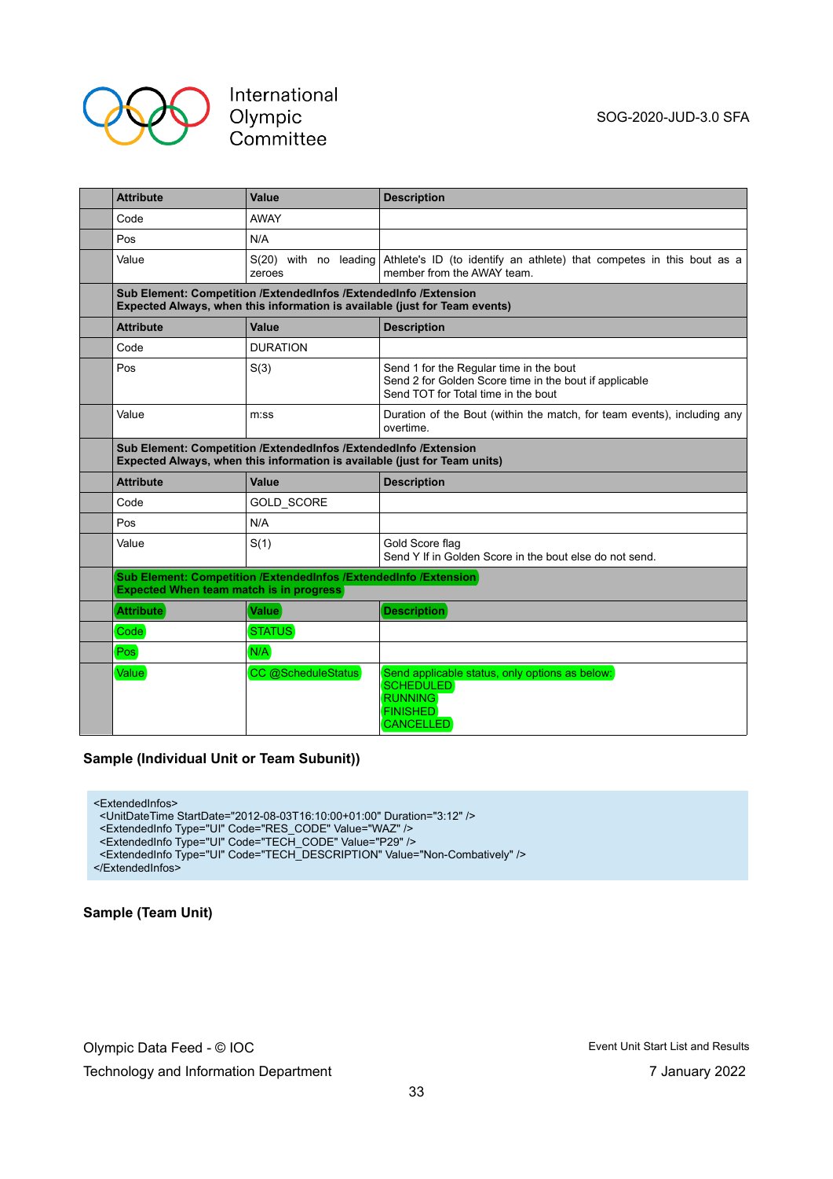| | Attribute | Value | Description |
|---|---|---|---|
| | Code | AWAY | |
| | Pos | N/A | |
| | Value | S(20) with no leading zeroes | Athlete's ID (to identify an athlete) that competes in this bout as a member from the AWAY team. |
| | **Sub Element: Competition /ExtendedInfos /ExtendedInfo /Extension Expected Always, when this information is available (just for Team events)** | | |
| | **Attribute** | **Value** | **Description** |
| | Code | DURATION | |
| | Pos | S(3) | Send 1 for the Regular time in the bout<br>Send 2 for Golden Score time in the bout if applicable<br>Send TOT for Total time in the bout |
| | Value | m:ss | Duration of the Bout (within the match, for team events), including any overtime. |
| | **Sub Element: Competition /ExtendedInfos /ExtendedInfo /Extension Expected Always, when this information is available (just for Team units)** | | |
| | **Attribute** | **Value** | **Description** |
| | Code | GOLD_SCORE | |
| | Pos | N/A | |
| | Value | S(1) | Gold Score flag<br>Send Y If in Golden Score in the bout else do not send. |
| | **Sub Element: Competition /ExtendedInfos /ExtendedInfo /Extension Expected When team match is in progress** | | |
| | **Attribute** | **Value** | **Description** |
| | Code | STATUS | |
| | Pos | N/A | |
| | Value | CC @ScheduleStatus | Send applicable status, only options as below:<br>SCHEDULED<br>RUNNING<br>FINISHED<br>CANCELLED |

**Sample (Individual Unit or Team Subunit))**

```
<ExtendedInfos>
  <UnitDateTime StartDate="2012-08-03T16:10:00+01:00" Duration="3:12" />
  <ExtendedInfo Type="UI" Code="RES_CODE" Value="WAZ" />
  <ExtendedInfo Type="UI" Code="TECH_CODE" Value="P29" />
  <ExtendedInfo Type="UI" Code="TECH_DESCRIPTION" Value="Non-Combatively" />
</ExtendedInfos>
```

**Sample (Team Unit)**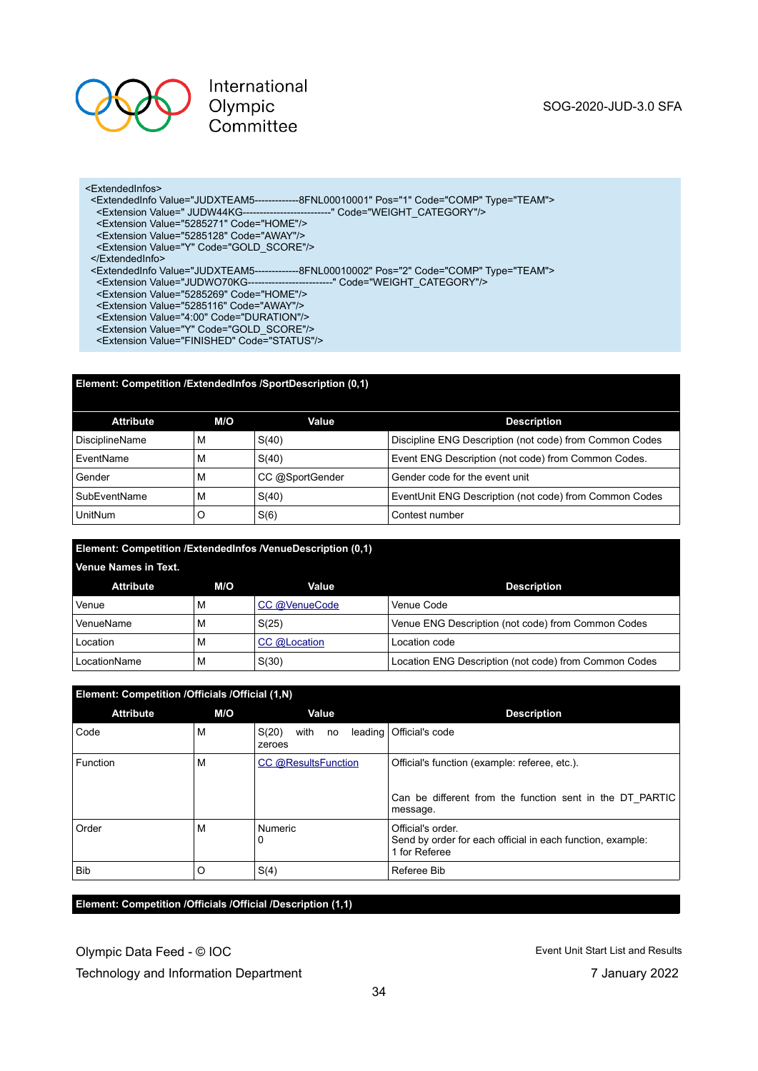```
<ExtendedInfos>
  <ExtendedInfo Value="JUDXTEAM5-------------8FNL00010001" Pos="1" Code="COMP" Type="TEAM">
    <Extension Value=" JUDW44KG--------------------------" Code="WEIGHT_CATEGORY"/>
    <Extension Value="5285271" Code="HOME"/>
    <Extension Value="5285128" Code="AWAY"/>
    <Extension Value="Y" Code="GOLD_SCORE"/>
  </ExtendedInfo>
  <ExtendedInfo Value="JUDXTEAM5-------------8FNL00010002" Pos="2" Code="COMP" Type="TEAM">
    <Extension Value="JUDWO70KG-------------------------" Code="WEIGHT_CATEGORY"/>
    <Extension Value="5285269" Code="HOME"/>
    <Extension Value="5285116" Code="AWAY"/>
    <Extension Value="4:00" Code="DURATION"/>
    <Extension Value="Y" Code="GOLD_SCORE"/>
    <Extension Value="FINISHED" Code="STATUS"/>
```

**Element: Competition /ExtendedInfos /SportDescription (0,1)**

| Attribute | M/O | Value | Description |
|---|---|---|---|
| DisciplineName | M | S(40) | Discipline ENG Description (not code) from Common Codes |
| EventName | M | S(40) | Event ENG Description (not code) from Common Codes. |
| Gender | M | CC @SportGender | Gender code for the event unit |
| SubEventName | M | S(40) | EventUnit ENG Description (not code) from Common Codes |
| UnitNum | O | S(6) | Contest number |

**Element: Competition /ExtendedInfos /VenueDescription (0,1)**

**Venue Names in Text.**

| Attribute | M/O | Value | Description |
|---|---|---|---|
| Venue | M | CC @VenueCode | Venue Code |
| VenueName | M | S(25) | Venue ENG Description (not code) from Common Codes |
| Location | M | CC @Location | Location code |
| LocationName | M | S(30) | Location ENG Description (not code) from Common Codes |

**Element: Competition /Officials /Official (1,N)**

| Attribute | M/O | Value | Description |
|---|---|---|---|
| Code | M | S(20) with no leading zeroes | Official's code |
| Function | M | CC @ResultsFunction | Official's function (example: referee, etc.).<br><br>Can be different from the function sent in the DT_PARTIC message. |
| Order | M | Numeric<br>0 | Official's order.<br>Send by order for each official in each function, example:<br>1 for Referee |
| Bib | O | S(4) | Referee Bib |

**Element: Competition /Officials /Official /Description (1,1)**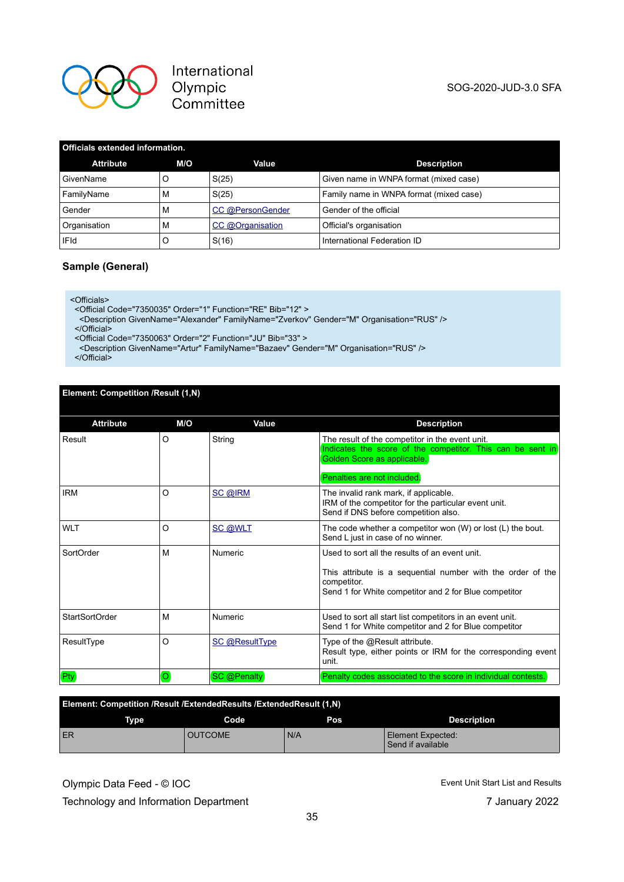| Officials extended information. | | | |
|---|---|---|---|
| **Attribute** | **M/O** | **Value** | **Description** |
| GivenName | O | S(25) | Given name in WNPA format (mixed case) |
| FamilyName | M | S(25) | Family name in WNPA format (mixed case) |
| Gender | M | CC @PersonGender | Gender of the official |
| Organisation | M | CC @Organisation | Official's organisation |
| IFId | O | S(16) | International Federation ID |

### Sample (General)

```
<Officials>
  <Official Code="7350035" Order="1" Function="RE" Bib="12" >
    <Description GivenName="Alexander" FamilyName="Zverkov" Gender="M" Organisation="RUS" />
  </Official>
  <Official Code="7350063" Order="2" Function="JU" Bib="33" >
    <Description GivenName="Artur" FamilyName="Bazaev" Gender="M" Organisation="RUS" />
  </Official>
```

| Element: Competition /Result (1,N) | | | |
|---|---|---|---|
| **Attribute** | **M/O** | **Value** | **Description** |
| Result | O | String | The result of the competitor in the event unit.<br>Indicates the score of the competitor. This can be sent in Golden Score as applicable.<br><br>Penalties are not included. |
| IRM | O | SC @IRM | The invalid rank mark, if applicable.<br>IRM of the competitor for the particular event unit.<br>Send if DNS before competition also. |
| WLT | O | SC @WLT | The code whether a competitor won (W) or lost (L) the bout.<br>Send L just in case of no winner. |
| SortOrder | M | Numeric | Used to sort all the results of an event unit.<br><br>This attribute is a sequential number with the order of the competitor.<br>Send 1 for White competitor and 2 for Blue competitor |
| StartSortOrder | M | Numeric | Used to sort all start list competitors in an event unit.<br>Send 1 for White competitor and 2 for Blue competitor |
| ResultType | O | SC @ResultType | Type of the @Result attribute.<br>Result type, either points or IRM for the corresponding event unit. |
| Pty | O | SC @Penalty | Penalty codes associated to the score in individual contests. |

| Element: Competition /Result /ExtendedResults /ExtendedResult (1,N) | | | |
|---|---|---|---|
| **Type** | **Code** | **Pos** | **Description** |
| ER | OUTCOME | N/A | Element Expected:<br>Send if available |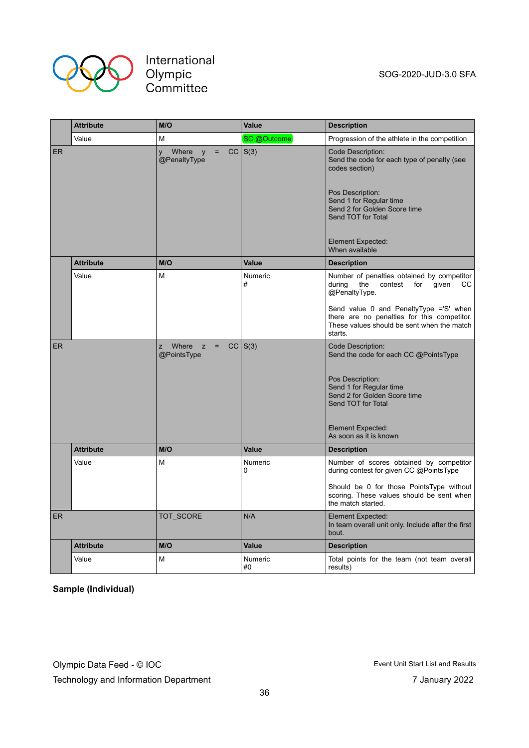| | Attribute | M/O | Value | Description |
|---|---|---|---|---|
| | Value | M | SC @Outcome | Progression of the athlete in the competition |
| ER | | y Where y = CC @PenaltyType | S(3) | Code Description:<br>Send the code for each type of penalty (see codes section)<br><br>Pos Description:<br>Send 1 for Regular time<br>Send 2 for Golden Score time<br>Send TOT for Total<br><br>Element Expected:<br>When available |
| | **Attribute** | **M/O** | **Value** | **Description** |
| | Value | M | Numeric<br># | Number of penalties obtained by competitor during the contest for given CC @PenaltyType.<br><br>Send value 0 and PenaltyType ='S' when there are no penalties for this competitor. These values should be sent when the match starts. |
| ER | | z Where z = CC @PointsType | S(3) | Code Description:<br>Send the code for each CC @PointsType<br><br>Pos Description:<br>Send 1 for Regular time<br>Send 2 for Golden Score time<br>Send TOT for Total<br><br>Element Expected:<br>As soon as it is known |
| | **Attribute** | **M/O** | **Value** | **Description** |
| | Value | M | Numeric<br>0 | Number of scores obtained by competitor during contest for given CC @PointsType<br><br>Should be 0 for those PointsType without scoring. These values should be sent when the match started. |
| ER | | TOT_SCORE | N/A | Element Expected:<br>In team overall unit only. Include after the first bout. |
| | **Attribute** | **M/O** | **Value** | **Description** |
| | Value | M | Numeric<br>#0 | Total points for the team (not team overall results) |

**Sample (Individual)**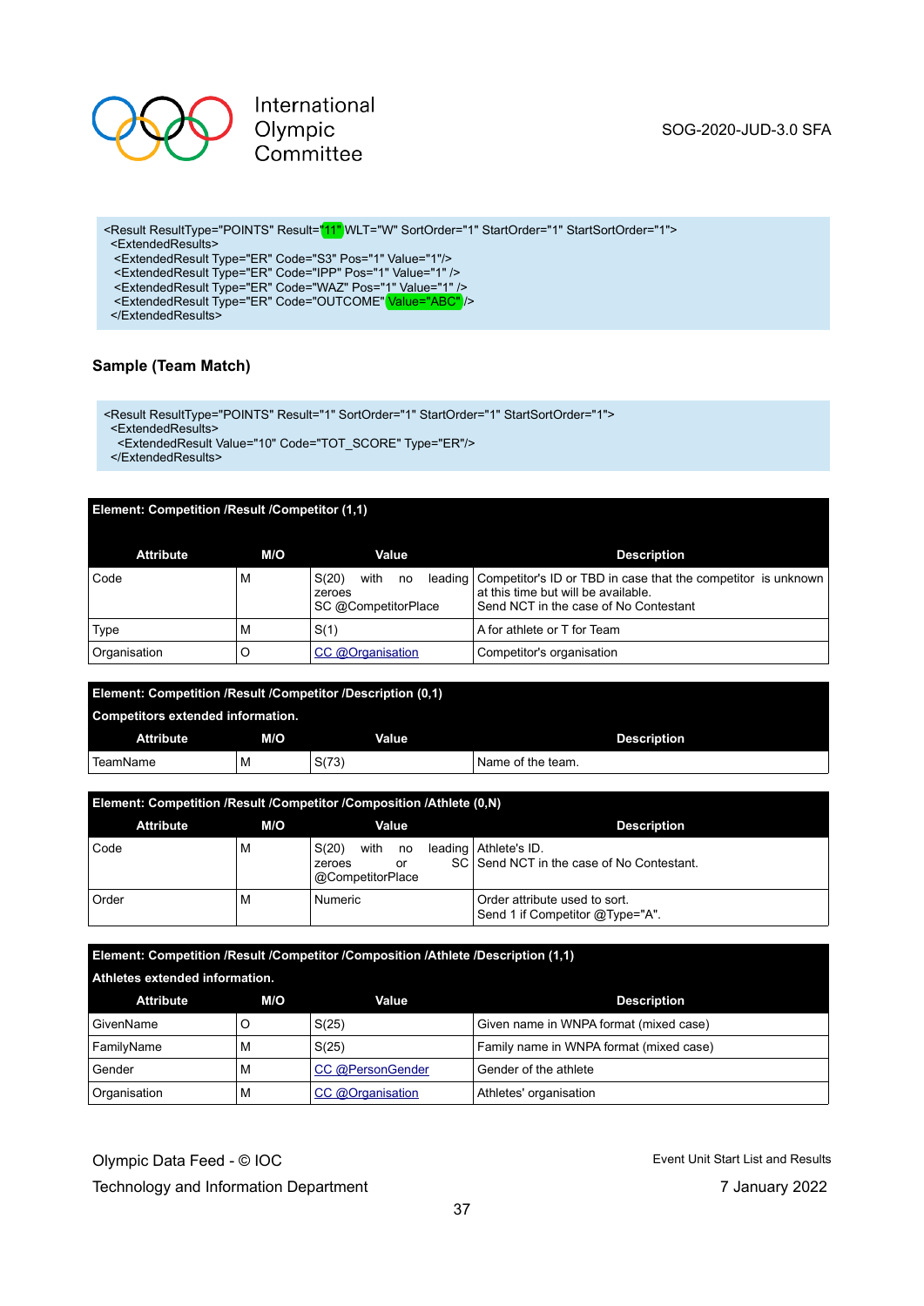```
<Result ResultType="POINTS" Result="11" WLT="W" SortOrder="1" StartOrder="1" StartSortOrder="1">
 <ExtendedResults>
  <ExtendedResult Type="ER" Code="S3" Pos="1" Value="1"/>
  <ExtendedResult Type="ER" Code="IPP" Pos="1" Value="1" />
  <ExtendedResult Type="ER" Code="WAZ" Pos="1" Value="1" />
  <ExtendedResult Type="ER" Code="OUTCOME" Value="ABC" />
 </ExtendedResults>
```

**Sample (Team Match)**

```
<Result ResultType="POINTS" Result="1" SortOrder="1" StartOrder="1" StartSortOrder="1">
 <ExtendedResults>
  <ExtendedResult Value="10" Code="TOT_SCORE" Type="ER"/>
 </ExtendedResults>
```

**Element: Competition /Result /Competitor (1,1)**

| Attribute | M/O | Value | Description |
|---|---|---|---|
| Code | M | S(20) with no leading zeroes<br>SC @CompetitorPlace | Competitor's ID or TBD in case that the competitor is unknown at this time but will be available.<br>Send NCT in the case of No Contestant |
| Type | M | S(1) | A for athlete or T for Team |
| Organisation | O | CC @Organisation | Competitor's organisation |

**Element: Competition /Result /Competitor /Description (0,1)**

**Competitors extended information.**

| Attribute | M/O | Value | Description |
|---|---|---|---|
| TeamName | M | S(73) | Name of the team. |

**Element: Competition /Result /Competitor /Composition /Athlete (0,N)**

| Attribute | M/O | Value | Description |
|---|---|---|---|
| Code | M | S(20) with no leading zeroes or SC @CompetitorPlace | Athlete's ID.<br>Send NCT in the case of No Contestant. |
| Order | M | Numeric | Order attribute used to sort.<br>Send 1 if Competitor @Type="A". |

**Element: Competition /Result /Competitor /Composition /Athlete /Description (1,1)**

**Athletes extended information.**

| Attribute | M/O | Value | Description |
|---|---|---|---|
| GivenName | O | S(25) | Given name in WNPA format (mixed case) |
| FamilyName | M | S(25) | Family name in WNPA format (mixed case) |
| Gender | M | CC @PersonGender | Gender of the athlete |
| Organisation | M | CC @Organisation | Athletes' organisation |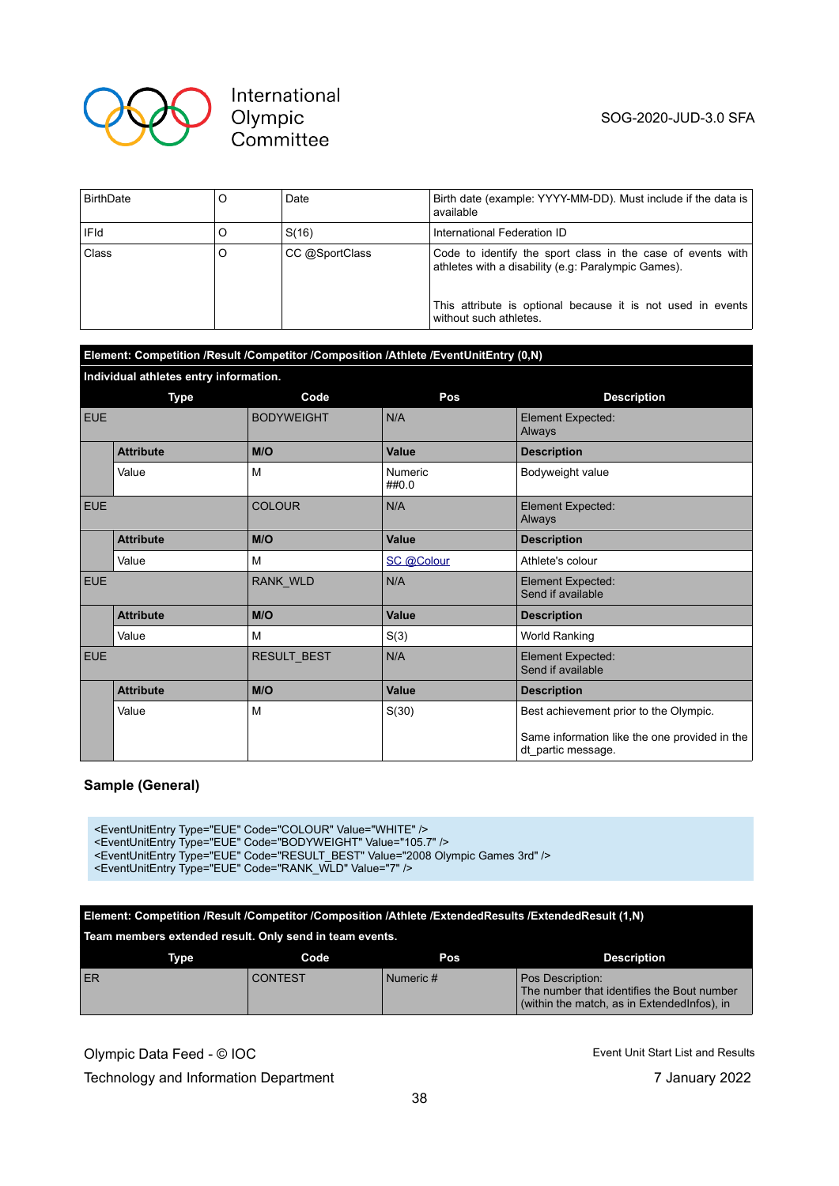| BirthDate | O | Date | Birth date (example: YYYY-MM-DD). Must include if the data is available |
|---|---|---|---|
| IFId | O | S(16) | International Federation ID |
| Class | O | CC @SportClass | Code to identify the sport class in the case of events with athletes with a disability (e.g: Paralympic Games).<br><br>This attribute is optional because it is not used in events without such athletes. |

**Element: Competition /Result /Competitor /Composition /Athlete /EventUnitEntry (0,N)**

**Individual athletes entry information.**

| Type | | Code | Pos | Description |
|---|---|---|---|---|
| EUE | | BODYWEIGHT | N/A | Element Expected:<br>Always |
| | **Attribute** | **M/O** | **Value** | **Description** |
| | Value | M | Numeric<br>##0.0 | Bodyweight value |
| EUE | | COLOUR | N/A | Element Expected:<br>Always |
| | **Attribute** | **M/O** | **Value** | **Description** |
| | Value | M | SC @Colour | Athlete's colour |
| EUE | | RANK_WLD | N/A | Element Expected:<br>Send if available |
| | **Attribute** | **M/O** | **Value** | **Description** |
| | Value | M | S(3) | World Ranking |
| EUE | | RESULT_BEST | N/A | Element Expected:<br>Send if available |
| | **Attribute** | **M/O** | **Value** | **Description** |
| | Value | M | S(30) | Best achievement prior to the Olympic.<br><br>Same information like the one provided in the dt_partic message. |

### Sample (General)

```
<EventUnitEntry Type="EUE" Code="COLOUR" Value="WHITE" />
<EventUnitEntry Type="EUE" Code="BODYWEIGHT" Value="105.7" />
<EventUnitEntry Type="EUE" Code="RESULT_BEST" Value="2008 Olympic Games 3rd" />
<EventUnitEntry Type="EUE" Code="RANK_WLD" Value="7" />
```

**Element: Competition /Result /Competitor /Composition /Athlete /ExtendedResults /ExtendedResult (1,N)**

**Team members extended result. Only send in team events.**

| Type | Code | Pos | Description |
|---|---|---|---|
| ER | CONTEST | Numeric # | Pos Description:<br>The number that identifies the Bout number (within the match, as in ExtendedInfos), in |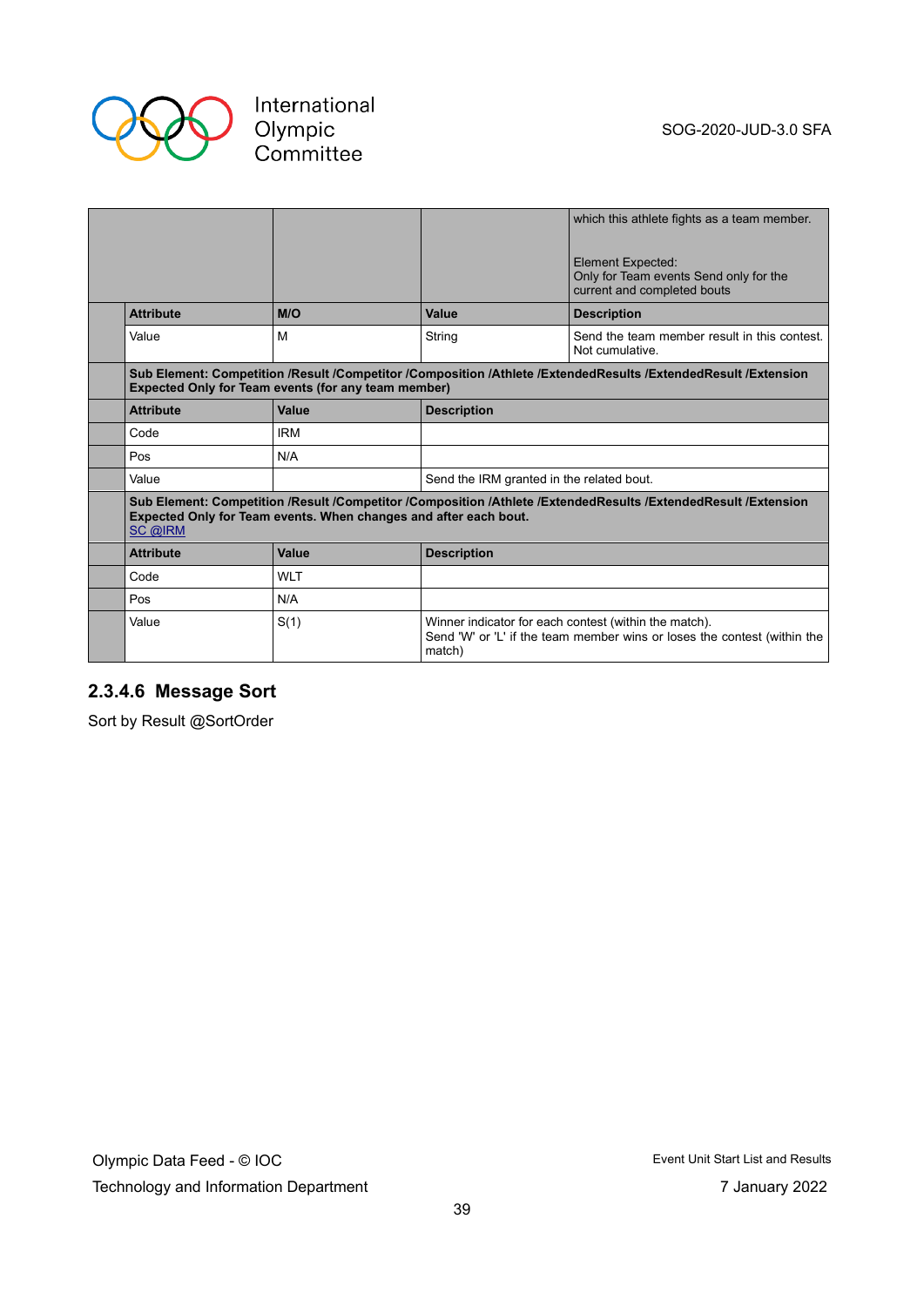| | | | |
|---|---|---|---|
| | | | which this athlete fights as a team member.<br><br>Element Expected:<br>Only for Team events Send only for the current and completed bouts |
| | **Attribute** | **M/O** | **Value** | **Description** |
| | Value | M | String | Send the team member result in this contest. Not cumulative. |

| | | | |
|---|---|---|---|
| | **Sub Element: Competition /Result /Competitor /Composition /Athlete /ExtendedResults /ExtendedResult /Extension**<br>**Expected Only for Team events (for any team member)** | | |
| | **Attribute** | **Value** | **Description** |
| | Code | IRM | |
| | Pos | N/A | |
| | Value | | Send the IRM granted in the related bout. |
| | **Sub Element: Competition /Result /Competitor /Composition /Athlete /ExtendedResults /ExtendedResult /Extension**<br>**Expected Only for Team events. When changes and after each bout.**<br>SC @IRM | | |
| | **Attribute** | **Value** | **Description** |
| | Code | WLT | |
| | Pos | N/A | |
| | Value | S(1) | Winner indicator for each contest (within the match).<br>Send 'W' or 'L' if the team member wins or loses the contest (within the match) |

### 2.3.4.6 Message Sort

Sort by Result @SortOrder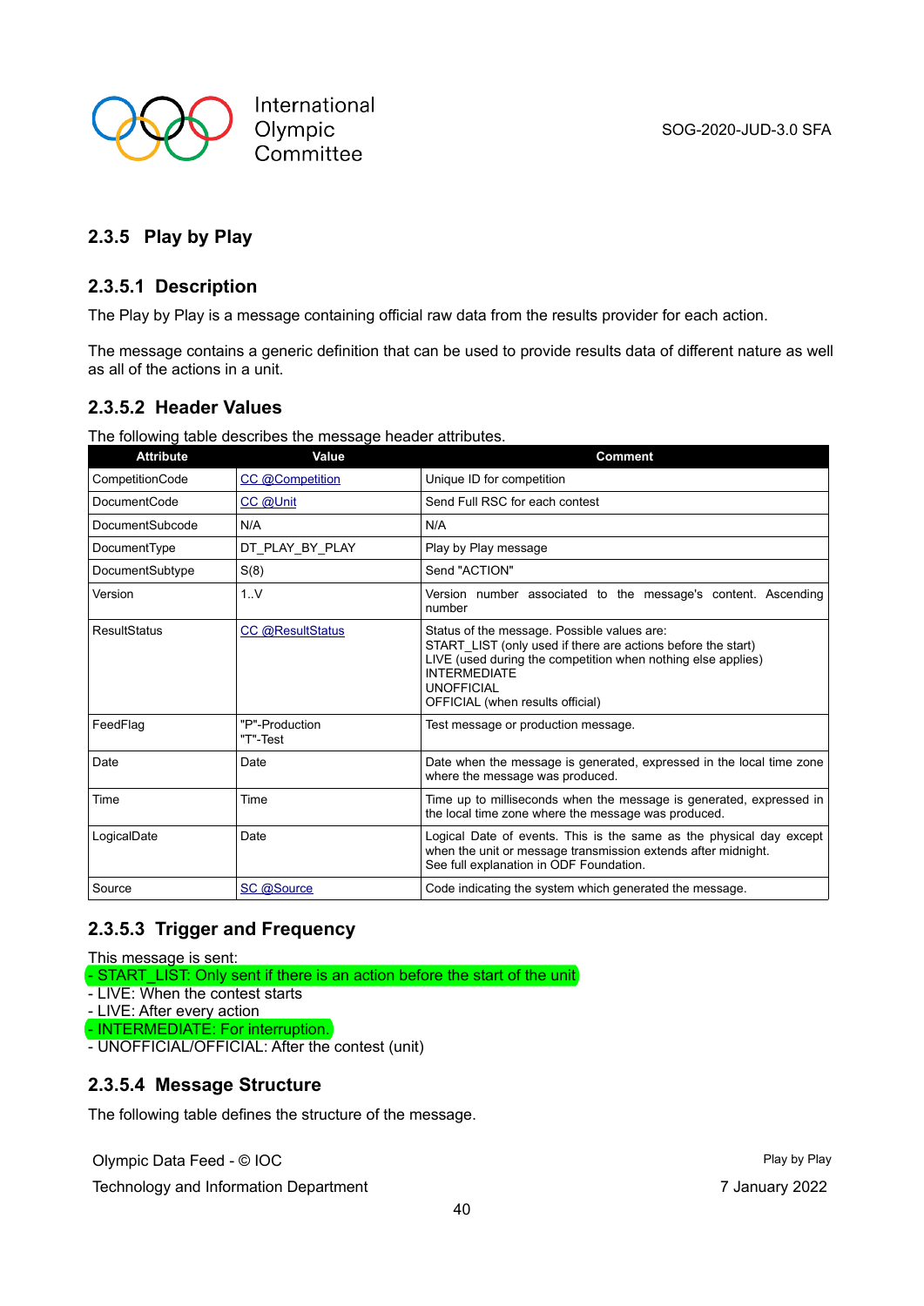### 2.3.5 Play by Play

#### 2.3.5.1 Description

The Play by Play is a message containing official raw data from the results provider for each action.

The message contains a generic definition that can be used to provide results data of different nature as well as all of the actions in a unit.

#### 2.3.5.2 Header Values

The following table describes the message header attributes.

| Attribute | Value | Comment |
|---|---|---|
| CompetitionCode | CC @Competition | Unique ID for competition |
| DocumentCode | CC @Unit | Send Full RSC for each contest |
| DocumentSubcode | N/A | N/A |
| DocumentType | DT_PLAY_BY_PLAY | Play by Play message |
| DocumentSubtype | S(8) | Send "ACTION" |
| Version | 1..V | Version number associated to the message's content. Ascending number |
| ResultStatus | CC @ResultStatus | Status of the message. Possible values are:<br>START_LIST (only used if there are actions before the start)<br>LIVE (used during the competition when nothing else applies)<br>INTERMEDIATE<br>UNOFFICIAL<br>OFFICIAL (when results official) |
| FeedFlag | "P"-Production<br>"T"-Test | Test message or production message. |
| Date | Date | Date when the message is generated, expressed in the local time zone where the message was produced. |
| Time | Time | Time up to milliseconds when the message is generated, expressed in the local time zone where the message was produced. |
| LogicalDate | Date | Logical Date of events. This is the same as the physical day except when the unit or message transmission extends after midnight.<br>See full explanation in ODF Foundation. |
| Source | SC @Source | Code indicating the system which generated the message. |

#### 2.3.5.3 Trigger and Frequency

This message is sent:
- START_LIST: Only sent if there is an action before the start of the unit
- LIVE: When the contest starts
- LIVE: After every action
- INTERMEDIATE: For interruption.
- UNOFFICIAL/OFFICIAL: After the contest (unit)

#### 2.3.5.4 Message Structure

The following table defines the structure of the message.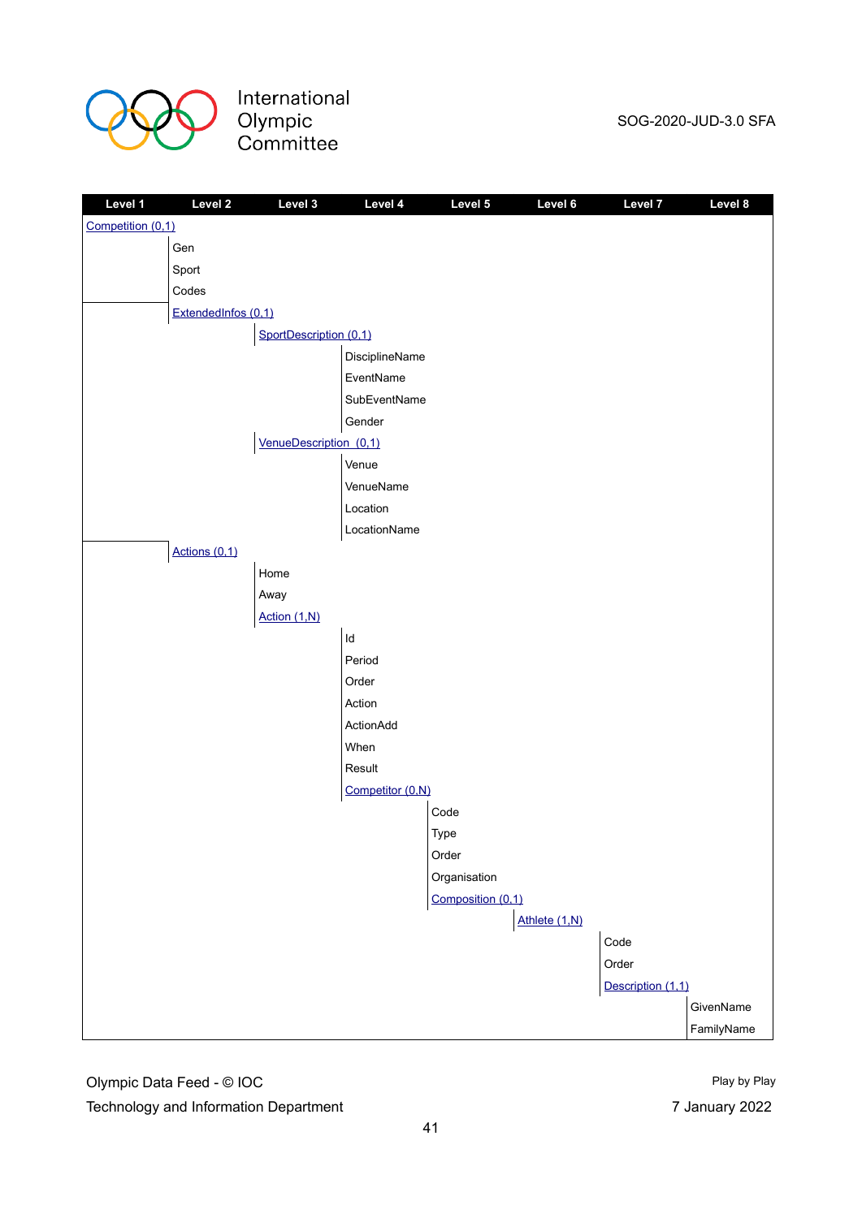| Level 1 | Level 2 | Level 3 | Level 4 | Level 5 | Level 6 | Level 7 | Level 8 |
|---|---|---|---|---|---|---|---|
| Competition (0,1) | | | | | | | |
| | Gen | | | | | | |
| | Sport | | | | | | |
| | Codes | | | | | | |
| | ExtendedInfos (0,1) | | | | | | |
| | | SportDescription (0,1) | | | | | |
| | | | DisciplineName | | | | |
| | | | EventName | | | | |
| | | | SubEventName | | | | |
| | | | Gender | | | | |
| | | VenueDescription (0,1) | | | | | |
| | | | Venue | | | | |
| | | | VenueName | | | | |
| | | | Location | | | | |
| | | | LocationName | | | | |
| | Actions (0,1) | | | | | | |
| | | Home | | | | | |
| | | Away | | | | | |
| | | Action (1,N) | | | | | |
| | | | Id | | | | |
| | | | Period | | | | |
| | | | Order | | | | |
| | | | Action | | | | |
| | | | ActionAdd | | | | |
| | | | When | | | | |
| | | | Result | | | | |
| | | | Competitor (0,N) | | | | |
| | | | | Code | | | |
| | | | | Type | | | |
| | | | | Order | | | |
| | | | | Organisation | | | |
| | | | | Composition (0,1) | | | |
| | | | | | Athlete (1,N) | | |
| | | | | | | Code | |
| | | | | | | Order | |
| | | | | | | Description (1,1) | |
| | | | | | | | GivenName |
| | | | | | | | FamilyName |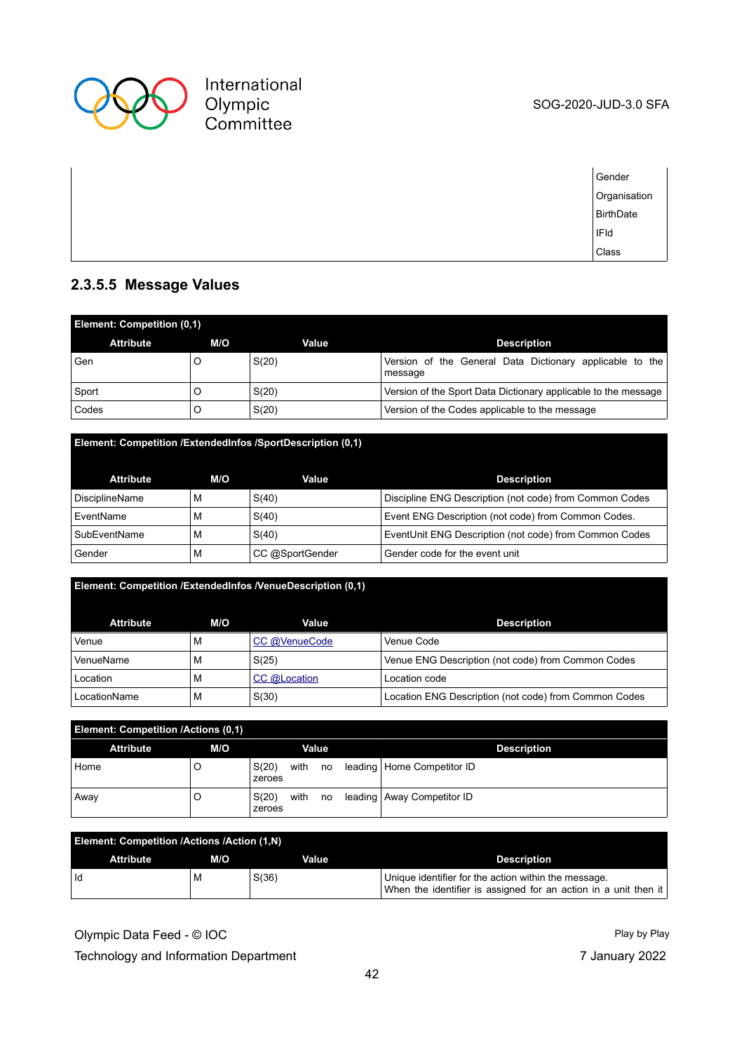| | |
|---|---|
| | Gender<br>Organisation<br>BirthDate<br>IFId<br>Class |

### 2.3.5.5 Message Values

| Element: Competition (0,1) | | | |
|---|---|---|---|
| **Attribute** | **M/O** | **Value** | **Description** |
| Gen | O | S(20) | Version of the General Data Dictionary applicable to the message |
| Sport | O | S(20) | Version of the Sport Data Dictionary applicable to the message |
| Codes | O | S(20) | Version of the Codes applicable to the message |

| Element: Competition /ExtendedInfos /SportDescription (0,1) | | | |
|---|---|---|---|
| **Attribute** | **M/O** | **Value** | **Description** |
| DisciplineName | M | S(40) | Discipline ENG Description (not code) from Common Codes |
| EventName | M | S(40) | Event ENG Description (not code) from Common Codes. |
| SubEventName | M | S(40) | EventUnit ENG Description (not code) from Common Codes |
| Gender | M | CC @SportGender | Gender code for the event unit |

| Element: Competition /ExtendedInfos /VenueDescription (0,1) | | | |
|---|---|---|---|
| **Attribute** | **M/O** | **Value** | **Description** |
| Venue | M | CC @VenueCode | Venue Code |
| VenueName | M | S(25) | Venue ENG Description (not code) from Common Codes |
| Location | M | CC @Location | Location code |
| LocationName | M | S(30) | Location ENG Description (not code) from Common Codes |

| Element: Competition /Actions (0,1) | | | |
|---|---|---|---|
| **Attribute** | **M/O** | **Value** | **Description** |
| Home | O | S(20) with no leading zeroes | Home Competitor ID |
| Away | O | S(20) with no leading zeroes | Away Competitor ID |

| Element: Competition /Actions /Action (1,N) | | | |
|---|---|---|---|
| **Attribute** | **M/O** | **Value** | **Description** |
| Id | M | S(36) | Unique identifier for the action within the message.<br>When the identifier is assigned for an action in a unit then it |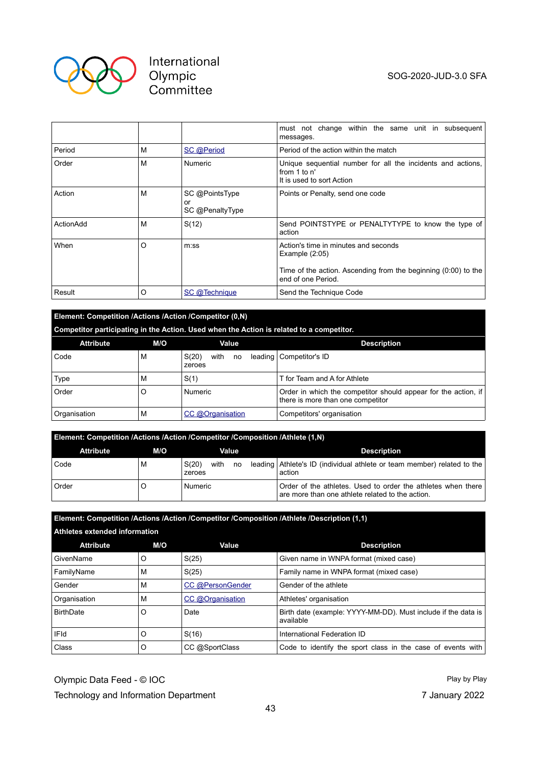| | | | must not change within the same unit in subsequent messages. |
|---|---|---|---|
| Period | M | SC @Period | Period of the action within the match |
| Order | M | Numeric | Unique sequential number for all the incidents and actions, from 1 to n'<br>It is used to sort Action |
| Action | M | SC @PointsType<br>or<br>SC @PenaltyType | Points or Penalty, send one code |
| ActionAdd | M | S(12) | Send POINTSTYPE or PENALTYTYPE to know the type of action |
| When | O | m:ss | Action's time in minutes and seconds<br>Example (2:05)<br><br>Time of the action. Ascending from the beginning (0:00) to the end of one Period. |
| Result | O | SC @Technique | Send the Technique Code |

**Element: Competition /Actions /Action /Competitor (0,N)**

**Competitor participating in the Action. Used when the Action is related to a competitor.**

| Attribute | M/O | Value | Description |
|---|---|---|---|
| Code | M | S(20) with no leading zeroes | Competitor's ID |
| Type | M | S(1) | T for Team and A for Athlete |
| Order | O | Numeric | Order in which the competitor should appear for the action, if there is more than one competitor |
| Organisation | M | CC @Organisation | Competitors' organisation |

**Element: Competition /Actions /Action /Competitor /Composition /Athlete (1,N)**

| Attribute | M/O | Value | Description |
|---|---|---|---|
| Code | M | S(20) with no leading zeroes | Athlete's ID (individual athlete or team member) related to the action |
| Order | O | Numeric | Order of the athletes. Used to order the athletes when there are more than one athlete related to the action. |

**Element: Competition /Actions /Action /Competitor /Composition /Athlete /Description (1,1)**

**Athletes extended information**

| Attribute | M/O | Value | Description |
|---|---|---|---|
| GivenName | O | S(25) | Given name in WNPA format (mixed case) |
| FamilyName | M | S(25) | Family name in WNPA format (mixed case) |
| Gender | M | CC @PersonGender | Gender of the athlete |
| Organisation | M | CC @Organisation | Athletes' organisation |
| BirthDate | O | Date | Birth date (example: YYYY-MM-DD). Must include if the data is available |
| IFId | O | S(16) | International Federation ID |
| Class | O | CC @SportClass | Code to identify the sport class in the case of events with |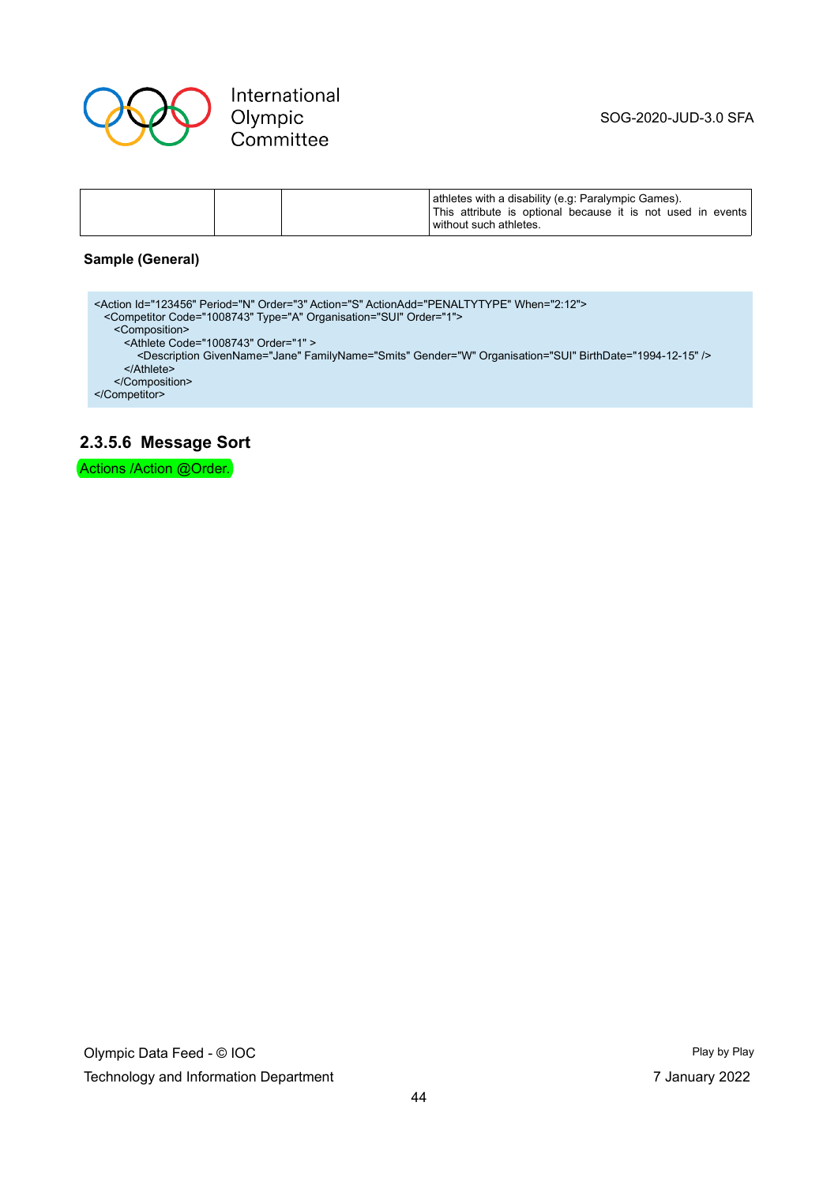| | | | athletes with a disability (e.g: Paralympic Games). This attribute is optional because it is not used in events without such athletes. |
|---|---|---|---|

**Sample (General)**

```
<Action Id="123456" Period="N" Order="3" Action="S" ActionAdd="PENALTYTYPE" When="2:12">
  <Competitor Code="1008743" Type="A" Organisation="SUI" Order="1">
    <Composition>
      <Athlete Code="1008743" Order="1" >
        <Description GivenName="Jane" FamilyName="Smits" Gender="W" Organisation="SUI" BirthDate="1994-12-15" />
      </Athlete>
    </Composition>
</Competitor>
```

### 2.3.5.6 Message Sort

Actions /Action @Order.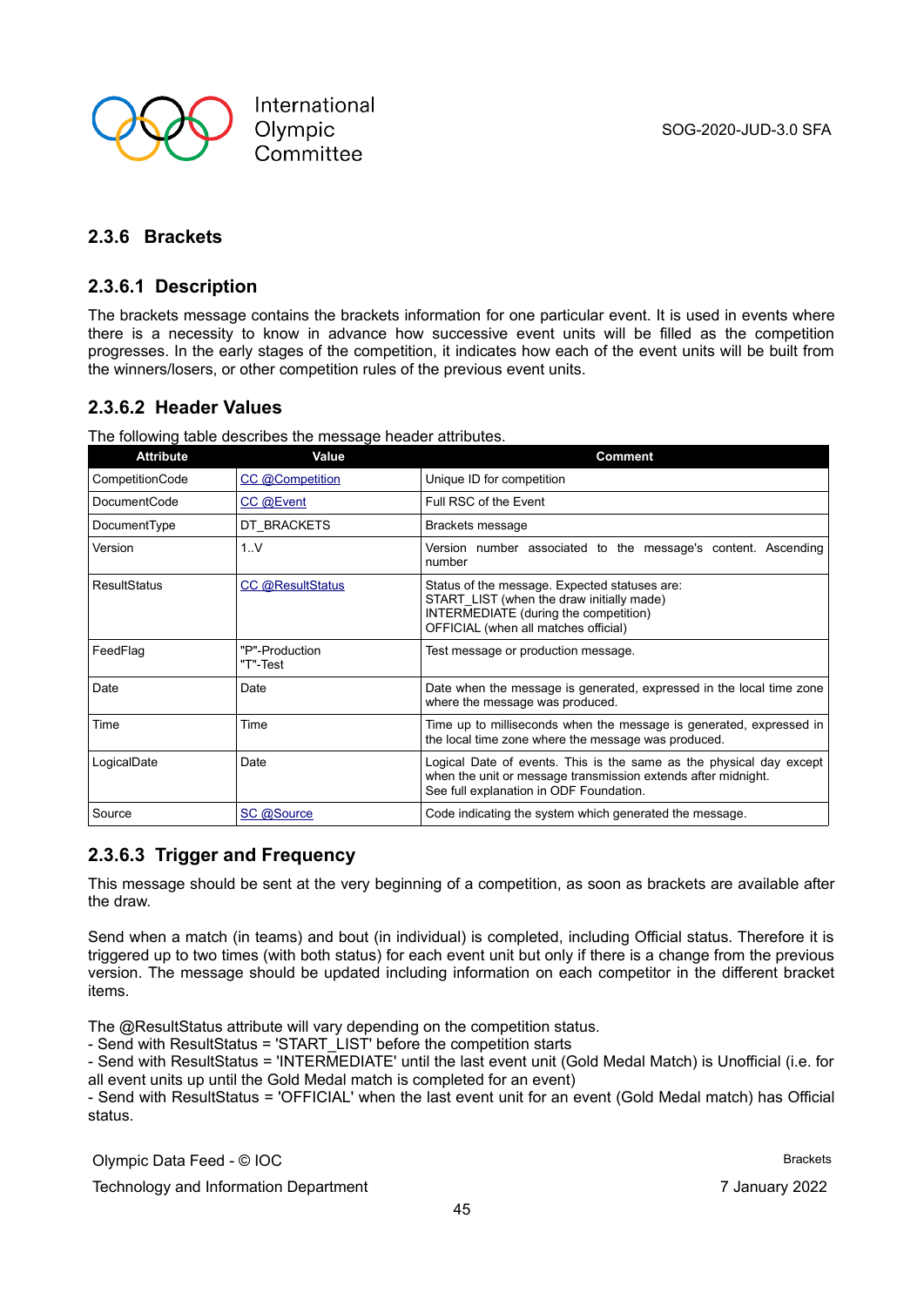### 2.3.6 Brackets

#### 2.3.6.1 Description

The brackets message contains the brackets information for one particular event. It is used in events where there is a necessity to know in advance how successive event units will be filled as the competition progresses. In the early stages of the competition, it indicates how each of the event units will be built from the winners/losers, or other competition rules of the previous event units.

#### 2.3.6.2 Header Values

The following table describes the message header attributes.

| Attribute | Value | Comment |
|---|---|---|
| CompetitionCode | CC @Competition | Unique ID for competition |
| DocumentCode | CC @Event | Full RSC of the Event |
| DocumentType | DT_BRACKETS | Brackets message |
| Version | 1..V | Version number associated to the message's content. Ascending number |
| ResultStatus | CC @ResultStatus | Status of the message. Expected statuses are:<br>START_LIST (when the draw initially made)<br>INTERMEDIATE (during the competition)<br>OFFICIAL (when all matches official) |
| FeedFlag | "P"-Production<br>"T"-Test | Test message or production message. |
| Date | Date | Date when the message is generated, expressed in the local time zone where the message was produced. |
| Time | Time | Time up to milliseconds when the message is generated, expressed in the local time zone where the message was produced. |
| LogicalDate | Date | Logical Date of events. This is the same as the physical day except when the unit or message transmission extends after midnight.<br>See full explanation in ODF Foundation. |
| Source | SC @Source | Code indicating the system which generated the message. |

#### 2.3.6.3 Trigger and Frequency

This message should be sent at the very beginning of a competition, as soon as brackets are available after the draw.

Send when a match (in teams) and bout (in individual) is completed, including Official status. Therefore it is triggered up to two times (with both status) for each event unit but only if there is a change from the previous version. The message should be updated including information on each competitor in the different bracket items.

The @ResultStatus attribute will vary depending on the competition status.
- Send with ResultStatus = 'START_LIST' before the competition starts
- Send with ResultStatus = 'INTERMEDIATE' until the last event unit (Gold Medal Match) is Unofficial (i.e. for all event units up until the Gold Medal match is completed for an event)
- Send with ResultStatus = 'OFFICIAL' when the last event unit for an event (Gold Medal match) has Official status.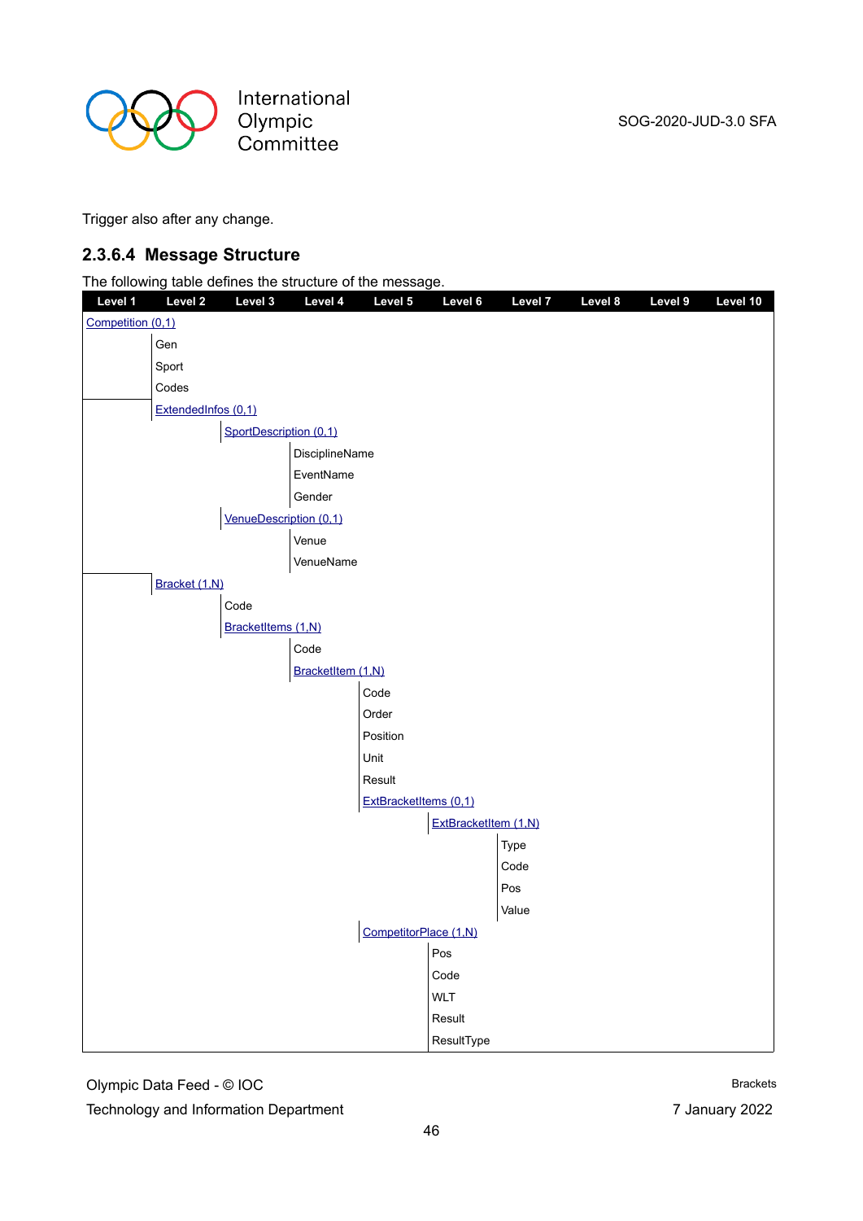Trigger also after any change.

### 2.3.6.4 Message Structure

The following table defines the structure of the message.

| Level 1 | Level 2 | Level 3 | Level 4 | Level 5 | Level 6 | Level 7 | Level 8 | Level 9 | Level 10 |
|---|---|---|---|---|---|---|---|---|---|
| Competition (0,1) | | | | | | | | | |
| | Gen | | | | | | | | |
| | Sport | | | | | | | | |
| | Codes | | | | | | | | |
| | ExtendedInfos (0,1) | | | | | | | | |
| | | SportDescription (0,1) | | | | | | | |
| | | | DisciplineName | | | | | | |
| | | | EventName | | | | | | |
| | | | Gender | | | | | | |
| | | VenueDescription (0,1) | | | | | | | |
| | | | Venue | | | | | | |
| | | | VenueName | | | | | | |
| | Bracket (1,N) | | | | | | | | |
| | | Code | | | | | | | |
| | | BracketItems (1,N) | | | | | | | |
| | | | Code | | | | | | |
| | | | BracketItem (1,N) | | | | | | |
| | | | | Code | | | | | |
| | | | | Order | | | | | |
| | | | | Position | | | | | |
| | | | | Unit | | | | | |
| | | | | Result | | | | | |
| | | | | ExtBracketItems (0,1) | | | | | |
| | | | | | ExtBracketItem (1,N) | | | | |
| | | | | | | Type | | | |
| | | | | | | Code | | | |
| | | | | | | Pos | | | |
| | | | | | | Value | | | |
| | | | | CompetitorPlace (1,N) | | | | | |
| | | | | | Pos | | | | |
| | | | | | Code | | | | |
| | | | | | WLT | | | | |
| | | | | | Result | | | | |
| | | | | | ResultType | | | | |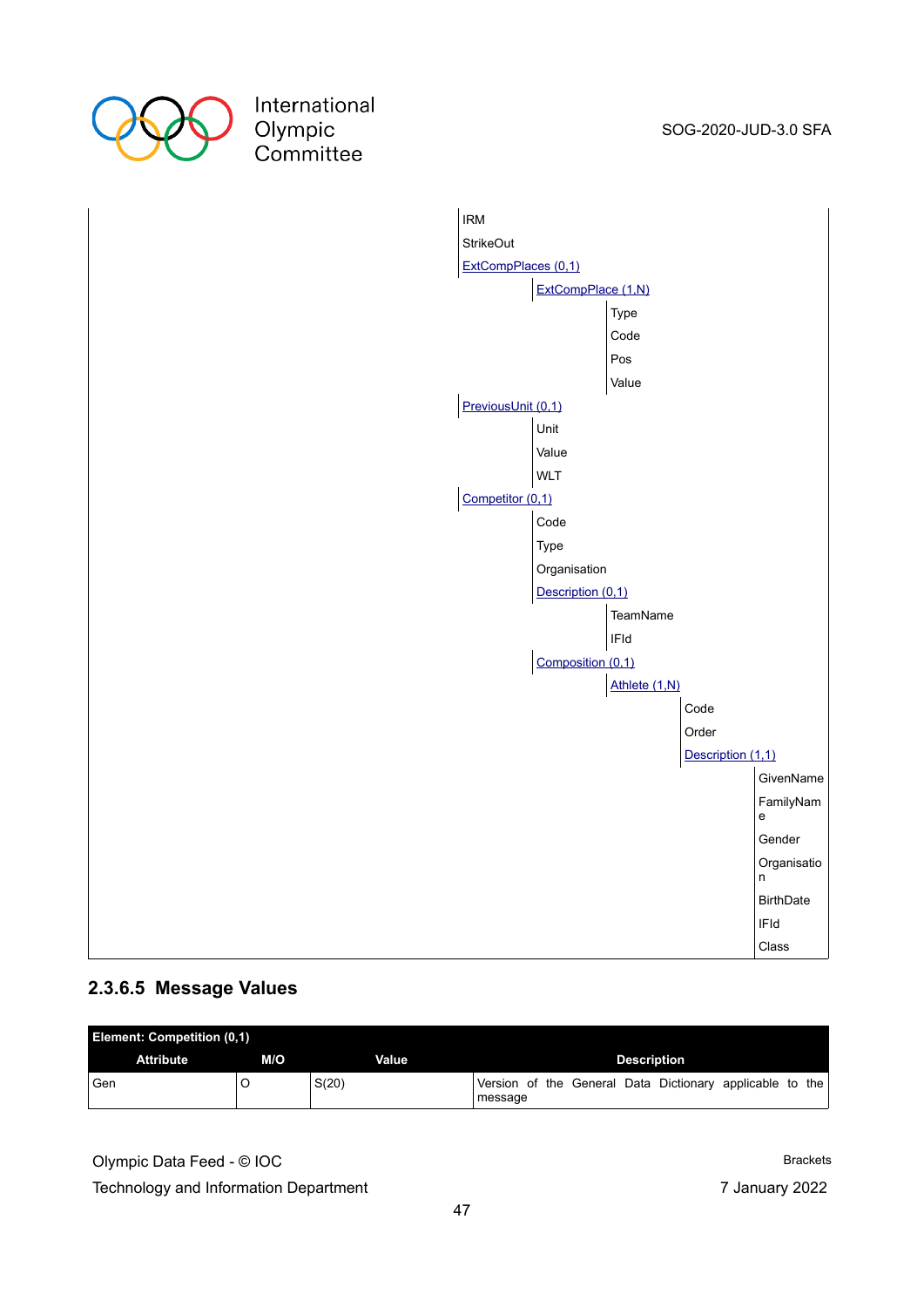- IRM
- StrikeOut
- ExtCompPlaces (0,1)
  - ExtCompPlace (1,N)
    - Type
    - Code
    - Pos
    - Value
- PreviousUnit (0,1)
  - Unit
  - Value
  - WLT
- Competitor (0,1)
  - Code
  - Type
  - Organisation
  - Description (0,1)
    - TeamName
    - IFId
  - Composition (0,1)
    - Athlete (1,N)
      - Code
      - Order
      - Description (1,1)
        - GivenName
        - FamilyName
        - Gender
        - Organisation
        - BirthDate
        - IFId
        - Class

### 2.3.6.5 Message Values

| Element: Competition (0,1) | | | |
|---|---|---|---|
| **Attribute** | **M/O** | **Value** | **Description** |
| Gen | O | S(20) | Version of the General Data Dictionary applicable to the message |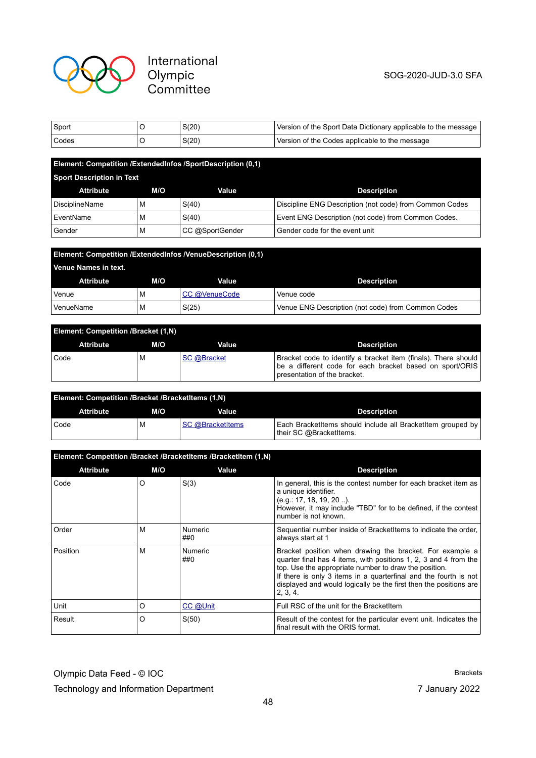| Attribute | M/O | Value | Description |
|---|---|---|---|
| Sport | O | S(20) | Version of the Sport Data Dictionary applicable to the message |
| Codes | O | S(20) | Version of the Codes applicable to the message |

**Element: Competition /ExtendedInfos /SportDescription (0,1)**

Sport Description in Text

| Attribute | M/O | Value | Description |
|---|---|---|---|
| DisciplineName | M | S(40) | Discipline ENG Description (not code) from Common Codes |
| EventName | M | S(40) | Event ENG Description (not code) from Common Codes. |
| Gender | M | CC @SportGender | Gender code for the event unit |

**Element: Competition /ExtendedInfos /VenueDescription (0,1)**

Venue Names in text.

| Attribute | M/O | Value | Description |
|---|---|---|---|
| Venue | M | CC @VenueCode | Venue code |
| VenueName | M | S(25) | Venue ENG Description (not code) from Common Codes |

**Element: Competition /Bracket (1,N)**

| Attribute | M/O | Value | Description |
|---|---|---|---|
| Code | M | SC @Bracket | Bracket code to identify a bracket item (finals). There should be a different code for each bracket based on sport/ORIS presentation of the bracket. |

**Element: Competition /Bracket /BracketItems (1,N)**

| Attribute | M/O | Value | Description |
|---|---|---|---|
| Code | M | SC @BracketItems | Each BracketItems should include all BracketItem grouped by their SC @BracketItems. |

**Element: Competition /Bracket /BracketItems /BracketItem (1,N)**

| Attribute | M/O | Value | Description |
|---|---|---|---|
| Code | O | S(3) | In general, this is the contest number for each bracket item as a unique identifier. (e.g.: 17, 18, 19, 20 ..). However, it may include "TBD" for to be defined, if the contest number is not known. |
| Order | M | Numeric ##0 | Sequential number inside of BracketItems to indicate the order, always start at 1 |
| Position | M | Numeric ##0 | Bracket position when drawing the bracket. For example a quarter final has 4 items, with positions 1, 2, 3 and 4 from the top. Use the appropriate number to draw the position. If there is only 3 items in a quarterfinal and the fourth is not displayed and would logically be the first then the positions are 2, 3, 4. |
| Unit | O | CC @Unit | Full RSC of the unit for the BracketItem |
| Result | O | S(50) | Result of the contest for the particular event unit. Indicates the final result with the ORIS format. |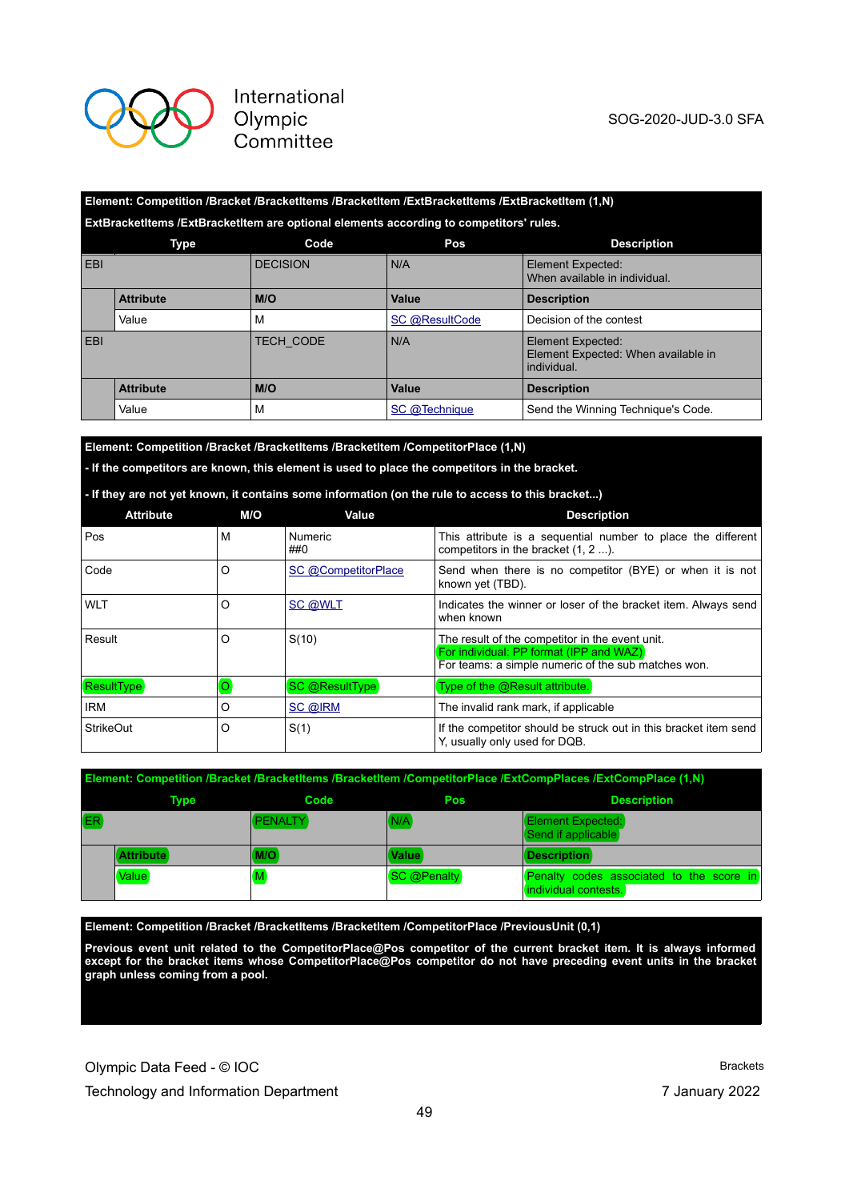**Element: Competition /Bracket /BracketItems /BracketItem /ExtBracketItems /ExtBracketItem (1,N)**

**ExtBracketItems /ExtBracketItem are optional elements according to competitors' rules.**

| Type | | Code | Pos | Description |
|---|---|---|---|---|
| EBI | | DECISION | N/A | Element Expected:<br>When available in individual. |
| | **Attribute** | **M/O** | **Value** | **Description** |
| | Value | M | SC @ResultCode | Decision of the contest |
| EBI | | TECH_CODE | N/A | Element Expected:<br>Element Expected: When available in individual. |
| | **Attribute** | **M/O** | **Value** | **Description** |
| | Value | M | SC @Technique | Send the Winning Technique's Code. |

**Element: Competition /Bracket /BracketItems /BracketItem /CompetitorPlace (1,N)**

**- If the competitors are known, this element is used to place the competitors in the bracket.**

**- If they are not yet known, it contains some information (on the rule to access to this bracket...)**

| Attribute | M/O | Value | Description |
|---|---|---|---|
| Pos | M | Numeric<br>##0 | This attribute is a sequential number to place the different competitors in the bracket (1, 2 ...). |
| Code | O | SC @CompetitorPlace | Send when there is no competitor (BYE) or when it is not known yet (TBD). |
| WLT | O | SC @WLT | Indicates the winner or loser of the bracket item. Always send when known |
| Result | O | S(10) | The result of the competitor in the event unit.<br>For individual: PP format (IPP and WAZ)<br>For teams: a simple numeric of the sub matches won. |
| ResultType | O | SC @ResultType | Type of the @Result attribute. |
| IRM | O | SC @IRM | The invalid rank mark, if applicable |
| StrikeOut | O | S(1) | If the competitor should be struck out in this bracket item send Y, usually only used for DQB. |

**Element: Competition /Bracket /BracketItems /BracketItem /CompetitorPlace /ExtCompPlaces /ExtCompPlace (1,N)**

| Type | | Code | Pos | Description |
|---|---|---|---|---|
| ER | | PENALTY | N/A | Element Expected:<br>Send if applicable |
| | **Attribute** | **M/O** | **Value** | **Description** |
| | Value | M | SC @Penalty | Penalty codes associated to the score in individual contests. |

**Element: Competition /Bracket /BracketItems /BracketItem /CompetitorPlace /PreviousUnit (0,1)**

**Previous event unit related to the CompetitorPlace@Pos competitor of the current bracket item. It is always informed except for the bracket items whose CompetitorPlace@Pos competitor do not have preceding event units in the bracket graph unless coming from a pool.**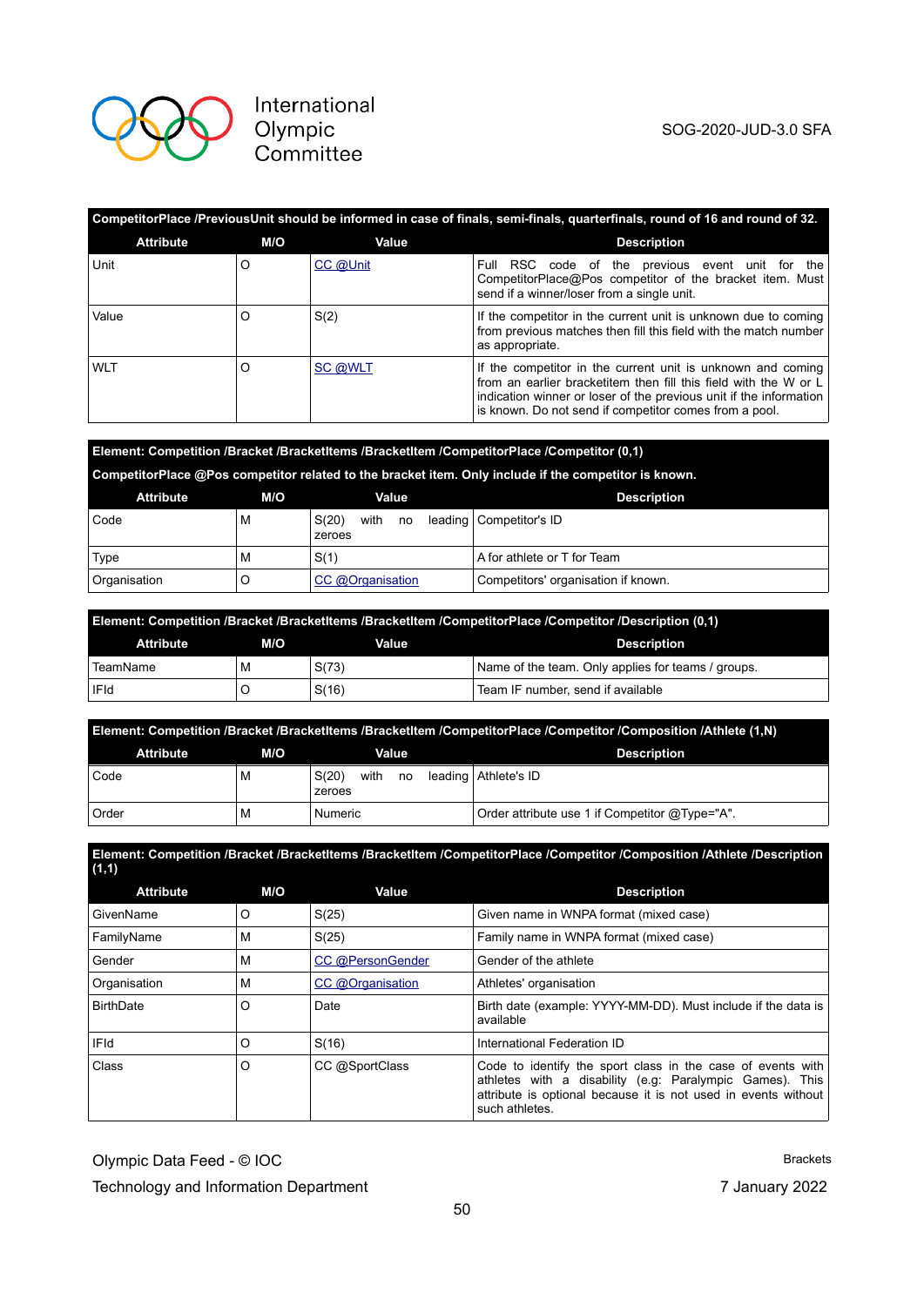**CompetitorPlace /PreviousUnit should be informed in case of finals, semi-finals, quarterfinals, round of 16 and round of 32.**

| Attribute | M/O | Value | Description |
|---|---|---|---|
| Unit | O | CC @Unit | Full RSC code of the previous event unit for the CompetitorPlace@Pos competitor of the bracket item. Must send if a winner/loser from a single unit. |
| Value | O | S(2) | If the competitor in the current unit is unknown due to coming from previous matches then fill this field with the match number as appropriate. |
| WLT | O | SC @WLT | If the competitor in the current unit is unknown and coming from an earlier bracketitem then fill this field with the W or L indication winner or loser of the previous unit if the information is known. Do not send if competitor comes from a pool. |

**Element: Competition /Bracket /BracketItems /BracketItem /CompetitorPlace /Competitor (0,1)**

**CompetitorPlace @Pos competitor related to the bracket item. Only include if the competitor is known.**

| Attribute | M/O | Value | Description |
|---|---|---|---|
| Code | M | S(20) with no leading zeroes | Competitor's ID |
| Type | M | S(1) | A for athlete or T for Team |
| Organisation | O | CC @Organisation | Competitors' organisation if known. |

**Element: Competition /Bracket /BracketItems /BracketItem /CompetitorPlace /Competitor /Description (0,1)**

| Attribute | M/O | Value | Description |
|---|---|---|---|
| TeamName | M | S(73) | Name of the team. Only applies for teams / groups. |
| IFId | O | S(16) | Team IF number, send if available |

**Element: Competition /Bracket /BracketItems /BracketItem /CompetitorPlace /Competitor /Composition /Athlete (1,N)**

| Attribute | M/O | Value | Description |
|---|---|---|---|
| Code | M | S(20) with no leading zeroes | Athlete's ID |
| Order | M | Numeric | Order attribute use 1 if Competitor @Type="A". |

**Element: Competition /Bracket /BracketItems /BracketItem /CompetitorPlace /Competitor /Composition /Athlete /Description (1,1)**

| Attribute | M/O | Value | Description |
|---|---|---|---|
| GivenName | O | S(25) | Given name in WNPA format (mixed case) |
| FamilyName | M | S(25) | Family name in WNPA format (mixed case) |
| Gender | M | CC @PersonGender | Gender of the athlete |
| Organisation | M | CC @Organisation | Athletes' organisation |
| BirthDate | O | Date | Birth date (example: YYYY-MM-DD). Must include if the data is available |
| IFId | O | S(16) | International Federation ID |
| Class | O | CC @SportClass | Code to identify the sport class in the case of events with athletes with a disability (e.g: Paralympic Games). This attribute is optional because it is not used in events without such athletes. |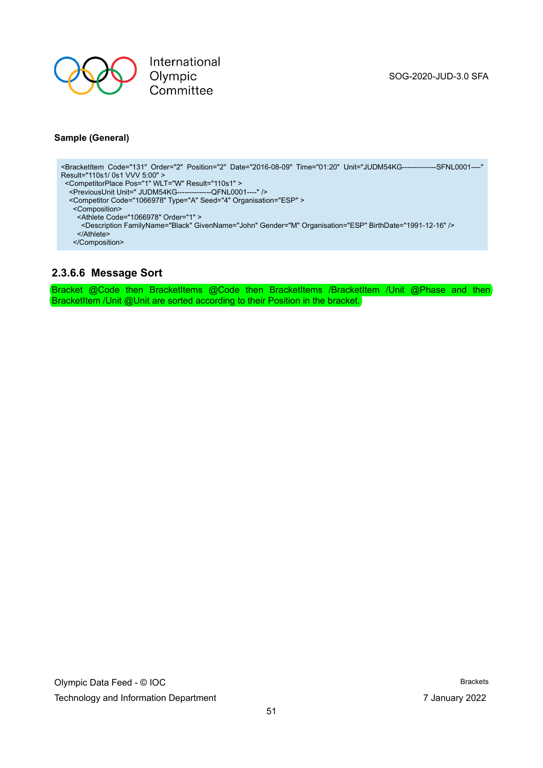**Sample (General)**

```
<BracketItem Code="131" Order="2" Position="2" Date="2016-08-09" Time="01:20" Unit="JUDM54KG--------------SFNL0001----"
Result="110s1/ 0s1 VVV 5:00" >
  <CompetitorPlace Pos="1" WLT="W" Result="110s1" >
    <PreviousUnit Unit=" JUDM54KG--------------QFNL0001----" />
    <Competitor Code="1066978" Type="A" Seed="4" Organisation="ESP" >
      <Composition>
        <Athlete Code="1066978" Order="1" >
          <Description FamilyName="Black" GivenName="John" Gender="M" Organisation="ESP" BirthDate="1991-12-16" />
        </Athlete>
      </Composition>
```

### 2.3.6.6 Message Sort

Bracket @Code then BracketItems @Code then BracketItems /BracketItem /Unit @Phase and then BracketItem /Unit @Unit are sorted according to their Position in the bracket.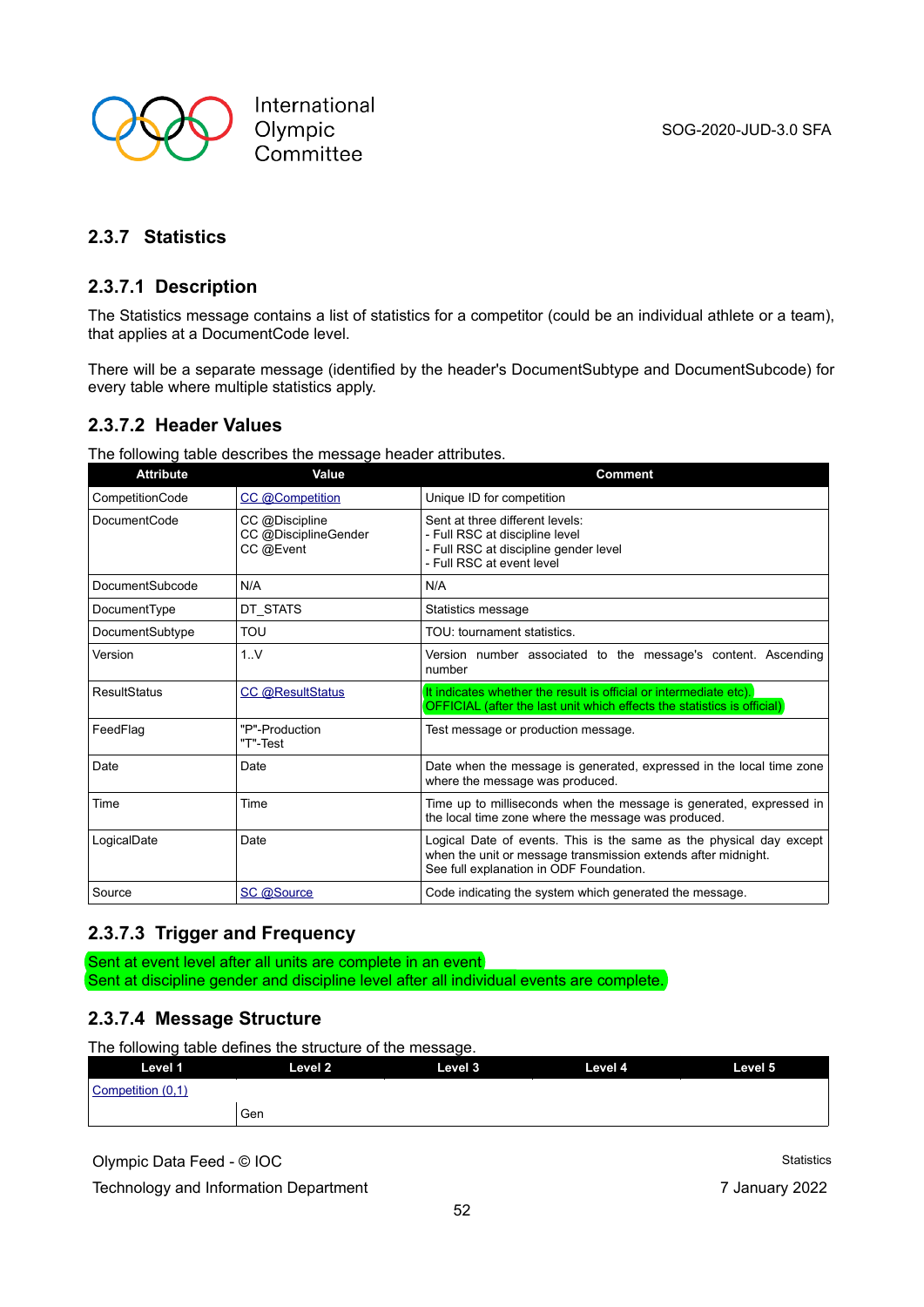### 2.3.7 Statistics

#### 2.3.7.1 Description

The Statistics message contains a list of statistics for a competitor (could be an individual athlete or a team), that applies at a DocumentCode level.

There will be a separate message (identified by the header's DocumentSubtype and DocumentSubcode) for every table where multiple statistics apply.

#### 2.3.7.2 Header Values

The following table describes the message header attributes.

| Attribute | Value | Comment |
|---|---|---|
| CompetitionCode | CC @Competition | Unique ID for competition |
| DocumentCode | CC @Discipline<br>CC @DisciplineGender<br>CC @Event | Sent at three different levels:<br>- Full RSC at discipline level<br>- Full RSC at discipline gender level<br>- Full RSC at event level |
| DocumentSubcode | N/A | N/A |
| DocumentType | DT_STATS | Statistics message |
| DocumentSubtype | TOU | TOU: tournament statistics. |
| Version | 1..V | Version number associated to the message's content. Ascending number |
| ResultStatus | CC @ResultStatus | It indicates whether the result is official or intermediate etc).<br>OFFICIAL (after the last unit which effects the statistics is official) |
| FeedFlag | "P"-Production<br>"T"-Test | Test message or production message. |
| Date | Date | Date when the message is generated, expressed in the local time zone where the message was produced. |
| Time | Time | Time up to milliseconds when the message is generated, expressed in the local time zone where the message was produced. |
| LogicalDate | Date | Logical Date of events. This is the same as the physical day except when the unit or message transmission extends after midnight.<br>See full explanation in ODF Foundation. |
| Source | SC @Source | Code indicating the system which generated the message. |

#### 2.3.7.3 Trigger and Frequency

Sent at event level after all units are complete in an event
Sent at discipline gender and discipline level after all individual events are complete.

#### 2.3.7.4 Message Structure

The following table defines the structure of the message.

| Level 1 | Level 2 | Level 3 | Level 4 | Level 5 |
|---|---|---|---|---|
| Competition (0,1) | | | | |
| | Gen | | | |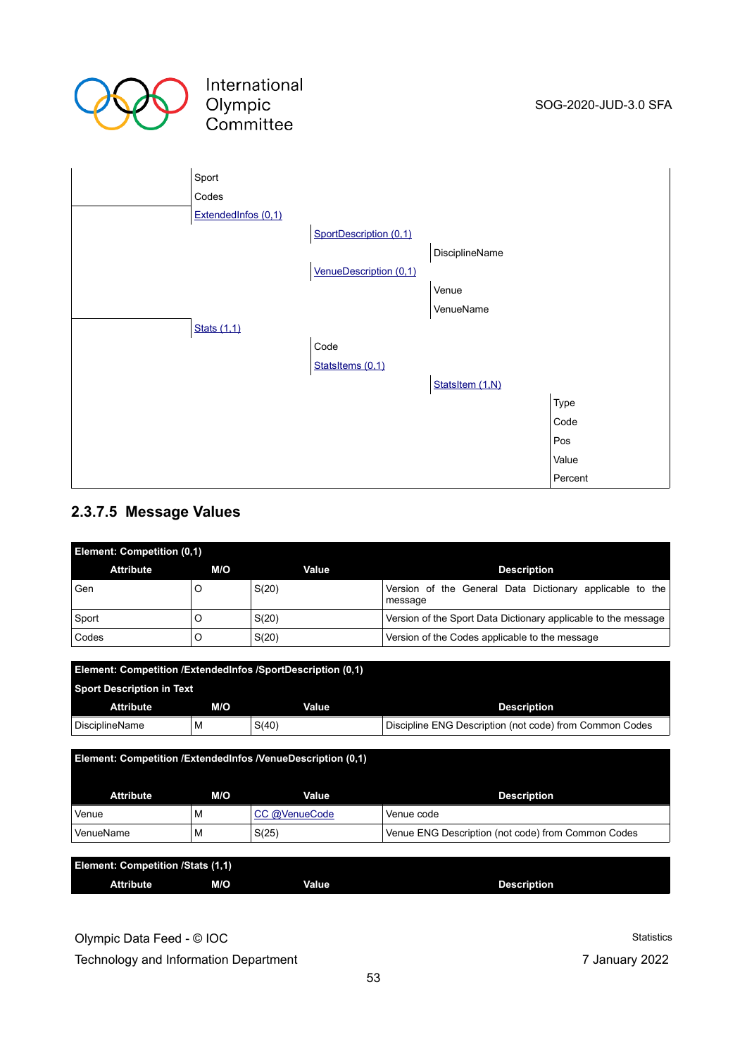| | | | | |
|---|---|---|---|---|
| | Sport | | | |
| | Codes | | | |
| | ExtendedInfos (0,1) | | | |
| | | SportDescription (0,1) | | |
| | | | DisciplineName | |
| | | VenueDescription (0,1) | | |
| | | | Venue | |
| | | | VenueName | |
| | Stats (1,1) | | | |
| | | Code | | |
| | | StatsItems (0,1) | | |
| | | | StatsItem (1,N) | |
| | | | | Type |
| | | | | Code |
| | | | | Pos |
| | | | | Value |
| | | | | Percent |

### 2.3.7.5 Message Values

**Element: Competition (0,1)**

| Attribute | M/O | Value | Description |
|---|---|---|---|
| Gen | O | S(20) | Version of the General Data Dictionary applicable to the message |
| Sport | O | S(20) | Version of the Sport Data Dictionary applicable to the message |
| Codes | O | S(20) | Version of the Codes applicable to the message |

**Element: Competition /ExtendedInfos /SportDescription (0,1)**

**Sport Description in Text**

| Attribute | M/O | Value | Description |
|---|---|---|---|
| DisciplineName | M | S(40) | Discipline ENG Description (not code) from Common Codes |

**Element: Competition /ExtendedInfos /VenueDescription (0,1)**

| Attribute | M/O | Value | Description |
|---|---|---|---|
| Venue | M | CC @VenueCode | Venue code |
| VenueName | M | S(25) | Venue ENG Description (not code) from Common Codes |

**Element: Competition /Stats (1,1)**

| Attribute | M/O | Value | Description |
|---|---|---|---|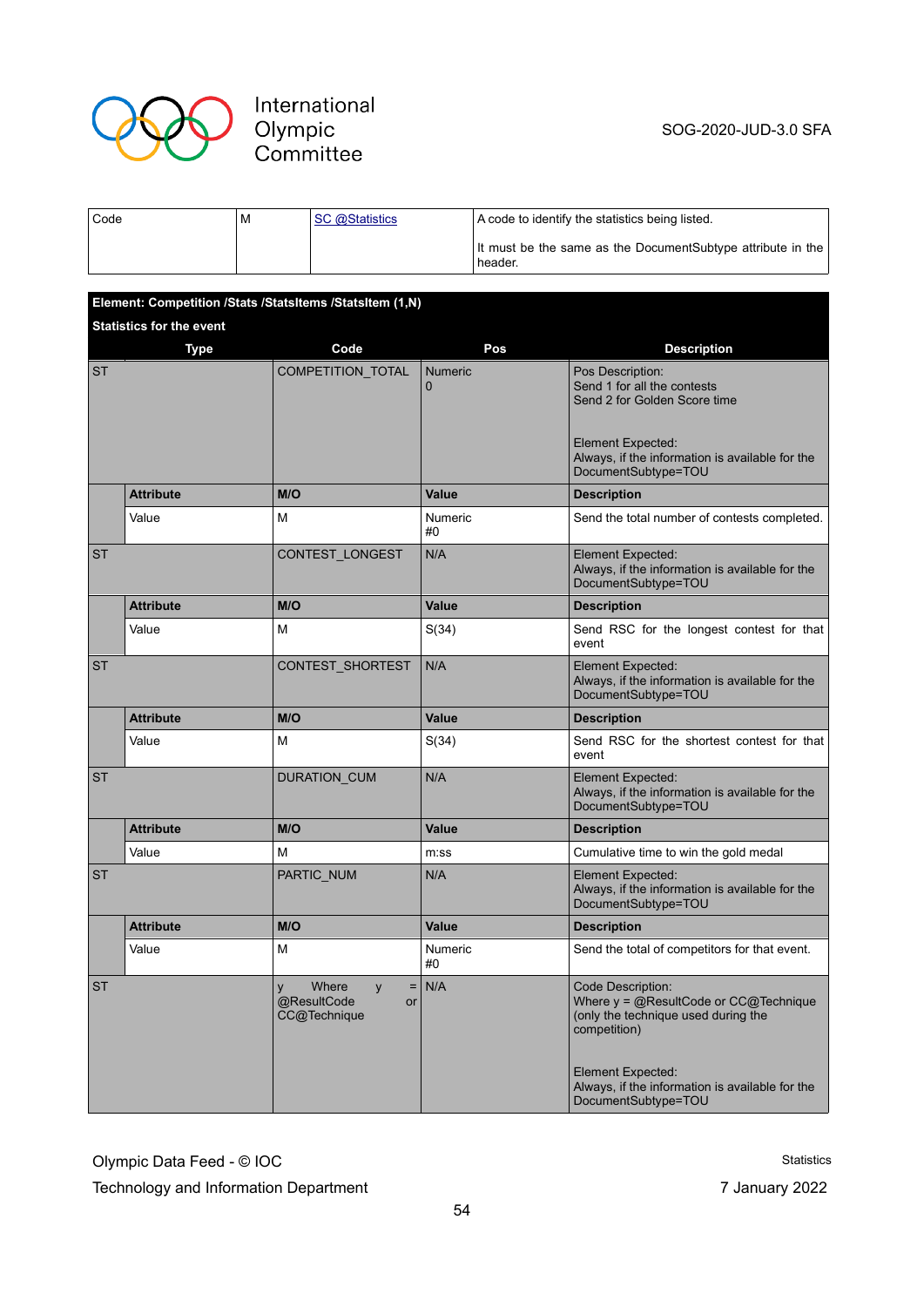| Code | M | SC @Statistics | A code to identify the statistics being listed.<br><br>It must be the same as the DocumentSubtype attribute in the header. |
|---|---|---|---|

**Element: Competition /Stats /StatsItems /StatsItem (1,N)**

**Statistics for the event**

| Type | | Code | Pos | Description |
|---|---|---|---|---|
| ST | | COMPETITION_TOTAL | Numeric<br>0 | Pos Description:<br>Send 1 for all the contests<br>Send 2 for Golden Score time<br><br>Element Expected:<br>Always, if the information is available for the DocumentSubtype=TOU |
| | **Attribute** | **M/O** | **Value** | **Description** |
| | Value | M | Numeric<br>#0 | Send the total number of contests completed. |
| ST | | CONTEST_LONGEST | N/A | Element Expected:<br>Always, if the information is available for the DocumentSubtype=TOU |
| | **Attribute** | **M/O** | **Value** | **Description** |
| | Value | M | S(34) | Send RSC for the longest contest for that event |
| ST | | CONTEST_SHORTEST | N/A | Element Expected:<br>Always, if the information is available for the DocumentSubtype=TOU |
| | **Attribute** | **M/O** | **Value** | **Description** |
| | Value | M | S(34) | Send RSC for the shortest contest for that event |
| ST | | DURATION_CUM | N/A | Element Expected:<br>Always, if the information is available for the DocumentSubtype=TOU |
| | **Attribute** | **M/O** | **Value** | **Description** |
| | Value | M | m:ss | Cumulative time to win the gold medal |
| ST | | PARTIC_NUM | N/A | Element Expected:<br>Always, if the information is available for the DocumentSubtype=TOU |
| | **Attribute** | **M/O** | **Value** | **Description** |
| | Value | M | Numeric<br>#0 | Send the total of competitors for that event. |
| ST | | y Where y = @ResultCode or CC@Technique | N/A | Code Description:<br>Where y = @ResultCode or CC@Technique (only the technique used during the competition)<br><br>Element Expected:<br>Always, if the information is available for the DocumentSubtype=TOU |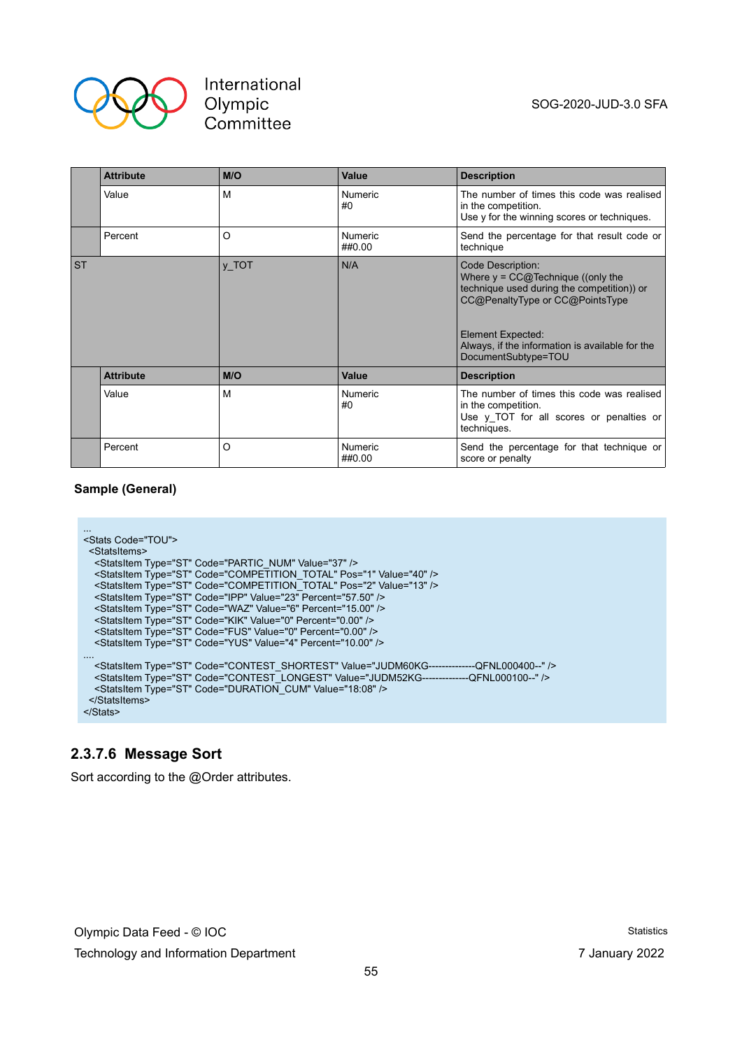| | Attribute | M/O | Value | Description |
|---|---|---|---|---|
| | Value | M | Numeric<br>#0 | The number of times this code was realised in the competition.<br>Use y for the winning scores or techniques. |
| | Percent | O | Numeric<br>##0.00 | Send the percentage for that result code or technique |
| ST | | y_TOT | N/A | Code Description:<br>Where y = CC@Technique ((only the technique used during the competition)) or CC@PenaltyType or CC@PointsType<br><br>Element Expected:<br>Always, if the information is available for the DocumentSubtype=TOU |
| | **Attribute** | **M/O** | **Value** | **Description** |
| | Value | M | Numeric<br>#0 | The number of times this code was realised in the competition.<br>Use y_TOT for all scores or penalties or techniques. |
| | Percent | O | Numeric<br>##0.00 | Send the percentage for that technique or score or penalty |

**Sample (General)**

```
...
<Stats Code="TOU">
 <StatsItems>
  <StatsItem Type="ST" Code="PARTIC_NUM" Value="37" />
  <StatsItem Type="ST" Code="COMPETITION_TOTAL" Pos="1" Value="40" />
  <StatsItem Type="ST" Code="COMPETITION_TOTAL" Pos="2" Value="13" />
  <StatsItem Type="ST" Code="IPP" Value="23" Percent="57.50" />
  <StatsItem Type="ST" Code="WAZ" Value="6" Percent="15.00" />
  <StatsItem Type="ST" Code="KIK" Value="0" Percent="0.00" />
  <StatsItem Type="ST" Code="FUS" Value="0" Percent="0.00" />
  <StatsItem Type="ST" Code="YUS" Value="4" Percent="10.00" />
....
  <StatsItem Type="ST" Code="CONTEST_SHORTEST" Value="JUDM60KG--------------QFNL000400--" />
  <StatsItem Type="ST" Code="CONTEST_LONGEST" Value="JUDM52KG--------------QFNL000100--" />
  <StatsItem Type="ST" Code="DURATION_CUM" Value="18:08" />
 </StatsItems>
</Stats>
```

### 2.3.7.6 Message Sort

Sort according to the @Order attributes.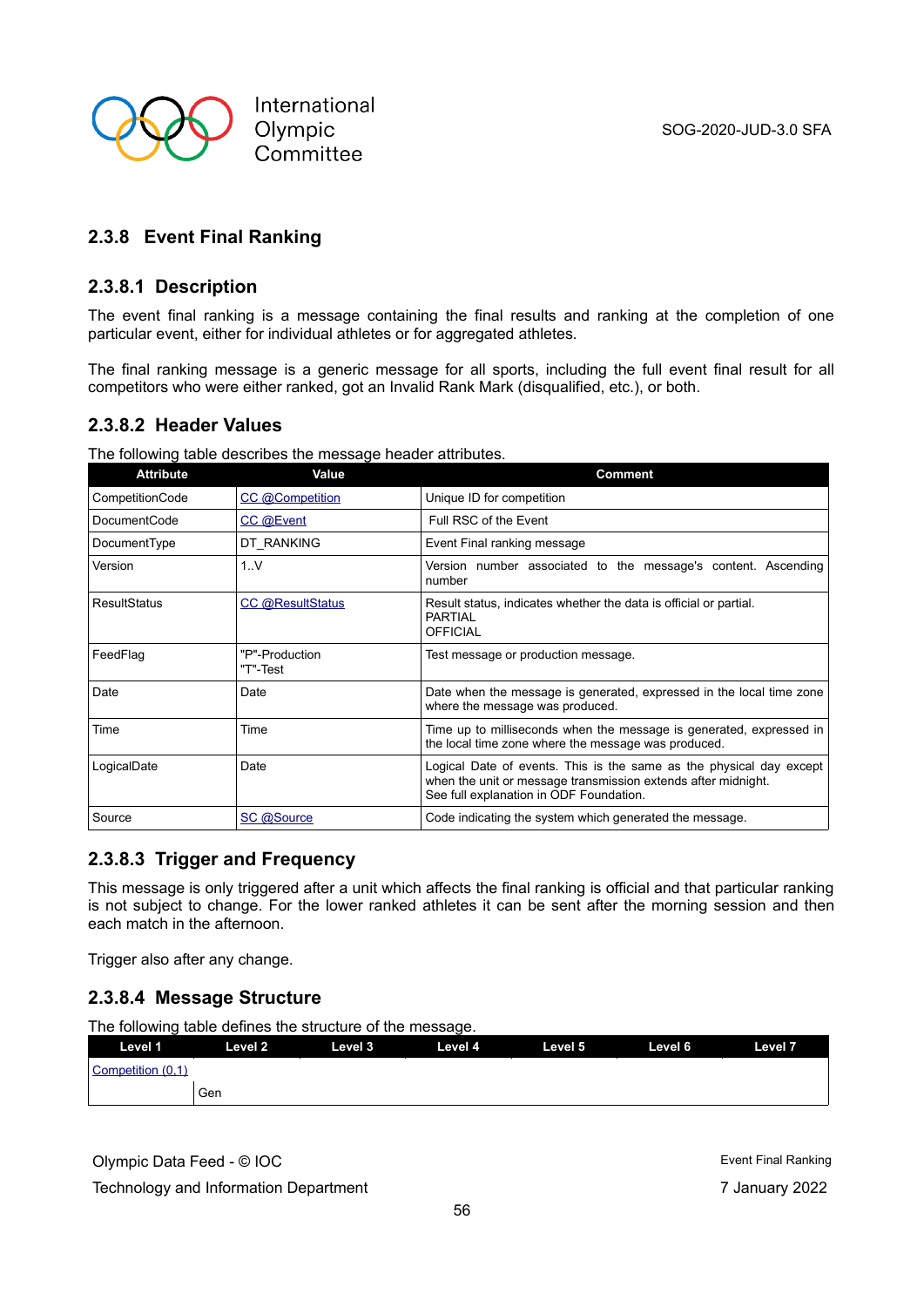### 2.3.8 Event Final Ranking

#### 2.3.8.1 Description

The event final ranking is a message containing the final results and ranking at the completion of one particular event, either for individual athletes or for aggregated athletes.

The final ranking message is a generic message for all sports, including the full event final result for all competitors who were either ranked, got an Invalid Rank Mark (disqualified, etc.), or both.

#### 2.3.8.2 Header Values

The following table describes the message header attributes.

| Attribute | Value | Comment |
|---|---|---|
| CompetitionCode | CC @Competition | Unique ID for competition |
| DocumentCode | CC @Event | Full RSC of the Event |
| DocumentType | DT_RANKING | Event Final ranking message |
| Version | 1..V | Version number associated to the message's content. Ascending number |
| ResultStatus | CC @ResultStatus | Result status, indicates whether the data is official or partial.<br>PARTIAL<br>OFFICIAL |
| FeedFlag | "P"-Production<br>"T"-Test | Test message or production message. |
| Date | Date | Date when the message is generated, expressed in the local time zone where the message was produced. |
| Time | Time | Time up to milliseconds when the message is generated, expressed in the local time zone where the message was produced. |
| LogicalDate | Date | Logical Date of events. This is the same as the physical day except when the unit or message transmission extends after midnight.<br>See full explanation in ODF Foundation. |
| Source | SC @Source | Code indicating the system which generated the message. |

#### 2.3.8.3 Trigger and Frequency

This message is only triggered after a unit which affects the final ranking is official and that particular ranking is not subject to change. For the lower ranked athletes it can be sent after the morning session and then each match in the afternoon.

Trigger also after any change.

#### 2.3.8.4 Message Structure

The following table defines the structure of the message.

| Level 1 | Level 2 | Level 3 | Level 4 | Level 5 | Level 6 | Level 7 |
|---|---|---|---|---|---|---|
| Competition (0,1) | | | | | | |
| | Gen | | | | | |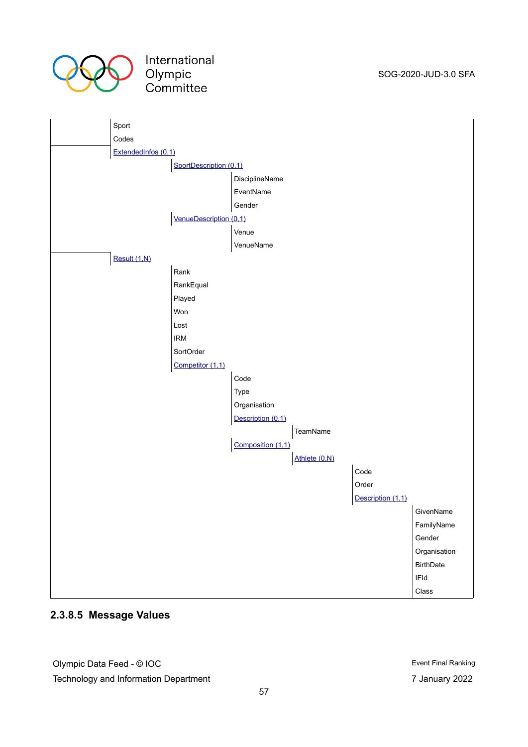| | | | | | | |
|---|---|---|---|---|---|---|
| | Sport | | | | | |
| | Codes | | | | | |
| | ExtendedInfos (0,1) | | | | | |
| | | SportDescription (0,1) | | | | |
| | | | DisciplineName | | | |
| | | | EventName | | | |
| | | | Gender | | | |
| | | VenueDescription (0,1) | | | | |
| | | | Venue | | | |
| | | | VenueName | | | |
| | Result (1,N) | | | | | |
| | | Rank | | | | |
| | | RankEqual | | | | |
| | | Played | | | | |
| | | Won | | | | |
| | | Lost | | | | |
| | | IRM | | | | |
| | | SortOrder | | | | |
| | | Competitor (1,1) | | | | |
| | | | Code | | | |
| | | | Type | | | |
| | | | Organisation | | | |
| | | | Description (0,1) | | | |
| | | | | TeamName | | |
| | | | Composition (1,1) | | | |
| | | | | Athlete (0,N) | | |
| | | | | | Code | |
| | | | | | Order | |
| | | | | | Description (1,1) | |
| | | | | | | GivenName |
| | | | | | | FamilyName |
| | | | | | | Gender |
| | | | | | | Organisation |
| | | | | | | BirthDate |
| | | | | | | IFId |
| | | | | | | Class |

### 2.3.8.5 Message Values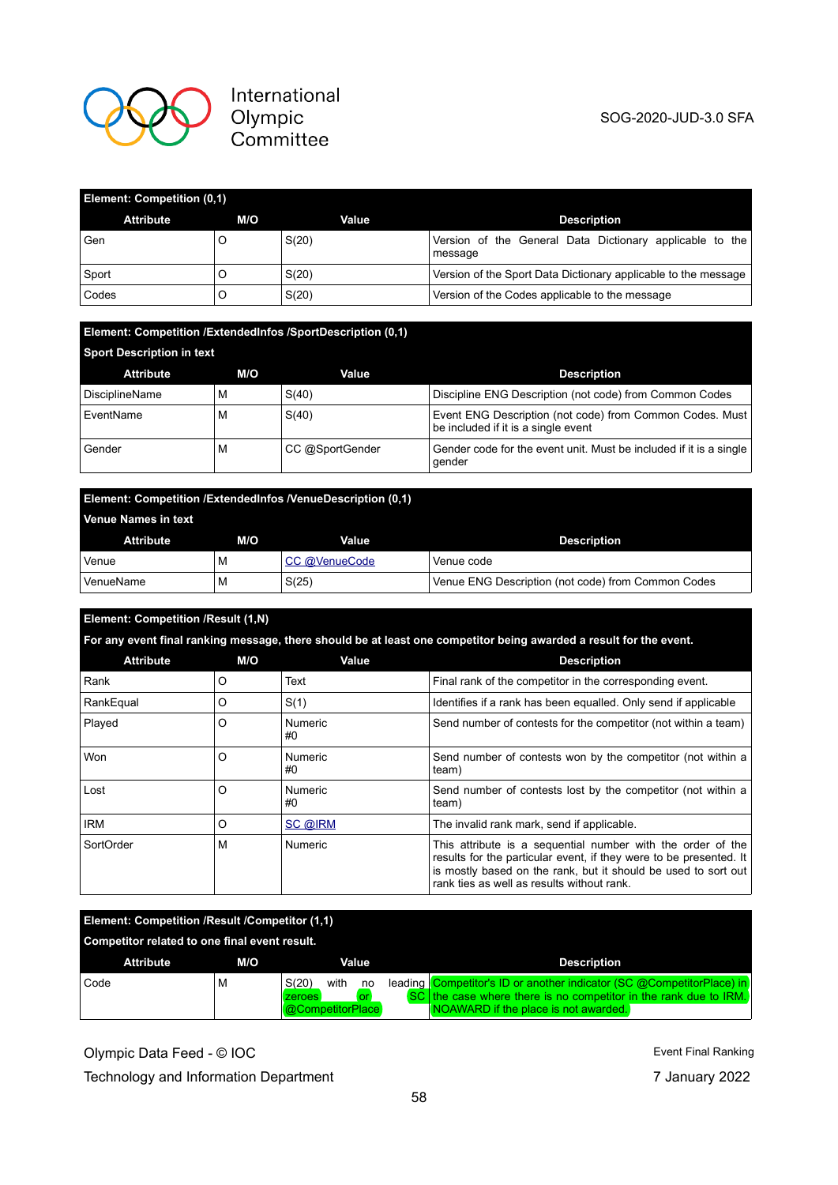| Element: Competition (0,1) | | | |
|---|---|---|---|
| **Attribute** | **M/O** | **Value** | **Description** |
| Gen | O | S(20) | Version of the General Data Dictionary applicable to the message |
| Sport | O | S(20) | Version of the Sport Data Dictionary applicable to the message |
| Codes | O | S(20) | Version of the Codes applicable to the message |

| Element: Competition /ExtendedInfos /SportDescription (0,1) Sport Description in text | | | |
|---|---|---|---|
| **Attribute** | **M/O** | **Value** | **Description** |
| DisciplineName | M | S(40) | Discipline ENG Description (not code) from Common Codes |
| EventName | M | S(40) | Event ENG Description (not code) from Common Codes. Must be included if it is a single event |
| Gender | M | CC @SportGender | Gender code for the event unit. Must be included if it is a single gender |

| Element: Competition /ExtendedInfos /VenueDescription (0,1) Venue Names in text | | | |
|---|---|---|---|
| **Attribute** | **M/O** | **Value** | **Description** |
| Venue | M | CC @VenueCode | Venue code |
| VenueName | M | S(25) | Venue ENG Description (not code) from Common Codes |

| Element: Competition /Result (1,N) For any event final ranking message, there should be at least one competitor being awarded a result for the event. | | | |
|---|---|---|---|
| **Attribute** | **M/O** | **Value** | **Description** |
| Rank | O | Text | Final rank of the competitor in the corresponding event. |
| RankEqual | O | S(1) | Identifies if a rank has been equalled. Only send if applicable |
| Played | O | Numeric #0 | Send number of contests for the competitor (not within a team) |
| Won | O | Numeric #0 | Send number of contests won by the competitor (not within a team) |
| Lost | O | Numeric #0 | Send number of contests lost by the competitor (not within a team) |
| IRM | O | SC @IRM | The invalid rank mark, send if applicable. |
| SortOrder | M | Numeric | This attribute is a sequential number with the order of the results for the particular event, if they were to be presented. It is mostly based on the rank, but it should be used to sort out rank ties as well as results without rank. |

| Element: Competition /Result /Competitor (1,1) Competitor related to one final event result. | | | |
|---|---|---|---|
| **Attribute** | **M/O** | **Value** | **Description** |
| Code | M | S(20) with no leading zeroes or SC @CompetitorPlace | Competitor's ID or another indicator (SC @CompetitorPlace) in the case where there is no competitor in the rank due to IRM. NOAWARD if the place is not awarded. |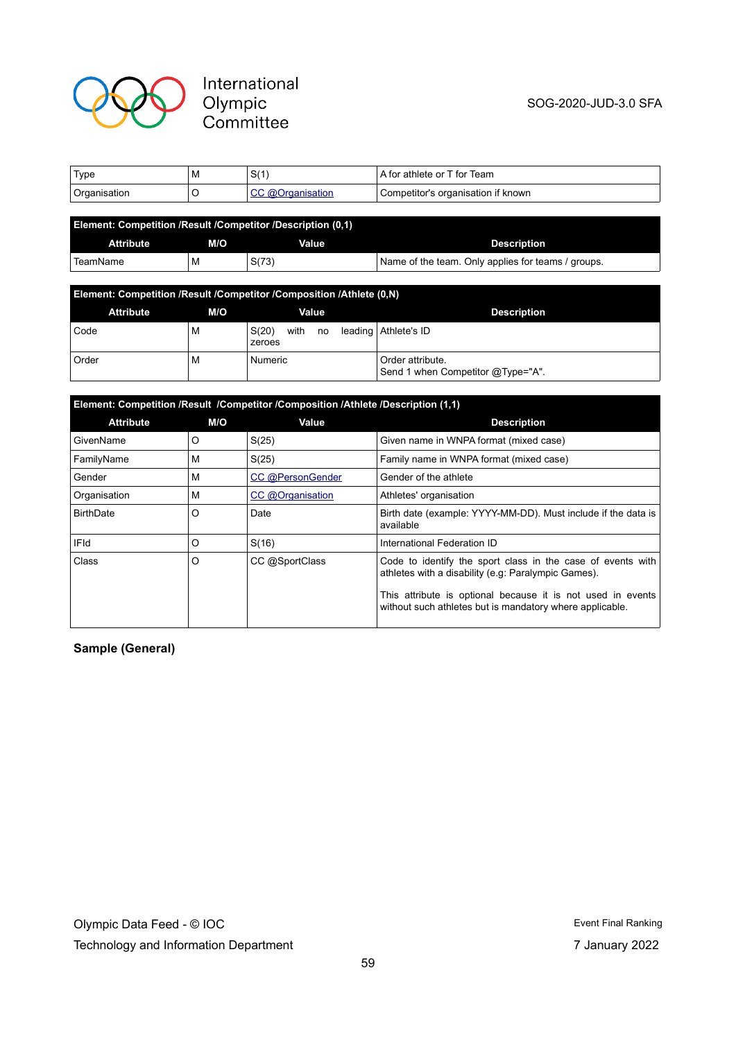| | | | |
|---|---|---|---|
| Type | M | S(1) | A for athlete or T for Team |
| Organisation | O | CC @Organisation | Competitor's organisation if known |

**Element: Competition /Result /Competitor /Description (0,1)**

| Attribute | M/O | Value | Description |
|---|---|---|---|
| TeamName | M | S(73) | Name of the team. Only applies for teams / groups. |

**Element: Competition /Result /Competitor /Composition /Athlete (0,N)**

| Attribute | M/O | Value | Description |
|---|---|---|---|
| Code | M | S(20) with no leading zeroes | Athlete's ID |
| Order | M | Numeric | Order attribute.<br>Send 1 when Competitor @Type="A". |

**Element: Competition /Result /Competitor /Composition /Athlete /Description (1,1)**

| Attribute | M/O | Value | Description |
|---|---|---|---|
| GivenName | O | S(25) | Given name in WNPA format (mixed case) |
| FamilyName | M | S(25) | Family name in WNPA format (mixed case) |
| Gender | M | CC @PersonGender | Gender of the athlete |
| Organisation | M | CC @Organisation | Athletes' organisation |
| BirthDate | O | Date | Birth date (example: YYYY-MM-DD). Must include if the data is available |
| IFId | O | S(16) | International Federation ID |
| Class | O | CC @SportClass | Code to identify the sport class in the case of events with athletes with a disability (e.g: Paralympic Games).<br><br>This attribute is optional because it is not used in events without such athletes but is mandatory where applicable. |

**Sample (General)**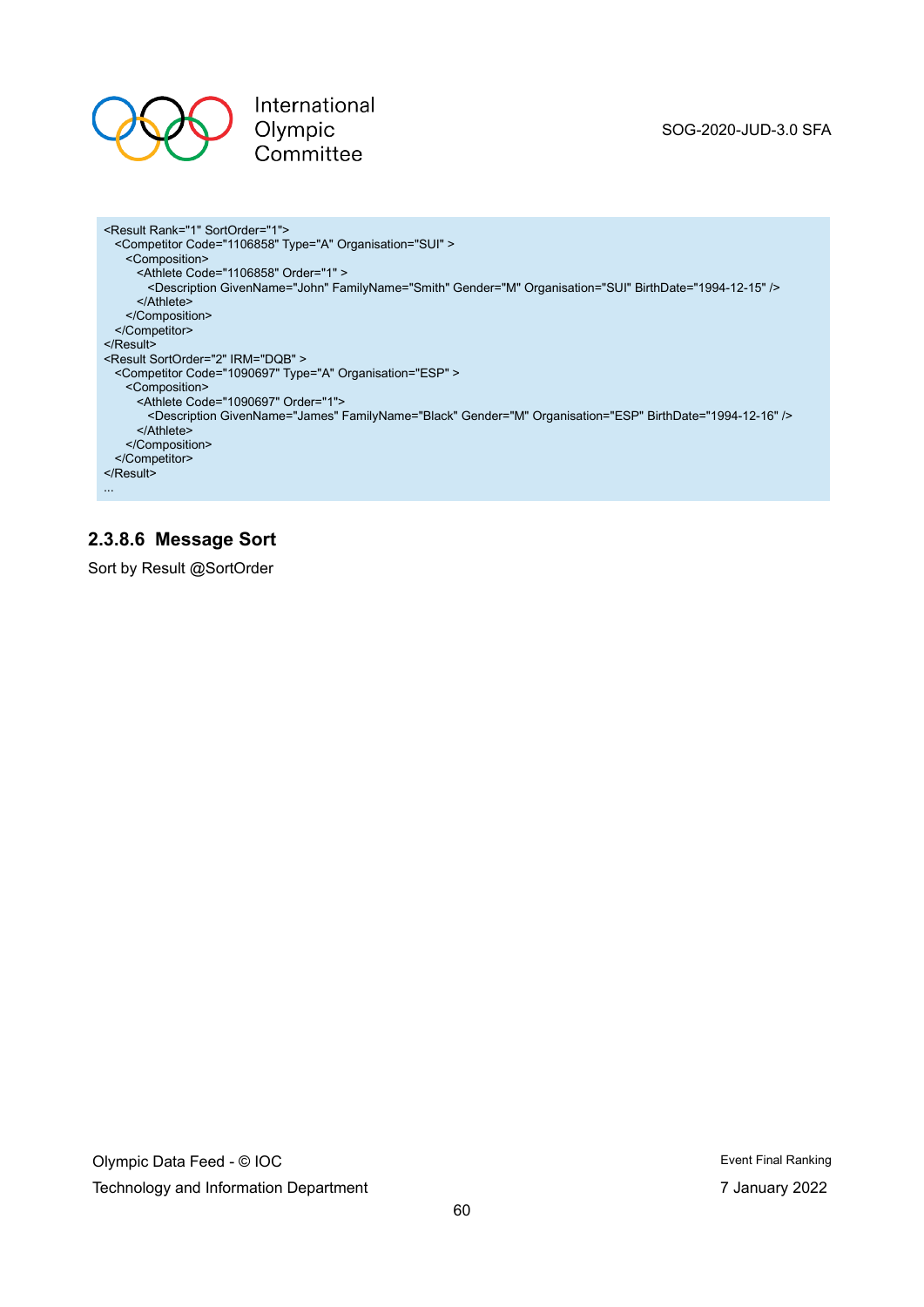```
<Result Rank="1" SortOrder="1">
  <Competitor Code="1106858" Type="A" Organisation="SUI" >
    <Composition>
      <Athlete Code="1106858" Order="1" >
        <Description GivenName="John" FamilyName="Smith" Gender="M" Organisation="SUI" BirthDate="1994-12-15" />
      </Athlete>
    </Composition>
  </Competitor>
</Result>
<Result SortOrder="2" IRM="DQB" >
  <Competitor Code="1090697" Type="A" Organisation="ESP" >
    <Composition>
      <Athlete Code="1090697" Order="1">
        <Description GivenName="James" FamilyName="Black" Gender="M" Organisation="ESP" BirthDate="1994-12-16" />
      </Athlete>
    </Composition>
  </Competitor>
</Result>
...
```

### 2.3.8.6 Message Sort

Sort by Result @SortOrder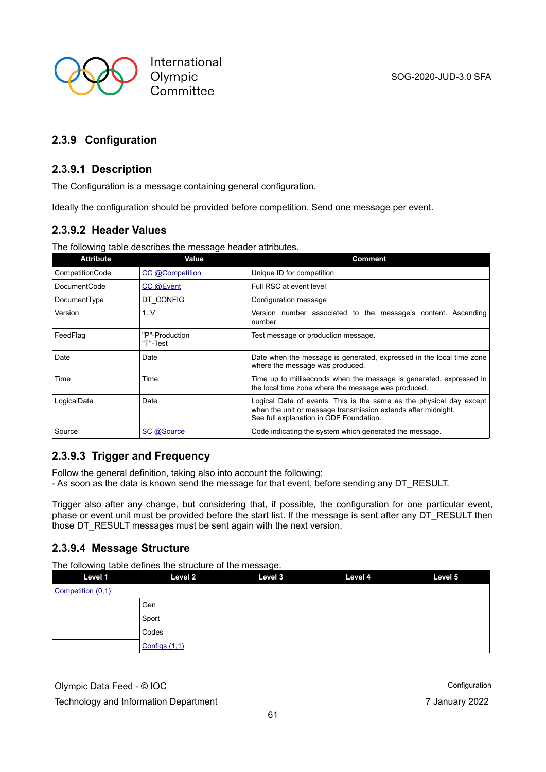### 2.3.9 Configuration

#### 2.3.9.1 Description

The Configuration is a message containing general configuration.

Ideally the configuration should be provided before competition. Send one message per event.

#### 2.3.9.2 Header Values

The following table describes the message header attributes.

| Attribute | Value | Comment |
|---|---|---|
| CompetitionCode | CC @Competition | Unique ID for competition |
| DocumentCode | CC @Event | Full RSC at event level |
| DocumentType | DT_CONFIG | Configuration message |
| Version | 1..V | Version number associated to the message's content. Ascending number |
| FeedFlag | "P"-Production<br>"T"-Test | Test message or production message. |
| Date | Date | Date when the message is generated, expressed in the local time zone where the message was produced. |
| Time | Time | Time up to milliseconds when the message is generated, expressed in the local time zone where the message was produced. |
| LogicalDate | Date | Logical Date of events. This is the same as the physical day except when the unit or message transmission extends after midnight.<br>See full explanation in ODF Foundation. |
| Source | SC @Source | Code indicating the system which generated the message. |

#### 2.3.9.3 Trigger and Frequency

Follow the general definition, taking also into account the following:
- As soon as the data is known send the message for that event, before sending any DT_RESULT.

Trigger also after any change, but considering that, if possible, the configuration for one particular event, phase or event unit must be provided before the start list. If the message is sent after any DT_RESULT then those DT_RESULT messages must be sent again with the next version.

#### 2.3.9.4 Message Structure

The following table defines the structure of the message.

| Level 1 | Level 2 | Level 3 | Level 4 | Level 5 |
|---|---|---|---|---|
| Competition (0,1) | | | | |
| | Gen | | | |
| | Sport | | | |
| | Codes | | | |
| | Configs (1,1) | | | |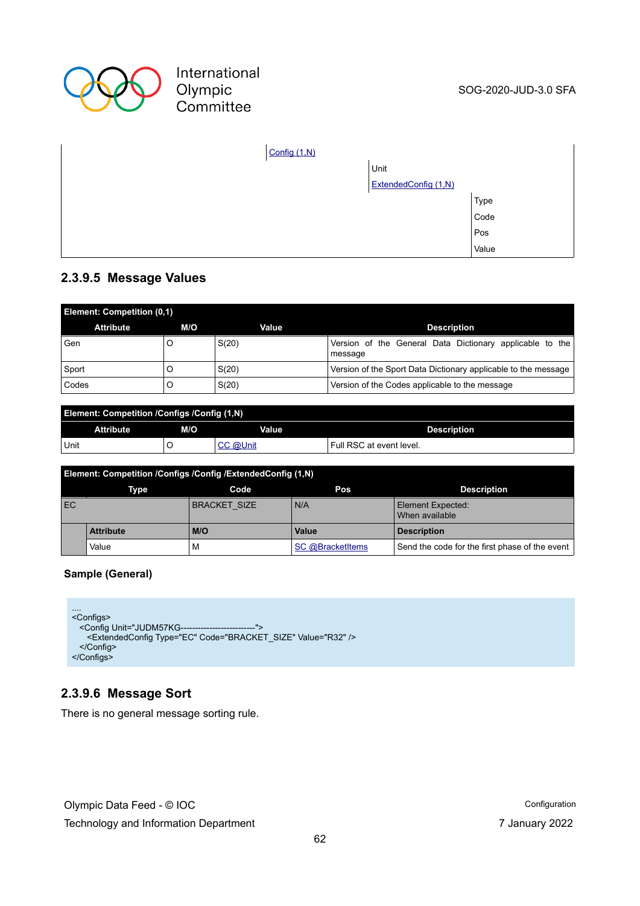| | | |
|---|---|---|
| Config (1,N) | | |
| | Unit | |
| | ExtendedConfig (1,N) | |
| | | Type |
| | | Code |
| | | Pos |
| | | Value |

### 2.3.9.5 Message Values

| Element: Competition (0,1) | | | |
|---|---|---|---|
| **Attribute** | **M/O** | **Value** | **Description** |
| Gen | O | S(20) | Version of the General Data Dictionary applicable to the message |
| Sport | O | S(20) | Version of the Sport Data Dictionary applicable to the message |
| Codes | O | S(20) | Version of the Codes applicable to the message |

| Element: Competition /Configs /Config (1,N) | | | |
|---|---|---|---|
| **Attribute** | **M/O** | **Value** | **Description** |
| Unit | O | CC @Unit | Full RSC at event level. |

| Element: Competition /Configs /Config /ExtendedConfig (1,N) | | | | |
|---|---|---|---|---|
| **Type** | | **Code** | **Pos** | **Description** |
| EC | | BRACKET_SIZE | N/A | Element Expected: When available |
| | **Attribute** | **M/O** | **Value** | **Description** |
| | Value | M | SC @BracketItems | Send the code for the first phase of the event |

**Sample (General)**

```
....
<Configs>
  <Config Unit="JUDM57KG--------------------------">
    <ExtendedConfig Type="EC" Code="BRACKET_SIZE" Value="R32" />
  </Config>
</Configs>
```

### 2.3.9.6 Message Sort

There is no general message sorting rule.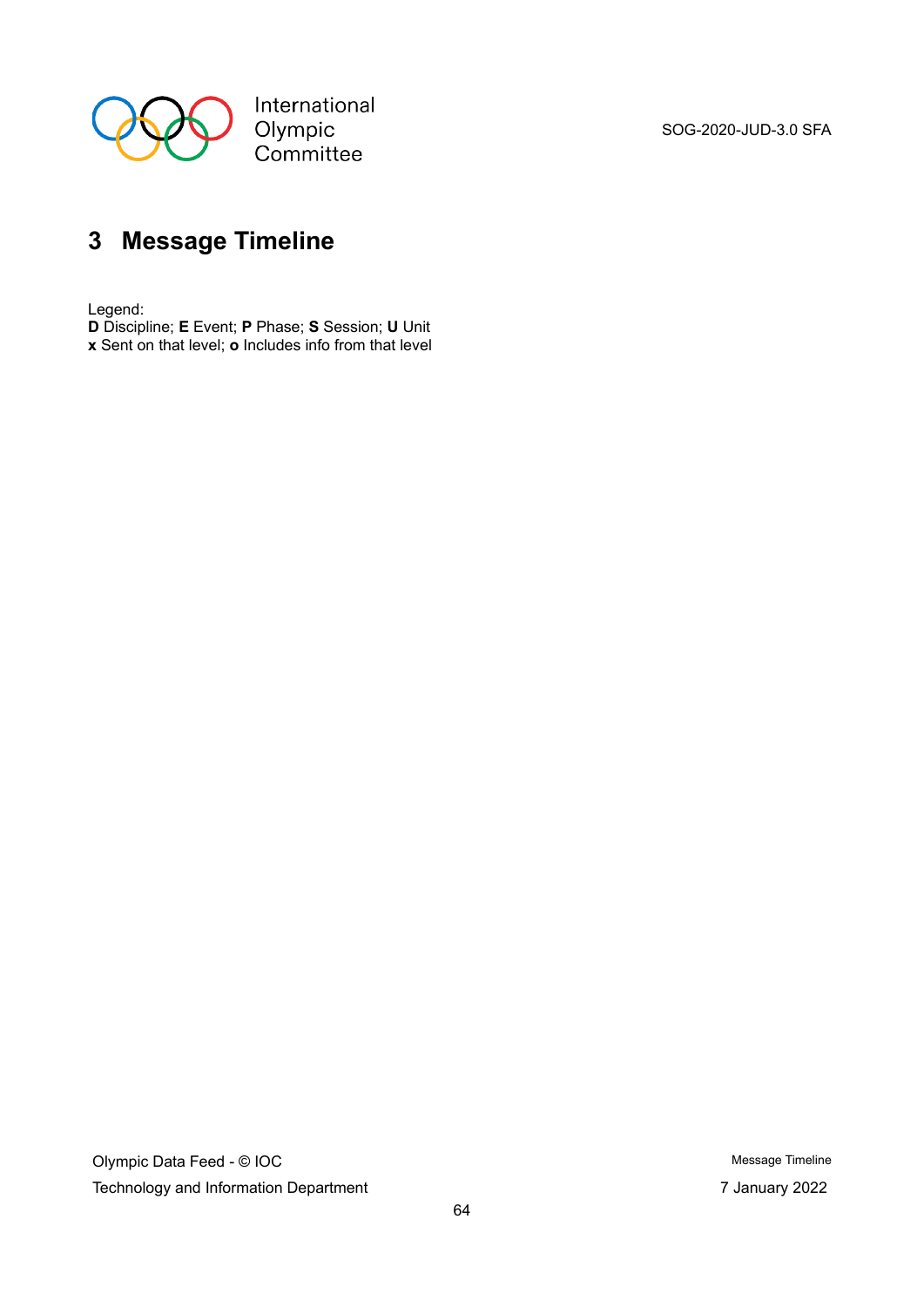# 3 Message Timeline

Legend:
**D** Discipline; **E** Event; **P** Phase; **S** Session; **U** Unit
**x** Sent on that level; **o** Includes info from that level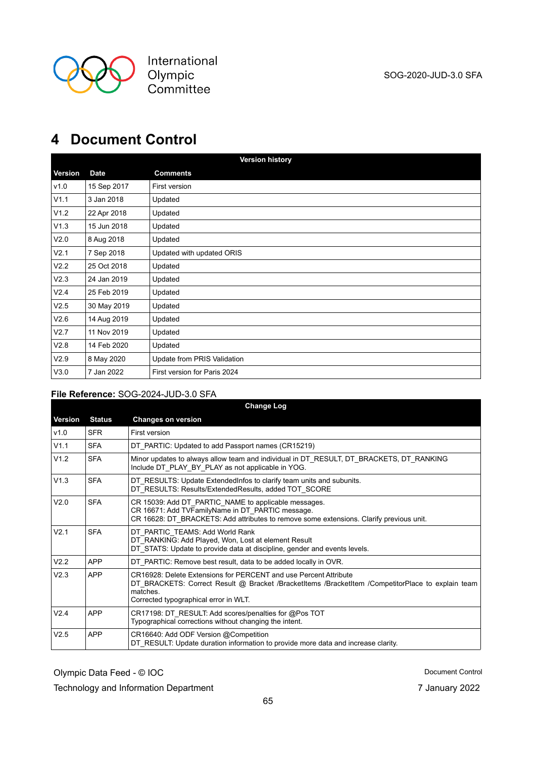# 4 Document Control

| Version history | | |
|---|---|---|
| **Version** | **Date** | **Comments** |
| v1.0 | 15 Sep 2017 | First version |
| V1.1 | 3 Jan 2018 | Updated |
| V1.2 | 22 Apr 2018 | Updated |
| V1.3 | 15 Jun 2018 | Updated |
| V2.0 | 8 Aug 2018 | Updated |
| V2.1 | 7 Sep 2018 | Updated with updated ORIS |
| V2.2 | 25 Oct 2018 | Updated |
| V2.3 | 24 Jan 2019 | Updated |
| V2.4 | 25 Feb 2019 | Updated |
| V2.5 | 30 May 2019 | Updated |
| V2.6 | 14 Aug 2019 | Updated |
| V2.7 | 11 Nov 2019 | Updated |
| V2.8 | 14 Feb 2020 | Updated |
| V2.9 | 8 May 2020 | Update from PRIS Validation |
| V3.0 | 7 Jan 2022 | First version for Paris 2024 |

**File Reference:** SOG-2024-JUD-3.0 SFA

| Change Log | | |
|---|---|---|
| **Version** | **Status** | **Changes on version** |
| v1.0 | SFR | First version |
| V1.1 | SFA | DT_PARTIC: Updated to add Passport names (CR15219) |
| V1.2 | SFA | Minor updates to always allow team and individual in DT_RESULT, DT_BRACKETS, DT_RANKING<br>Include DT_PLAY_BY_PLAY as not applicable in YOG. |
| V1.3 | SFA | DT_RESULTS: Update ExtendedInfos to clarify team units and subunits.<br>DT_RESULTS: Results/ExtendedResults, added TOT_SCORE |
| V2.0 | SFA | CR 15039: Add DT_PARTIC_NAME to applicable messages.<br>CR 16671: Add TVFamilyName in DT_PARTIC message.<br>CR 16628: DT_BRACKETS: Add attributes to remove some extensions. Clarify previous unit. |
| V2.1 | SFA | DT_PARTIC_TEAMS: Add World Rank<br>DT_RANKING: Add Played, Won, Lost at element Result<br>DT_STATS: Update to provide data at discipline, gender and events levels. |
| V2.2 | APP | DT_PARTIC: Remove best result, data to be added locally in OVR. |
| V2.3 | APP | CR16928: Delete Extensions for PERCENT and use Percent Attribute<br>DT_BRACKETS: Correct Result @ Bracket /BracketItems /BracketItem /CompetitorPlace to explain team matches.<br>Corrected typographical error in WLT. |
| V2.4 | APP | CR17198: DT_RESULT: Add scores/penalties for @Pos TOT<br>Typographical corrections without changing the intent. |
| V2.5 | APP | CR16640: Add ODF Version @Competition<br>DT_RESULT: Update duration information to provide more data and increase clarity. |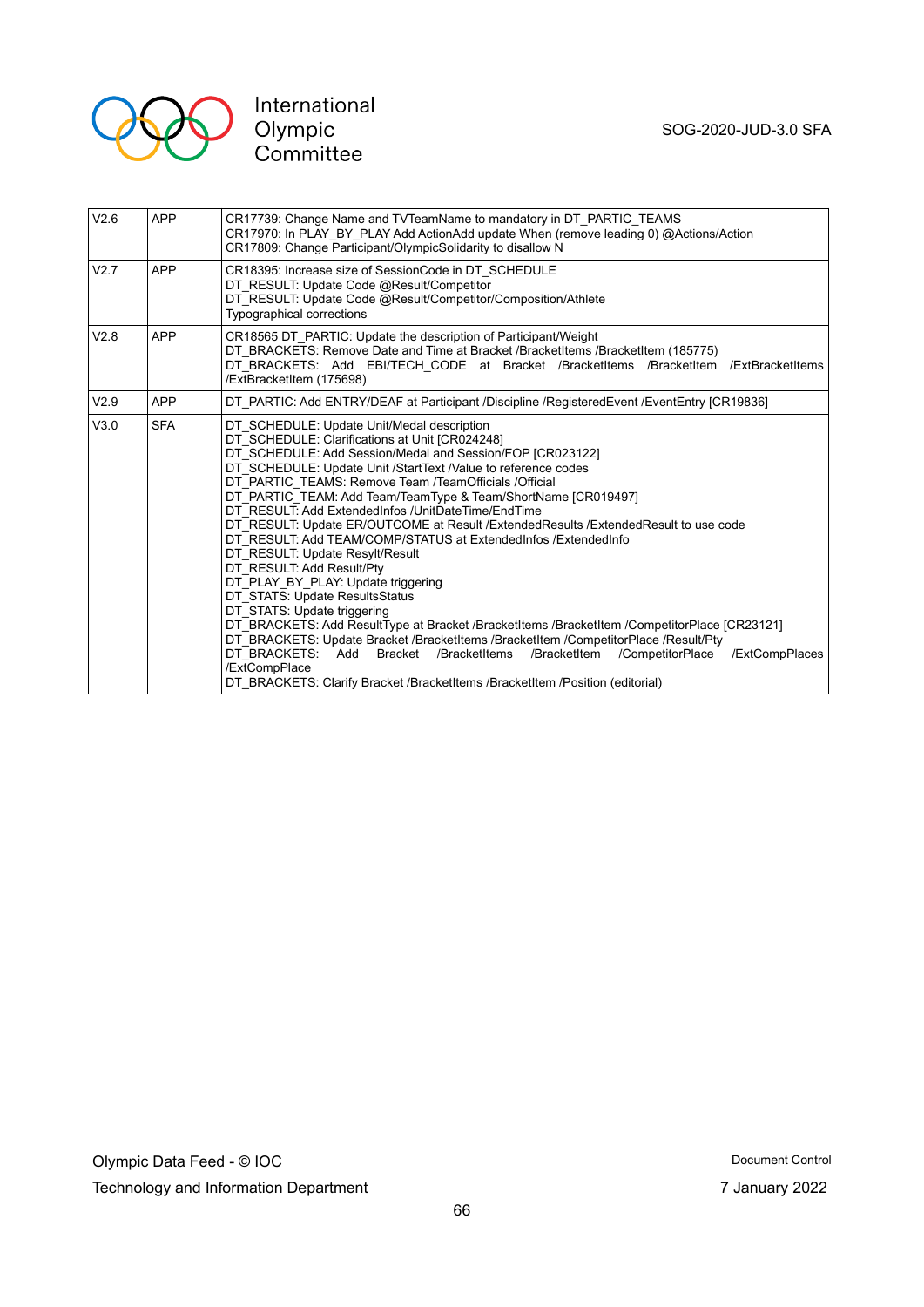| | | |
|---|---|---|
| V2.6 | APP | CR17739: Change Name and TVTeamName to mandatory in DT_PARTIC_TEAMS<br>CR17970: In PLAY_BY_PLAY Add ActionAdd update When (remove leading 0) @Actions/Action<br>CR17809: Change Participant/OlympicSolidarity to disallow N |
| V2.7 | APP | CR18395: Increase size of SessionCode in DT_SCHEDULE<br>DT_RESULT: Update Code @Result/Competitor<br>DT_RESULT: Update Code @Result/Competitor/Composition/Athlete<br>Typographical corrections |
| V2.8 | APP | CR18565 DT_PARTIC: Update the description of Participant/Weight<br>DT_BRACKETS: Remove Date and Time at Bracket /BracketItems /BracketItem (185775)<br>DT_BRACKETS: Add EBI/TECH_CODE at Bracket /BracketItems /BracketItem /ExtBracketItems /ExtBracketItem (175698) |
| V2.9 | APP | DT_PARTIC: Add ENTRY/DEAF at Participant /Discipline /RegisteredEvent /EventEntry [CR19836] |
| V3.0 | SFA | DT_SCHEDULE: Update Unit/Medal description<br>DT_SCHEDULE: Clarifications at Unit [CR024248]<br>DT_SCHEDULE: Add Session/Medal and Session/FOP [CR023122]<br>DT_SCHEDULE: Update Unit /StartText /Value to reference codes<br>DT_PARTIC_TEAMS: Remove Team /TeamOfficials /Official<br>DT_PARTIC_TEAM: Add Team/TeamType & Team/ShortName [CR019497]<br>DT_RESULT: Add ExtendedInfos /UnitDateTime/EndTime<br>DT_RESULT: Update ER/OUTCOME at Result /ExtendedResults /ExtendedResult to use code<br>DT_RESULT: Add TEAM/COMP/STATUS at ExtendedInfos /ExtendedInfo<br>DT_RESULT: Update Resylt/Result<br>DT_RESULT: Add Result/Pty<br>DT_PLAY_BY_PLAY: Update triggering<br>DT_STATS: Update ResultsStatus<br>DT_STATS: Update triggering<br>DT_BRACKETS: Add ResultType at Bracket /BracketItems /BracketItem /CompetitorPlace [CR23121]<br>DT_BRACKETS: Update Bracket /BracketItems /BracketItem /CompetitorPlace /Result/Pty<br>DT_BRACKETS: Add Bracket /BracketItems /BracketItem /CompetitorPlace /ExtCompPlaces /ExtCompPlace<br>DT_BRACKETS: Clarify Bracket /BracketItems /BracketItem /Position (editorial) |